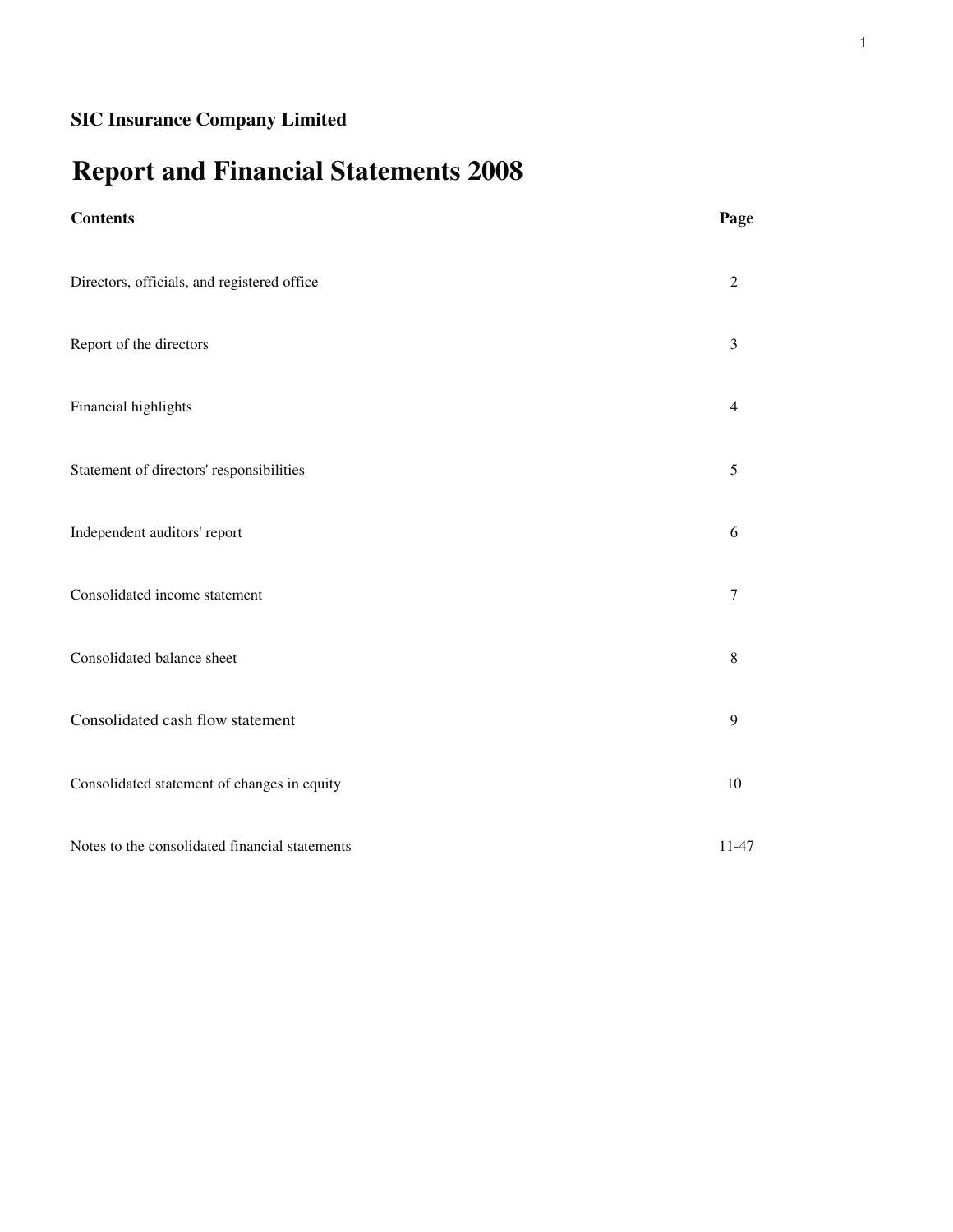**SIC Insurance Company Limited**

# Report and Financial Statements 2008

| Contents | Page |
| --- | --- |
| Directors, officials, and registered office | 2 |
| Report of the directors | 3 |
| Financial highlights | 4 |
| Statement of directors' responsibilities | 5 |
| Independent auditors' report | 6 |
| Consolidated income statement | 7 |
| Consolidated balance sheet | 8 |
| Consolidated cash flow statement | 9 |
| Consolidated statement of changes in equity | 10 |
| Notes to the consolidated financial statements | 11-47 |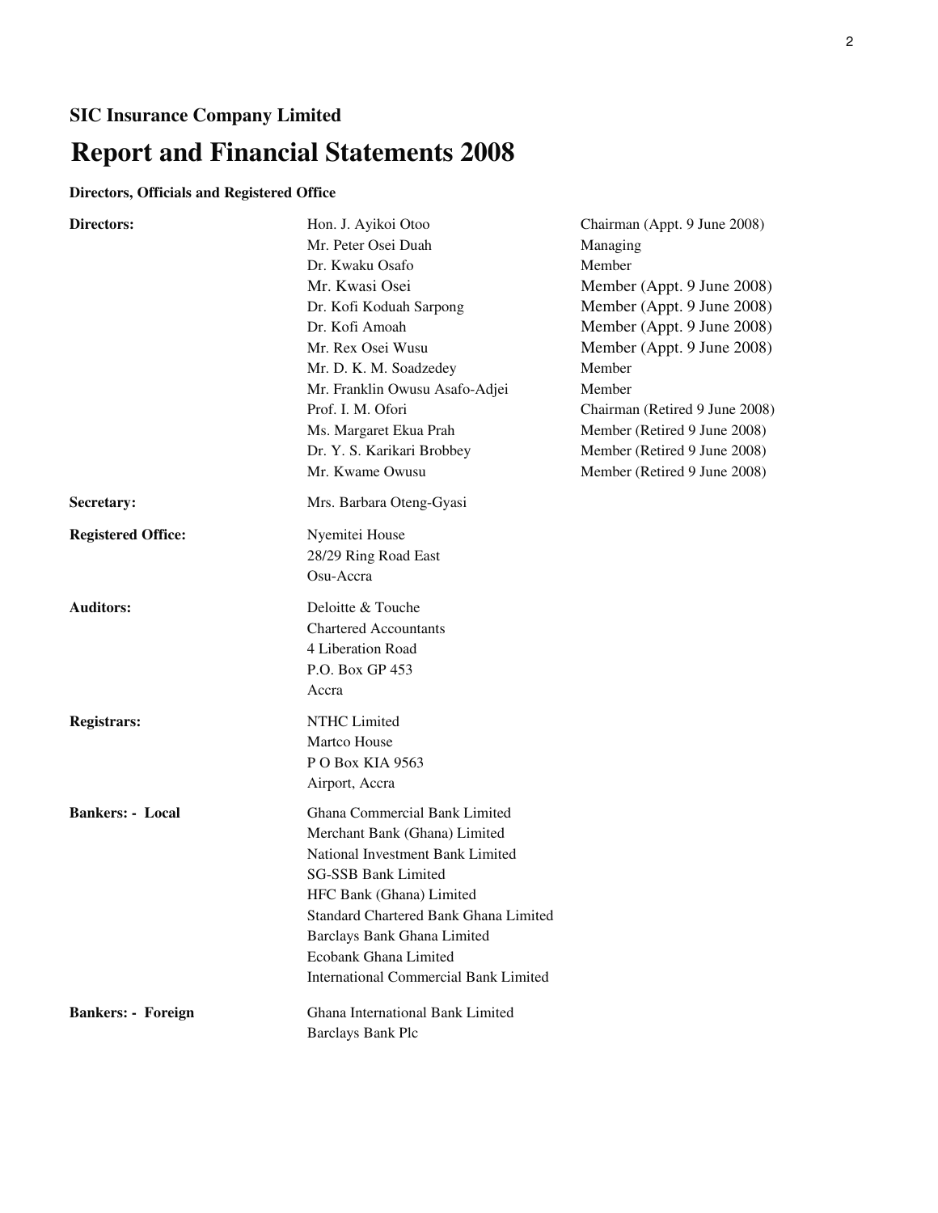**SIC Insurance Company Limited**

# Report and Financial Statements 2008

**Directors, Officials and Registered Office**

| | | |
|---|---|---|
| **Directors:** | Hon. J. Ayikoi Otoo | Chairman (Appt. 9 June 2008) |
| | Mr. Peter Osei Duah | Managing |
| | Dr. Kwaku Osafo | Member |
| | Mr. Kwasi Osei | Member (Appt. 9 June 2008) |
| | Dr. Kofi Koduah Sarpong | Member (Appt. 9 June 2008) |
| | Dr. Kofi Amoah | Member (Appt. 9 June 2008) |
| | Mr. Rex Osei Wusu | Member (Appt. 9 June 2008) |
| | Mr. D. K. M. Soadzedey | Member |
| | Mr. Franklin Owusu Asafo-Adjei | Member |
| | Prof. I. M. Ofori | Chairman (Retired 9 June 2008) |
| | Ms. Margaret Ekua Prah | Member (Retired 9 June 2008) |
| | Dr. Y. S. Karikari Brobbey | Member (Retired 9 June 2008) |
| | Mr. Kwame Owusu | Member (Retired 9 June 2008) |
| **Secretary:** | Mrs. Barbara Oteng-Gyasi | |
| **Registered Office:** | Nyemitei House<br>28/29 Ring Road East<br>Osu-Accra | |
| **Auditors:** | Deloitte & Touche<br>Chartered Accountants<br>4 Liberation Road<br>P.O. Box GP 453<br>Accra | |
| **Registrars:** | NTHC Limited<br>Martco House<br>P O Box KIA 9563<br>Airport, Accra | |
| **Bankers: - Local** | Ghana Commercial Bank Limited<br>Merchant Bank (Ghana) Limited<br>National Investment Bank Limited<br>SG-SSB Bank Limited<br>HFC Bank (Ghana) Limited<br>Standard Chartered Bank Ghana Limited<br>Barclays Bank Ghana Limited<br>Ecobank Ghana Limited<br>International Commercial Bank Limited | |
| **Bankers: - Foreign** | Ghana International Bank Limited<br>Barclays Bank Plc | |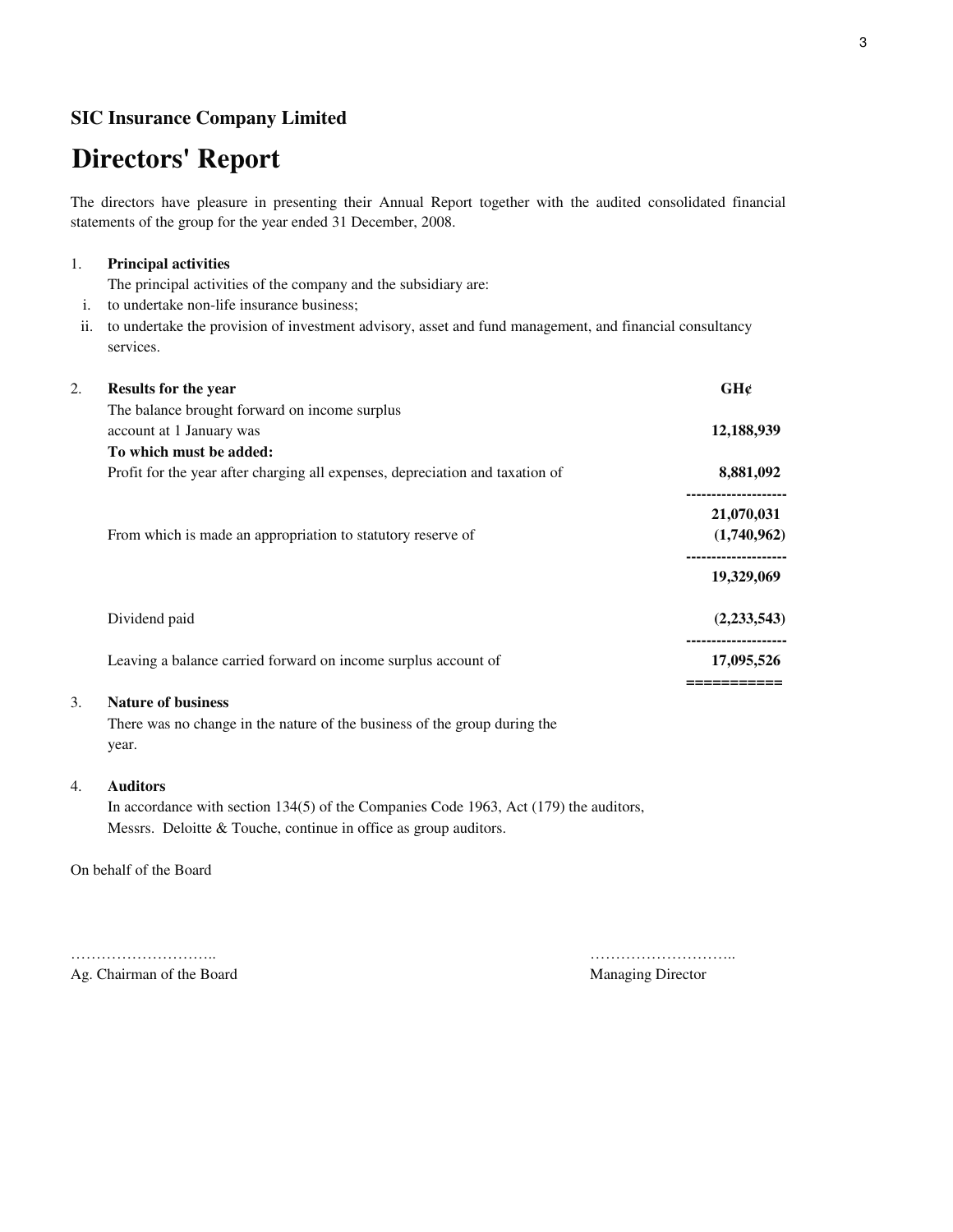**SIC Insurance Company Limited**

# Directors' Report

The directors have pleasure in presenting their Annual Report together with the audited consolidated financial statements of the group for the year ended 31 December, 2008.

1. **Principal activities**

   The principal activities of the company and the subsidiary are:

   i. to undertake non-life insurance business;

   ii. to undertake the provision of investment advisory, asset and fund management, and financial consultancy services.

2. **Results for the year**

| | GH¢ |
|---|---|
| The balance brought forward on income surplus account at 1 January was | **12,188,939** |
| **To which must be added:** | |
| Profit for the year after charging all expenses, depreciation and taxation of | **8,881,092** |
| | **21,070,031** |
| From which is made an appropriation to statutory reserve of | **(1,740,962)** |
| | **19,329,069** |
| Dividend paid | **(2,233,543)** |
| Leaving a balance carried forward on income surplus account of | **17,095,526** |

3. **Nature of business**

   There was no change in the nature of the business of the group during the year.

4. **Auditors**

   In accordance with section 134(5) of the Companies Code 1963, Act (179) the auditors, Messrs. Deloitte & Touche, continue in office as group auditors.

On behalf of the Board

……………………….. ………………………..

Ag. Chairman of the Board Managing Director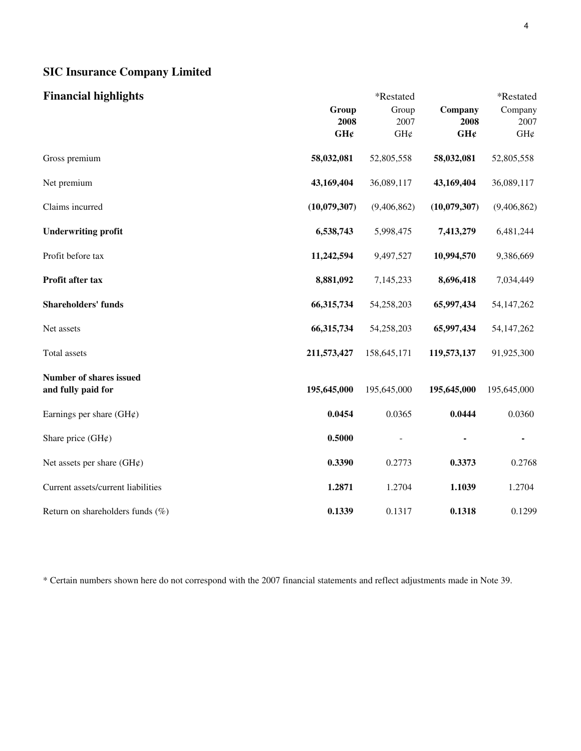# SIC Insurance Company Limited

## Financial highlights

| | **Group 2008 GH¢** | *Restated Group 2007 GH¢ | **Company 2008 GH¢** | *Restated Company 2007 GH¢ |
|---|---|---|---|---|
| Gross premium | **58,032,081** | 52,805,558 | **58,032,081** | 52,805,558 |
| Net premium | **43,169,404** | 36,089,117 | **43,169,404** | 36,089,117 |
| Claims incurred | **(10,079,307)** | (9,406,862) | **(10,079,307)** | (9,406,862) |
| **Underwriting profit** | **6,538,743** | 5,998,475 | **7,413,279** | 6,481,244 |
| Profit before tax | **11,242,594** | 9,497,527 | **10,994,570** | 9,386,669 |
| **Profit after tax** | **8,881,092** | 7,145,233 | **8,696,418** | 7,034,449 |
| **Shareholders' funds** | **66,315,734** | 54,258,203 | **65,997,434** | 54,147,262 |
| Net assets | **66,315,734** | 54,258,203 | **65,997,434** | 54,147,262 |
| Total assets | **211,573,427** | 158,645,171 | **119,573,137** | 91,925,300 |
| **Number of shares issued and fully paid for** | **195,645,000** | 195,645,000 | **195,645,000** | 195,645,000 |
| Earnings per share (GH¢) | **0.0454** | 0.0365 | **0.0444** | 0.0360 |
| Share price (GH¢) | **0.5000** | - | **-** | **-** |
| Net assets per share (GH¢) | **0.3390** | 0.2773 | **0.3373** | 0.2768 |
| Current assets/current liabilities | **1.2871** | 1.2704 | **1.1039** | 1.2704 |
| Return on shareholders funds (%) | **0.1339** | 0.1317 | **0.1318** | 0.1299 |

* Certain numbers shown here do not correspond with the 2007 financial statements and reflect adjustments made in Note 39.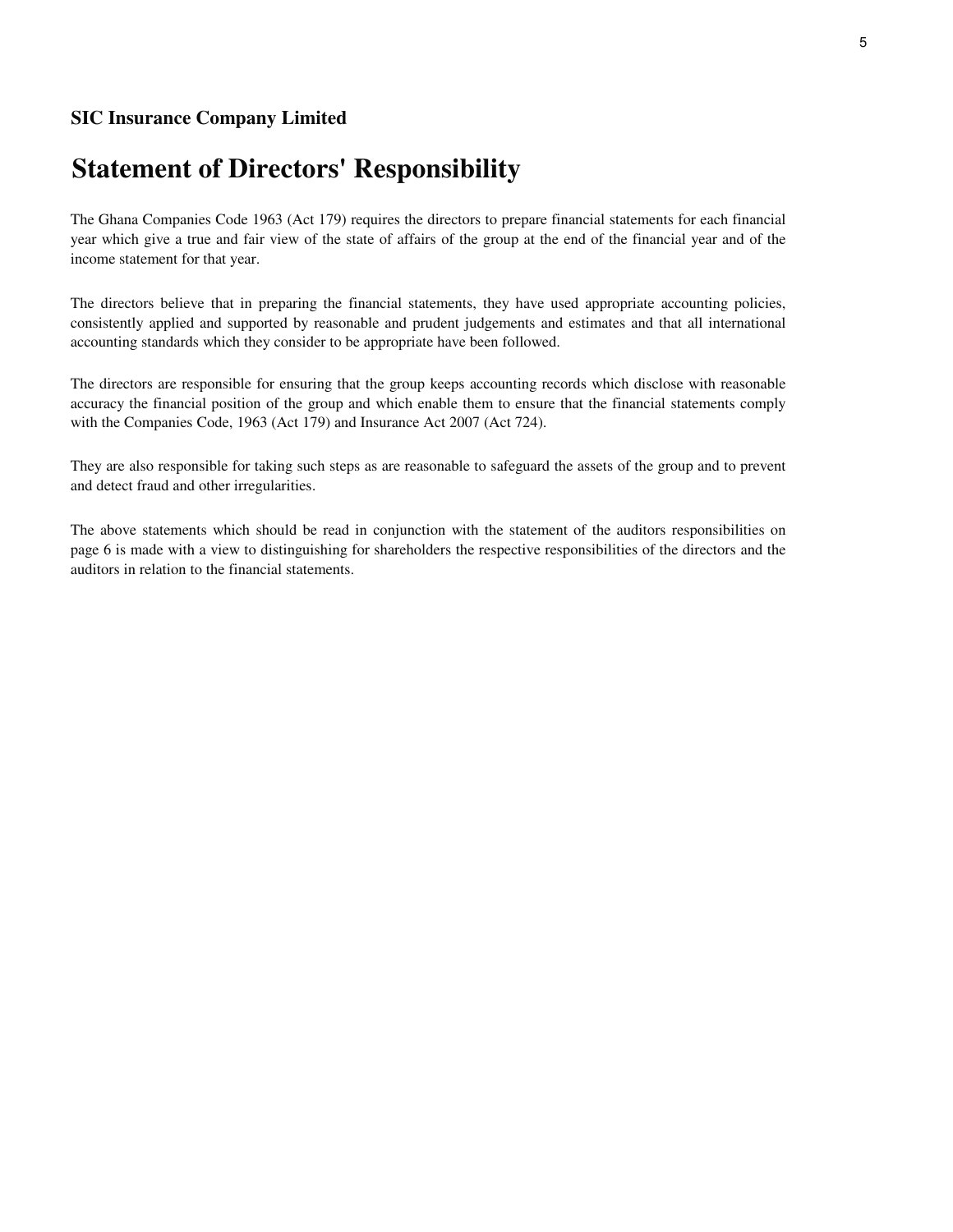**SIC Insurance Company Limited**

# Statement of Directors' Responsibility

The Ghana Companies Code 1963 (Act 179) requires the directors to prepare financial statements for each financial year which give a true and fair view of the state of affairs of the group at the end of the financial year and of the income statement for that year.

The directors believe that in preparing the financial statements, they have used appropriate accounting policies, consistently applied and supported by reasonable and prudent judgements and estimates and that all international accounting standards which they consider to be appropriate have been followed.

The directors are responsible for ensuring that the group keeps accounting records which disclose with reasonable accuracy the financial position of the group and which enable them to ensure that the financial statements comply with the Companies Code, 1963 (Act 179) and Insurance Act 2007 (Act 724).

They are also responsible for taking such steps as are reasonable to safeguard the assets of the group and to prevent and detect fraud and other irregularities.

The above statements which should be read in conjunction with the statement of the auditors responsibilities on page 6 is made with a view to distinguishing for shareholders the respective responsibilities of the directors and the auditors in relation to the financial statements.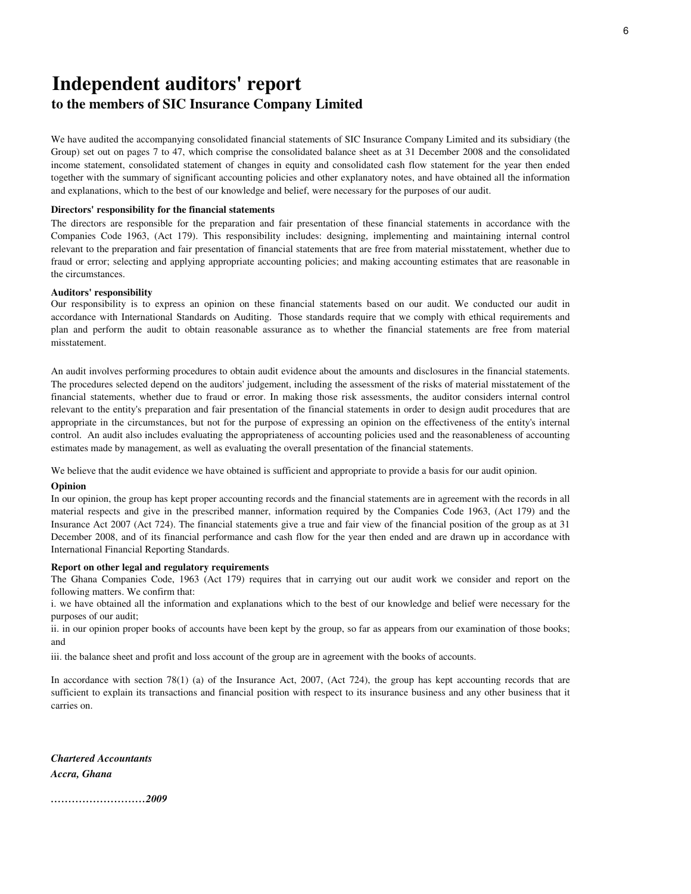# Independent auditors' report

## to the members of SIC Insurance Company Limited

We have audited the accompanying consolidated financial statements of SIC Insurance Company Limited and its subsidiary (the Group) set out on pages 7 to 47, which comprise the consolidated balance sheet as at 31 December 2008 and the consolidated income statement, consolidated statement of changes in equity and consolidated cash flow statement for the year then ended together with the summary of significant accounting policies and other explanatory notes, and have obtained all the information and explanations, which to the best of our knowledge and belief, were necessary for the purposes of our audit.

**Directors' responsibility for the financial statements**

The directors are responsible for the preparation and fair presentation of these financial statements in accordance with the Companies Code 1963, (Act 179). This responsibility includes: designing, implementing and maintaining internal control relevant to the preparation and fair presentation of financial statements that are free from material misstatement, whether due to fraud or error; selecting and applying appropriate accounting policies; and making accounting estimates that are reasonable in the circumstances.

**Auditors' responsibility**

Our responsibility is to express an opinion on these financial statements based on our audit. We conducted our audit in accordance with International Standards on Auditing. Those standards require that we comply with ethical requirements and plan and perform the audit to obtain reasonable assurance as to whether the financial statements are free from material misstatement.

An audit involves performing procedures to obtain audit evidence about the amounts and disclosures in the financial statements. The procedures selected depend on the auditors' judgement, including the assessment of the risks of material misstatement of the financial statements, whether due to fraud or error. In making those risk assessments, the auditor considers internal control relevant to the entity's preparation and fair presentation of the financial statements in order to design audit procedures that are appropriate in the circumstances, but not for the purpose of expressing an opinion on the effectiveness of the entity's internal control. An audit also includes evaluating the appropriateness of accounting policies used and the reasonableness of accounting estimates made by management, as well as evaluating the overall presentation of the financial statements.

We believe that the audit evidence we have obtained is sufficient and appropriate to provide a basis for our audit opinion.

**Opinion**

In our opinion, the group has kept proper accounting records and the financial statements are in agreement with the records in all material respects and give in the prescribed manner, information required by the Companies Code 1963, (Act 179) and the Insurance Act 2007 (Act 724). The financial statements give a true and fair view of the financial position of the group as at 31 December 2008, and of its financial performance and cash flow for the year then ended and are drawn up in accordance with International Financial Reporting Standards.

**Report on other legal and regulatory requirements**

The Ghana Companies Code, 1963 (Act 179) requires that in carrying out our audit work we consider and report on the following matters. We confirm that:

i. we have obtained all the information and explanations which to the best of our knowledge and belief were necessary for the purposes of our audit;

ii. in our opinion proper books of accounts have been kept by the group, so far as appears from our examination of those books; and

iii. the balance sheet and profit and loss account of the group are in agreement with the books of accounts.

In accordance with section 78(1) (a) of the Insurance Act, 2007, (Act 724), the group has kept accounting records that are sufficient to explain its transactions and financial position with respect to its insurance business and any other business that it carries on.

***Chartered Accountants***

***Accra, Ghana***

***………………………2009***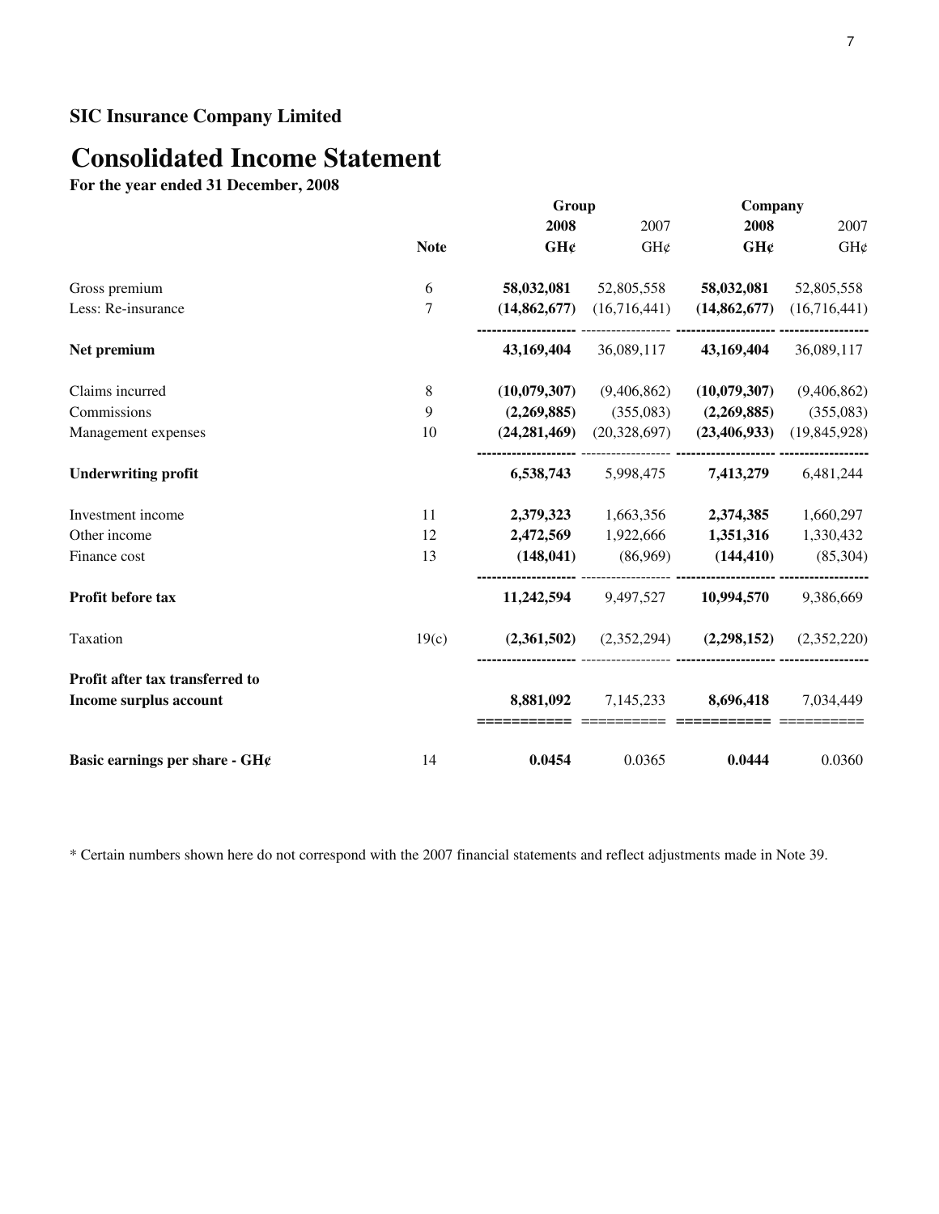## SIC Insurance Company Limited

# Consolidated Income Statement

**For the year ended 31 December, 2008**

| | | Group | | Company | |
|---|---|---|---|---|---|
| | | **2008** | 2007 | **2008** | 2007 |
| | **Note** | **GH¢** | GH¢ | **GH¢** | GH¢ |
| Gross premium | 6 | **58,032,081** | 52,805,558 | **58,032,081** | 52,805,558 |
| Less: Re-insurance | 7 | **(14,862,677)** | (16,716,441) | **(14,862,677)** | (16,716,441) |
| **Net premium** | | **43,169,404** | 36,089,117 | **43,169,404** | 36,089,117 |
| Claims incurred | 8 | **(10,079,307)** | (9,406,862) | **(10,079,307)** | (9,406,862) |
| Commissions | 9 | **(2,269,885)** | (355,083) | **(2,269,885)** | (355,083) |
| Management expenses | 10 | **(24,281,469)** | (20,328,697) | **(23,406,933)** | (19,845,928) |
| **Underwriting profit** | | **6,538,743** | 5,998,475 | **7,413,279** | 6,481,244 |
| Investment income | 11 | **2,379,323** | 1,663,356 | **2,374,385** | 1,660,297 |
| Other income | 12 | **2,472,569** | 1,922,666 | **1,351,316** | 1,330,432 |
| Finance cost | 13 | **(148,041)** | (86,969) | **(144,410)** | (85,304) |
| **Profit before tax** | | **11,242,594** | 9,497,527 | **10,994,570** | 9,386,669 |
| Taxation | 19(c) | **(2,361,502)** | (2,352,294) | **(2,298,152)** | (2,352,220) |
| **Profit after tax transferred to Income surplus account** | | **8,881,092** | 7,145,233 | **8,696,418** | 7,034,449 |
| **Basic earnings per share - GH¢** | 14 | **0.0454** | 0.0365 | **0.0444** | 0.0360 |

* Certain numbers shown here do not correspond with the 2007 financial statements and reflect adjustments made in Note 39.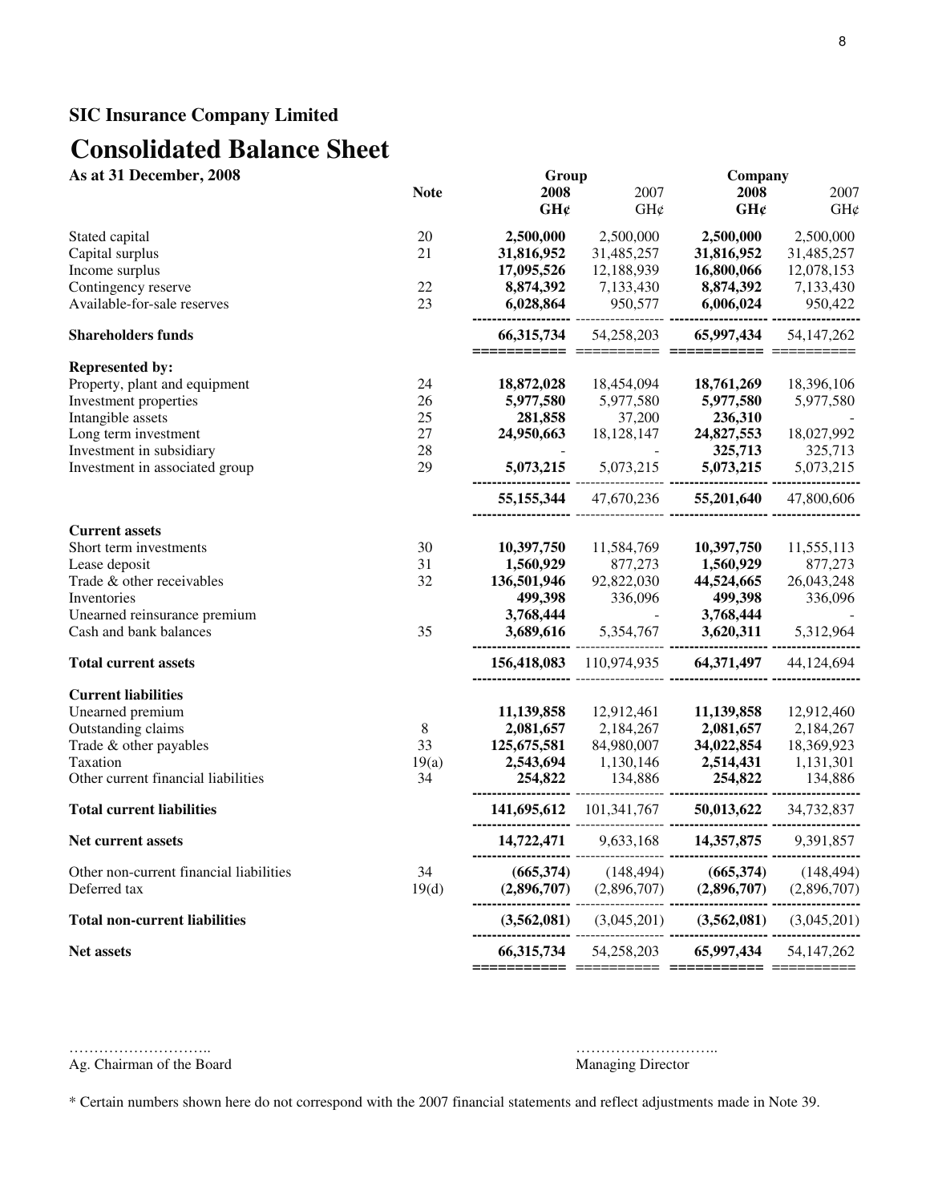## SIC Insurance Company Limited

# Consolidated Balance Sheet

| As at 31 December, 2008 | Note | Group | | Company | |
|---|---|---|---|---|---|
| | | **2008** | 2007 | **2008** | 2007 |
| | | **GH¢** | GH¢ | **GH¢** | GH¢ |
| Stated capital | 20 | **2,500,000** | 2,500,000 | **2,500,000** | 2,500,000 |
| Capital surplus | 21 | **31,816,952** | 31,485,257 | **31,816,952** | 31,485,257 |
| Income surplus | | **17,095,526** | 12,188,939 | **16,800,066** | 12,078,153 |
| Contingency reserve | 22 | **8,874,392** | 7,133,430 | **8,874,392** | 7,133,430 |
| Available-for-sale reserves | 23 | **6,028,864** | 950,577 | **6,006,024** | 950,422 |
| **Shareholders funds** | | **66,315,734** | 54,258,203 | **65,997,434** | 54,147,262 |
| **Represented by:** | | | | | |
| Property, plant and equipment | 24 | **18,872,028** | 18,454,094 | **18,761,269** | 18,396,106 |
| Investment properties | 26 | **5,977,580** | 5,977,580 | **5,977,580** | 5,977,580 |
| Intangible assets | 25 | **281,858** | 37,200 | **236,310** | - |
| Long term investment | 27 | **24,950,663** | 18,128,147 | **24,827,553** | 18,027,992 |
| Investment in subsidiary | 28 | - | - | **325,713** | 325,713 |
| Investment in associated group | 29 | **5,073,215** | 5,073,215 | **5,073,215** | 5,073,215 |
| | | **55,155,344** | 47,670,236 | **55,201,640** | 47,800,606 |
| **Current assets** | | | | | |
| Short term investments | 30 | **10,397,750** | 11,584,769 | **10,397,750** | 11,555,113 |
| Lease deposit | 31 | **1,560,929** | 877,273 | **1,560,929** | 877,273 |
| Trade & other receivables | 32 | **136,501,946** | 92,822,030 | **44,524,665** | 26,043,248 |
| Inventories | | **499,398** | 336,096 | **499,398** | 336,096 |
| Unearned reinsurance premium | | **3,768,444** | - | **3,768,444** | - |
| Cash and bank balances | 35 | **3,689,616** | 5,354,767 | **3,620,311** | 5,312,964 |
| **Total current assets** | | **156,418,083** | 110,974,935 | **64,371,497** | 44,124,694 |
| **Current liabilities** | | | | | |
| Unearned premium | | **11,139,858** | 12,912,461 | **11,139,858** | 12,912,460 |
| Outstanding claims | 8 | **2,081,657** | 2,184,267 | **2,081,657** | 2,184,267 |
| Trade & other payables | 33 | **125,675,581** | 84,980,007 | **34,022,854** | 18,369,923 |
| Taxation | 19(a) | **2,543,694** | 1,130,146 | **2,514,431** | 1,131,301 |
| Other current financial liabilities | 34 | **254,822** | 134,886 | **254,822** | 134,886 |
| **Total current liabilities** | | **141,695,612** | 101,341,767 | **50,013,622** | 34,732,837 |
| **Net current assets** | | **14,722,471** | 9,633,168 | **14,357,875** | 9,391,857 |
| Other non-current financial liabilities | 34 | **(665,374)** | (148,494) | **(665,374)** | (148,494) |
| Deferred tax | 19(d) | **(2,896,707)** | (2,896,707) | **(2,896,707)** | (2,896,707) |
| **Total non-current liabilities** | | **(3,562,081)** | (3,045,201) | **(3,562,081)** | (3,045,201) |
| **Net assets** | | **66,315,734** | 54,258,203 | **65,997,434** | 54,147,262 |

……………………….. ………………………..

Ag. Chairman of the Board — Managing Director

* Certain numbers shown here do not correspond with the 2007 financial statements and reflect adjustments made in Note 39.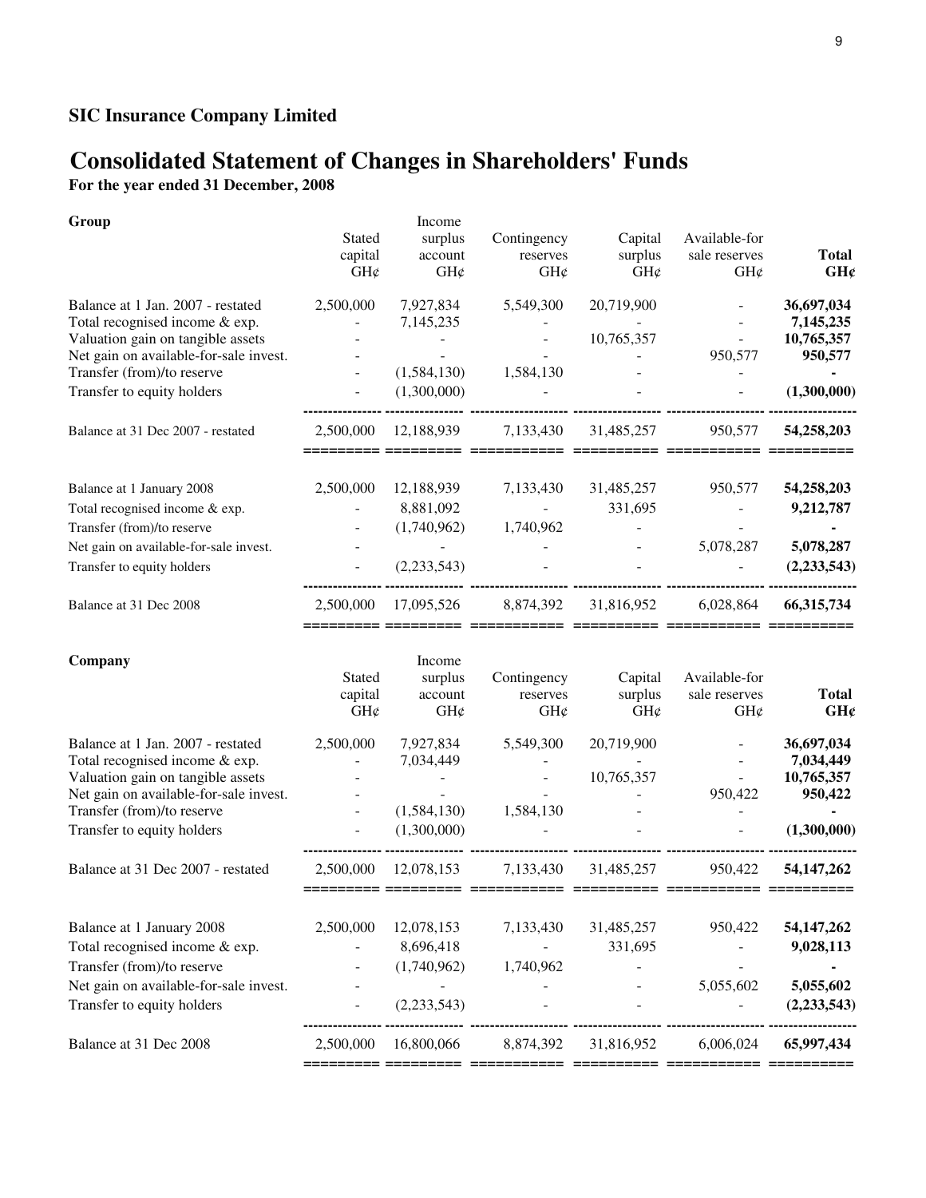## SIC Insurance Company Limited

# Consolidated Statement of Changes in Shareholders' Funds

**For the year ended 31 December, 2008**

**Group**

| | Stated capital GH¢ | Income surplus account GH¢ | Contingency reserves GH¢ | Capital surplus GH¢ | Available-for sale reserves GH¢ | **Total GH¢** |
|---|---|---|---|---|---|---|
| Balance at 1 Jan. 2007 - restated | 2,500,000 | 7,927,834 | 5,549,300 | 20,719,900 | - | **36,697,034** |
| Total recognised income & exp. | - | 7,145,235 | - | - | - | **7,145,235** |
| Valuation gain on tangible assets | - | - | - | 10,765,357 | - | **10,765,357** |
| Net gain on available-for-sale invest. | - | - | - | - | 950,577 | **950,577** |
| Transfer (from)/to reserve | - | (1,584,130) | 1,584,130 | - | - | **-** |
| Transfer to equity holders | - | (1,300,000) | - | - | - | **(1,300,000)** |
| Balance at 31 Dec 2007 - restated | 2,500,000 | 12,188,939 | 7,133,430 | 31,485,257 | 950,577 | **54,258,203** |
| Balance at 1 January 2008 | 2,500,000 | 12,188,939 | 7,133,430 | 31,485,257 | 950,577 | **54,258,203** |
| Total recognised income & exp. | - | 8,881,092 | - | 331,695 | - | **9,212,787** |
| Transfer (from)/to reserve | - | (1,740,962) | 1,740,962 | - | - | **-** |
| Net gain on available-for-sale invest. | - | - | - | - | 5,078,287 | **5,078,287** |
| Transfer to equity holders | - | (2,233,543) | - | - | - | **(2,233,543)** |
| Balance at 31 Dec 2008 | 2,500,000 | 17,095,526 | 8,874,392 | 31,816,952 | 6,028,864 | **66,315,734** |

**Company**

| | Stated capital GH¢ | Income surplus account GH¢ | Contingency reserves GH¢ | Capital surplus GH¢ | Available-for sale reserves GH¢ | **Total GH¢** |
|---|---|---|---|---|---|---|
| Balance at 1 Jan. 2007 - restated | 2,500,000 | 7,927,834 | 5,549,300 | 20,719,900 | - | **36,697,034** |
| Total recognised income & exp. | - | 7,034,449 | - | - | - | **7,034,449** |
| Valuation gain on tangible assets | - | - | - | 10,765,357 | - | **10,765,357** |
| Net gain on available-for-sale invest. | - | - | - | - | 950,422 | **950,422** |
| Transfer (from)/to reserve | - | (1,584,130) | 1,584,130 | - | - | **-** |
| Transfer to equity holders | - | (1,300,000) | - | - | - | **(1,300,000)** |
| Balance at 31 Dec 2007 - restated | 2,500,000 | 12,078,153 | 7,133,430 | 31,485,257 | 950,422 | **54,147,262** |
| Balance at 1 January 2008 | 2,500,000 | 12,078,153 | 7,133,430 | 31,485,257 | 950,422 | **54,147,262** |
| Total recognised income & exp. | - | 8,696,418 | - | 331,695 | - | **9,028,113** |
| Transfer (from)/to reserve | - | (1,740,962) | 1,740,962 | - | - | **-** |
| Net gain on available-for-sale invest. | - | - | - | - | 5,055,602 | **5,055,602** |
| Transfer to equity holders | - | (2,233,543) | - | - | - | **(2,233,543)** |
| Balance at 31 Dec 2008 | 2,500,000 | 16,800,066 | 8,874,392 | 31,816,952 | 6,006,024 | **65,997,434** |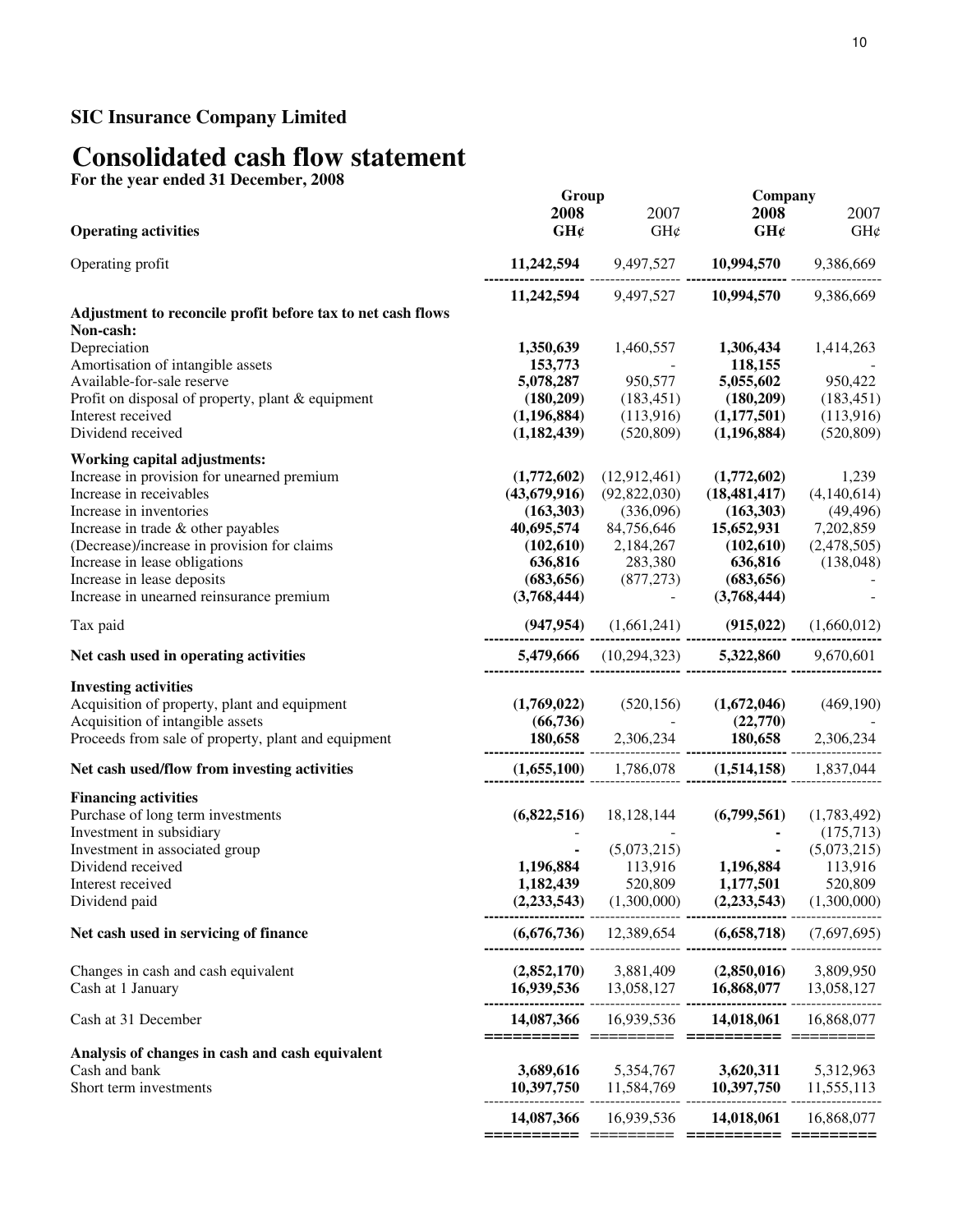# SIC Insurance Company Limited

# Consolidated cash flow statement

**For the year ended 31 December, 2008**

| | Group | | Company | |
|---|---|---|---|---|
| | **2008** | 2007 | **2008** | 2007 |
| **Operating activities** | **GH¢** | GH¢ | **GH¢** | GH¢ |
| Operating profit | **11,242,594** | 9,497,527 | **10,994,570** | 9,386,669 |
| | **11,242,594** | 9,497,527 | **10,994,570** | 9,386,669 |
| **Adjustment to reconcile profit before tax to net cash flows** | | | | |
| **Non-cash:** | | | | |
| Depreciation | **1,350,639** | 1,460,557 | **1,306,434** | 1,414,263 |
| Amortisation of intangible assets | **153,773** | - | **118,155** | - |
| Available-for-sale reserve | **5,078,287** | 950,577 | **5,055,602** | 950,422 |
| Profit on disposal of property, plant & equipment | **(180,209)** | (183,451) | **(180,209)** | (183,451) |
| Interest received | **(1,196,884)** | (113,916) | **(1,177,501)** | (113,916) |
| Dividend received | **(1,182,439)** | (520,809) | **(1,196,884)** | (520,809) |
| **Working capital adjustments:** | | | | |
| Increase in provision for unearned premium | **(1,772,602)** | (12,912,461) | **(1,772,602)** | 1,239 |
| Increase in receivables | **(43,679,916)** | (92,822,030) | **(18,481,417)** | (4,140,614) |
| Increase in inventories | **(163,303)** | (336,096) | **(163,303)** | (49,496) |
| Increase in trade & other payables | **40,695,574** | 84,756,646 | **15,652,931** | 7,202,859 |
| (Decrease)/increase in provision for claims | **(102,610)** | 2,184,267 | **(102,610)** | (2,478,505) |
| Increase in lease obligations | **636,816** | 283,380 | **636,816** | (138,048) |
| Increase in lease deposits | **(683,656)** | (877,273) | **(683,656)** | - |
| Increase in unearned reinsurance premium | **(3,768,444)** | - | **(3,768,444)** | - |
| Tax paid | **(947,954)** | (1,661,241) | **(915,022)** | (1,660,012) |
| **Net cash used in operating activities** | **5,479,666** | (10,294,323) | **5,322,860** | 9,670,601 |
| **Investing activities** | | | | |
| Acquisition of property, plant and equipment | **(1,769,022)** | (520,156) | **(1,672,046)** | (469,190) |
| Acquisition of intangible assets | **(66,736)** | - | **(22,770)** | - |
| Proceeds from sale of property, plant and equipment | **180,658** | 2,306,234 | **180,658** | 2,306,234 |
| **Net cash used/flow from investing activities** | **(1,655,100)** | 1,786,078 | **(1,514,158)** | 1,837,044 |
| **Financing activities** | | | | |
| Purchase of long term investments | **(6,822,516)** | 18,128,144 | **(6,799,561)** | (1,783,492) |
| Investment in subsidiary | - | - | **-** | (175,713) |
| Investment in associated group | **-** | (5,073,215) | **-** | (5,073,215) |
| Dividend received | **1,196,884** | 113,916 | **1,196,884** | 113,916 |
| Interest received | **1,182,439** | 520,809 | **1,177,501** | 520,809 |
| Dividend paid | **(2,233,543)** | (1,300,000) | **(2,233,543)** | (1,300,000) |
| **Net cash used in servicing of finance** | **(6,676,736)** | 12,389,654 | **(6,658,718)** | (7,697,695) |
| Changes in cash and cash equivalent | **(2,852,170)** | 3,881,409 | **(2,850,016)** | 3,809,950 |
| Cash at 1 January | **16,939,536** | 13,058,127 | **16,868,077** | 13,058,127 |
| Cash at 31 December | **14,087,366** | 16,939,536 | **14,018,061** | 16,868,077 |
| **Analysis of changes in cash and cash equivalent** | | | | |
| Cash and bank | **3,689,616** | 5,354,767 | **3,620,311** | 5,312,963 |
| Short term investments | **10,397,750** | 11,584,769 | **10,397,750** | 11,555,113 |
| | **14,087,366** | 16,939,536 | **14,018,061** | 16,868,077 |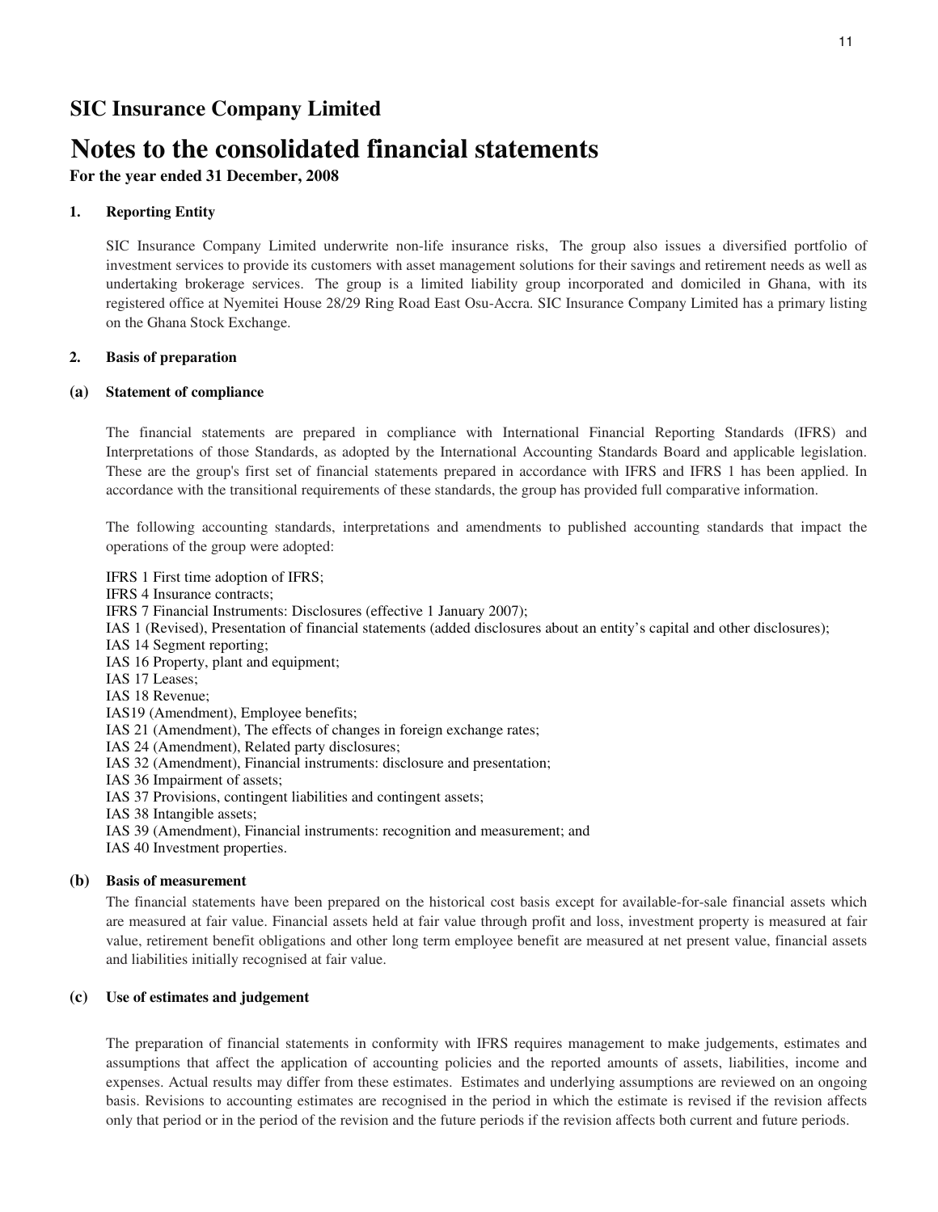# SIC Insurance Company Limited

# Notes to the consolidated financial statements

**For the year ended 31 December, 2008**

## 1. Reporting Entity

SIC Insurance Company Limited underwrite non-life insurance risks, The group also issues a diversified portfolio of investment services to provide its customers with asset management solutions for their savings and retirement needs as well as undertaking brokerage services. The group is a limited liability group incorporated and domiciled in Ghana, with its registered office at Nyemitei House 28/29 Ring Road East Osu-Accra. SIC Insurance Company Limited has a primary listing on the Ghana Stock Exchange.

## 2. Basis of preparation

### (a) Statement of compliance

The financial statements are prepared in compliance with International Financial Reporting Standards (IFRS) and Interpretations of those Standards, as adopted by the International Accounting Standards Board and applicable legislation. These are the group's first set of financial statements prepared in accordance with IFRS and IFRS 1 has been applied. In accordance with the transitional requirements of these standards, the group has provided full comparative information.

The following accounting standards, interpretations and amendments to published accounting standards that impact the operations of the group were adopted:

IFRS 1 First time adoption of IFRS;
IFRS 4 Insurance contracts;
IFRS 7 Financial Instruments: Disclosures (effective 1 January 2007);
IAS 1 (Revised), Presentation of financial statements (added disclosures about an entity's capital and other disclosures);
IAS 14 Segment reporting;
IAS 16 Property, plant and equipment;
IAS 17 Leases;
IAS 18 Revenue;
IAS19 (Amendment), Employee benefits;
IAS 21 (Amendment), The effects of changes in foreign exchange rates;
IAS 24 (Amendment), Related party disclosures;
IAS 32 (Amendment), Financial instruments: disclosure and presentation;
IAS 36 Impairment of assets;
IAS 37 Provisions, contingent liabilities and contingent assets;
IAS 38 Intangible assets;
IAS 39 (Amendment), Financial instruments: recognition and measurement; and
IAS 40 Investment properties.

### (b) Basis of measurement

The financial statements have been prepared on the historical cost basis except for available-for-sale financial assets which are measured at fair value. Financial assets held at fair value through profit and loss, investment property is measured at fair value, retirement benefit obligations and other long term employee benefit are measured at net present value, financial assets and liabilities initially recognised at fair value.

### (c) Use of estimates and judgement

The preparation of financial statements in conformity with IFRS requires management to make judgements, estimates and assumptions that affect the application of accounting policies and the reported amounts of assets, liabilities, income and expenses. Actual results may differ from these estimates. Estimates and underlying assumptions are reviewed on an ongoing basis. Revisions to accounting estimates are recognised in the period in which the estimate is revised if the revision affects only that period or in the period of the revision and the future periods if the revision affects both current and future periods.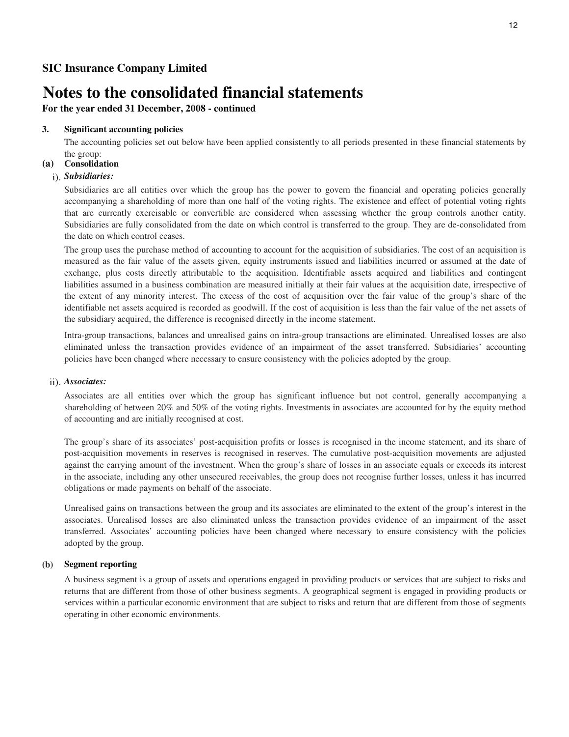## SIC Insurance Company Limited

# Notes to the consolidated financial statements

**For the year ended 31 December, 2008 - continued**

### 3. Significant accounting policies

The accounting policies set out below have been applied consistently to all periods presented in these financial statements by the group:

#### (a) Consolidation

i). ***Subsidiaries:***

Subsidiaries are all entities over which the group has the power to govern the financial and operating policies generally accompanying a shareholding of more than one half of the voting rights. The existence and effect of potential voting rights that are currently exercisable or convertible are considered when assessing whether the group controls another entity. Subsidiaries are fully consolidated from the date on which control is transferred to the group. They are de-consolidated from the date on which control ceases.

The group uses the purchase method of accounting to account for the acquisition of subsidiaries. The cost of an acquisition is measured as the fair value of the assets given, equity instruments issued and liabilities incurred or assumed at the date of exchange, plus costs directly attributable to the acquisition. Identifiable assets acquired and liabilities and contingent liabilities assumed in a business combination are measured initially at their fair values at the acquisition date, irrespective of the extent of any minority interest. The excess of the cost of acquisition over the fair value of the group's share of the identifiable net assets acquired is recorded as goodwill. If the cost of acquisition is less than the fair value of the net assets of the subsidiary acquired, the difference is recognised directly in the income statement.

Intra-group transactions, balances and unrealised gains on intra-group transactions are eliminated. Unrealised losses are also eliminated unless the transaction provides evidence of an impairment of the asset transferred. Subsidiaries' accounting policies have been changed where necessary to ensure consistency with the policies adopted by the group.

ii). ***Associates:***

Associates are all entities over which the group has significant influence but not control, generally accompanying a shareholding of between 20% and 50% of the voting rights. Investments in associates are accounted for by the equity method of accounting and are initially recognised at cost.

The group's share of its associates' post-acquisition profits or losses is recognised in the income statement, and its share of post-acquisition movements in reserves is recognised in reserves. The cumulative post-acquisition movements are adjusted against the carrying amount of the investment. When the group's share of losses in an associate equals or exceeds its interest in the associate, including any other unsecured receivables, the group does not recognise further losses, unless it has incurred obligations or made payments on behalf of the associate.

Unrealised gains on transactions between the group and its associates are eliminated to the extent of the group's interest in the associates. Unrealised losses are also eliminated unless the transaction provides evidence of an impairment of the asset transferred. Associates' accounting policies have been changed where necessary to ensure consistency with the policies adopted by the group.

#### (b) Segment reporting

A business segment is a group of assets and operations engaged in providing products or services that are subject to risks and returns that are different from those of other business segments. A geographical segment is engaged in providing products or services within a particular economic environment that are subject to risks and return that are different from those of segments operating in other economic environments.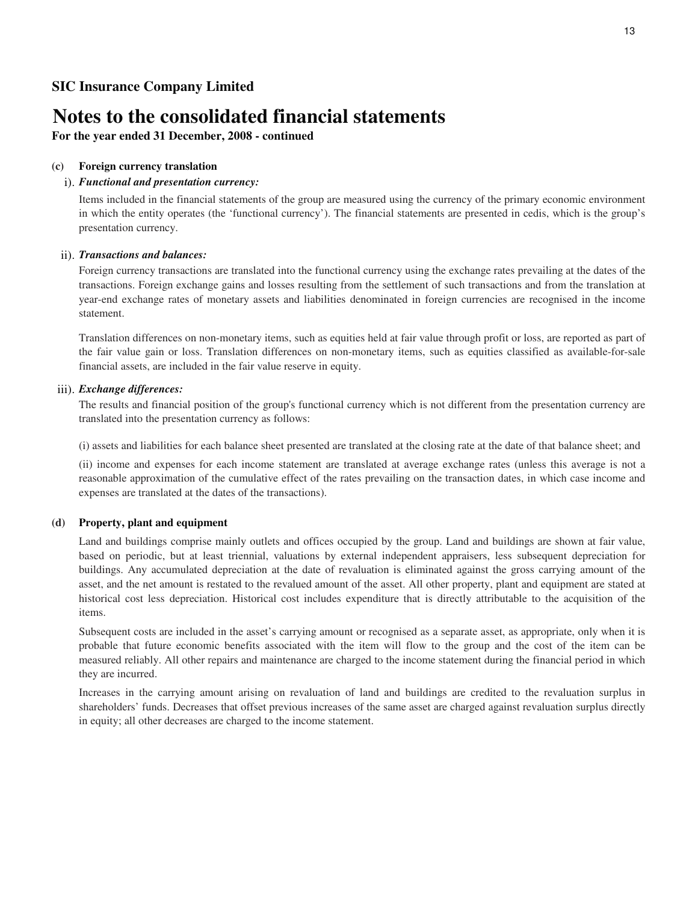# SIC Insurance Company Limited

# Notes to the consolidated financial statements

**For the year ended 31 December, 2008 - continued**

**(c) Foreign currency translation**

i). ***Functional and presentation currency:***

Items included in the financial statements of the group are measured using the currency of the primary economic environment in which the entity operates (the 'functional currency'). The financial statements are presented in cedis, which is the group's presentation currency.

ii). ***Transactions and balances:***

Foreign currency transactions are translated into the functional currency using the exchange rates prevailing at the dates of the transactions. Foreign exchange gains and losses resulting from the settlement of such transactions and from the translation at year-end exchange rates of monetary assets and liabilities denominated in foreign currencies are recognised in the income statement.

Translation differences on non-monetary items, such as equities held at fair value through profit or loss, are reported as part of the fair value gain or loss. Translation differences on non-monetary items, such as equities classified as available-for-sale financial assets, are included in the fair value reserve in equity.

iii). ***Exchange differences:***

The results and financial position of the group's functional currency which is not different from the presentation currency are translated into the presentation currency as follows:

(i) assets and liabilities for each balance sheet presented are translated at the closing rate at the date of that balance sheet; and

(ii) income and expenses for each income statement are translated at average exchange rates (unless this average is not a reasonable approximation of the cumulative effect of the rates prevailing on the transaction dates, in which case income and expenses are translated at the dates of the transactions).

**(d) Property, plant and equipment**

Land and buildings comprise mainly outlets and offices occupied by the group. Land and buildings are shown at fair value, based on periodic, but at least triennial, valuations by external independent appraisers, less subsequent depreciation for buildings. Any accumulated depreciation at the date of revaluation is eliminated against the gross carrying amount of the asset, and the net amount is restated to the revalued amount of the asset. All other property, plant and equipment are stated at historical cost less depreciation. Historical cost includes expenditure that is directly attributable to the acquisition of the items.

Subsequent costs are included in the asset's carrying amount or recognised as a separate asset, as appropriate, only when it is probable that future economic benefits associated with the item will flow to the group and the cost of the item can be measured reliably. All other repairs and maintenance are charged to the income statement during the financial period in which they are incurred.

Increases in the carrying amount arising on revaluation of land and buildings are credited to the revaluation surplus in shareholders' funds. Decreases that offset previous increases of the same asset are charged against revaluation surplus directly in equity; all other decreases are charged to the income statement.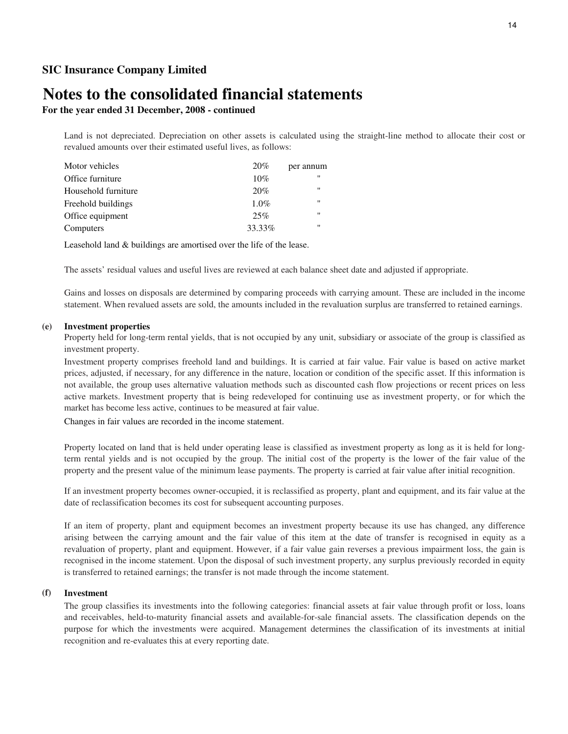## SIC Insurance Company Limited

# Notes to the consolidated financial statements

**For the year ended 31 December, 2008 - continued**

Land is not depreciated. Depreciation on other assets is calculated using the straight-line method to allocate their cost or revalued amounts over their estimated useful lives, as follows:

| | | |
|---|---|---|
| Motor vehicles | 20% | per annum |
| Office furniture | 10% | " |
| Household furniture | 20% | " |
| Freehold buildings | 1.0% | " |
| Office equipment | 25% | " |
| Computers | 33.33% | " |

Leasehold land & buildings are amortised over the life of the lease.

The assets' residual values and useful lives are reviewed at each balance sheet date and adjusted if appropriate.

Gains and losses on disposals are determined by comparing proceeds with carrying amount. These are included in the income statement. When revalued assets are sold, the amounts included in the revaluation surplus are transferred to retained earnings.

**(e) Investment properties**

Property held for long-term rental yields, that is not occupied by any unit, subsidiary or associate of the group is classified as investment property.

Investment property comprises freehold land and buildings. It is carried at fair value. Fair value is based on active market prices, adjusted, if necessary, for any difference in the nature, location or condition of the specific asset. If this information is not available, the group uses alternative valuation methods such as discounted cash flow projections or recent prices on less active markets. Investment property that is being redeveloped for continuing use as investment property, or for which the market has become less active, continues to be measured at fair value.

Changes in fair values are recorded in the income statement.

Property located on land that is held under operating lease is classified as investment property as long as it is held for long-term rental yields and is not occupied by the group. The initial cost of the property is the lower of the fair value of the property and the present value of the minimum lease payments. The property is carried at fair value after initial recognition.

If an investment property becomes owner-occupied, it is reclassified as property, plant and equipment, and its fair value at the date of reclassification becomes its cost for subsequent accounting purposes.

If an item of property, plant and equipment becomes an investment property because its use has changed, any difference arising between the carrying amount and the fair value of this item at the date of transfer is recognised in equity as a revaluation of property, plant and equipment. However, if a fair value gain reverses a previous impairment loss, the gain is recognised in the income statement. Upon the disposal of such investment property, any surplus previously recorded in equity is transferred to retained earnings; the transfer is not made through the income statement.

**(f) Investment**

The group classifies its investments into the following categories: financial assets at fair value through profit or loss, loans and receivables, held-to-maturity financial assets and available-for-sale financial assets. The classification depends on the purpose for which the investments were acquired. Management determines the classification of its investments at initial recognition and re-evaluates this at every reporting date.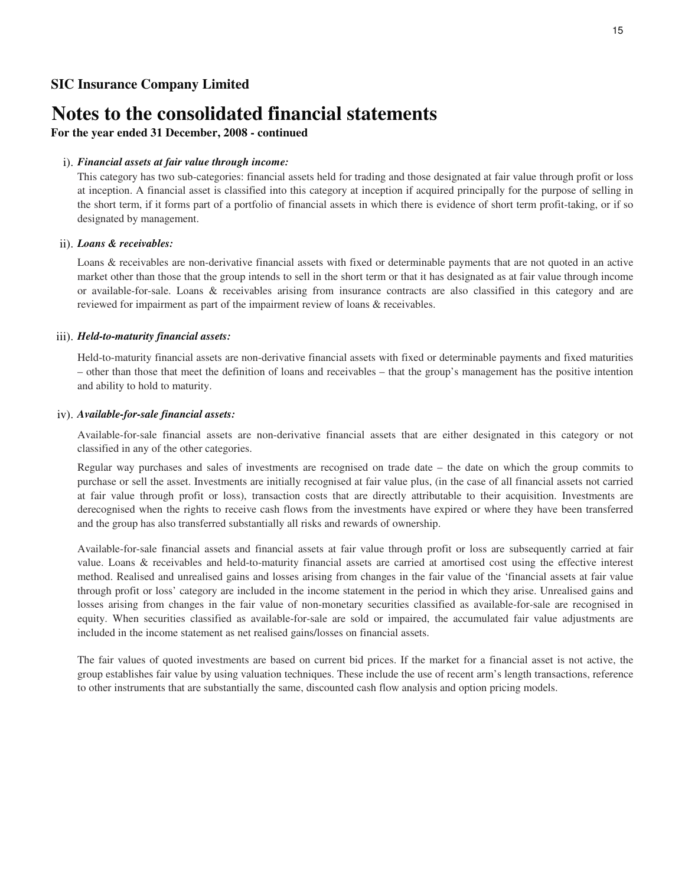## SIC Insurance Company Limited

# Notes to the consolidated financial statements

**For the year ended 31 December, 2008 - continued**

i). ***Financial assets at fair value through income:***

This category has two sub-categories: financial assets held for trading and those designated at fair value through profit or loss at inception. A financial asset is classified into this category at inception if acquired principally for the purpose of selling in the short term, if it forms part of a portfolio of financial assets in which there is evidence of short term profit-taking, or if so designated by management.

ii). ***Loans & receivables:***

Loans & receivables are non-derivative financial assets with fixed or determinable payments that are not quoted in an active market other than those that the group intends to sell in the short term or that it has designated as at fair value through income or available-for-sale. Loans & receivables arising from insurance contracts are also classified in this category and are reviewed for impairment as part of the impairment review of loans & receivables.

iii). ***Held-to-maturity financial assets:***

Held-to-maturity financial assets are non-derivative financial assets with fixed or determinable payments and fixed maturities – other than those that meet the definition of loans and receivables – that the group's management has the positive intention and ability to hold to maturity.

iv). ***Available-for-sale financial assets:***

Available-for-sale financial assets are non-derivative financial assets that are either designated in this category or not classified in any of the other categories.

Regular way purchases and sales of investments are recognised on trade date – the date on which the group commits to purchase or sell the asset. Investments are initially recognised at fair value plus, (in the case of all financial assets not carried at fair value through profit or loss), transaction costs that are directly attributable to their acquisition. Investments are derecognised when the rights to receive cash flows from the investments have expired or where they have been transferred and the group has also transferred substantially all risks and rewards of ownership.

Available-for-sale financial assets and financial assets at fair value through profit or loss are subsequently carried at fair value. Loans & receivables and held-to-maturity financial assets are carried at amortised cost using the effective interest method. Realised and unrealised gains and losses arising from changes in the fair value of the 'financial assets at fair value through profit or loss' category are included in the income statement in the period in which they arise. Unrealised gains and losses arising from changes in the fair value of non-monetary securities classified as available-for-sale are recognised in equity. When securities classified as available-for-sale are sold or impaired, the accumulated fair value adjustments are included in the income statement as net realised gains/losses on financial assets.

The fair values of quoted investments are based on current bid prices. If the market for a financial asset is not active, the group establishes fair value by using valuation techniques. These include the use of recent arm's length transactions, reference to other instruments that are substantially the same, discounted cash flow analysis and option pricing models.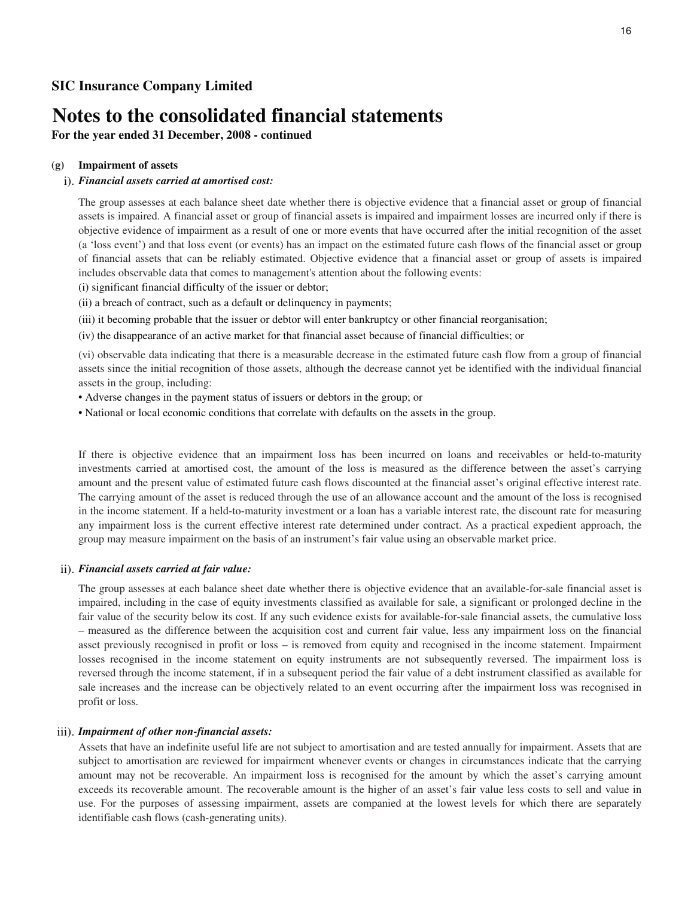**SIC Insurance Company Limited**

# Notes to the consolidated financial statements

**For the year ended 31 December, 2008 - continued**

**(g) Impairment of assets**

i). ***Financial assets carried at amortised cost:***

The group assesses at each balance sheet date whether there is objective evidence that a financial asset or group of financial assets is impaired. A financial asset or group of financial assets is impaired and impairment losses are incurred only if there is objective evidence of impairment as a result of one or more events that have occurred after the initial recognition of the asset (a 'loss event') and that loss event (or events) has an impact on the estimated future cash flows of the financial asset or group of financial assets that can be reliably estimated. Objective evidence that a financial asset or group of assets is impaired includes observable data that comes to management's attention about the following events:

(i) significant financial difficulty of the issuer or debtor;

(ii) a breach of contract, such as a default or delinquency in payments;

(iii) it becoming probable that the issuer or debtor will enter bankruptcy or other financial reorganisation;

(iv) the disappearance of an active market for that financial asset because of financial difficulties; or

(vi) observable data indicating that there is a measurable decrease in the estimated future cash flow from a group of financial assets since the initial recognition of those assets, although the decrease cannot yet be identified with the individual financial assets in the group, including:

- Adverse changes in the payment status of issuers or debtors in the group; or
- National or local economic conditions that correlate with defaults on the assets in the group.

If there is objective evidence that an impairment loss has been incurred on loans and receivables or held-to-maturity investments carried at amortised cost, the amount of the loss is measured as the difference between the asset's carrying amount and the present value of estimated future cash flows discounted at the financial asset's original effective interest rate. The carrying amount of the asset is reduced through the use of an allowance account and the amount of the loss is recognised in the income statement. If a held-to-maturity investment or a loan has a variable interest rate, the discount rate for measuring any impairment loss is the current effective interest rate determined under contract. As a practical expedient approach, the group may measure impairment on the basis of an instrument's fair value using an observable market price.

ii). ***Financial assets carried at fair value:***

The group assesses at each balance sheet date whether there is objective evidence that an available-for-sale financial asset is impaired, including in the case of equity investments classified as available for sale, a significant or prolonged decline in the fair value of the security below its cost. If any such evidence exists for available-for-sale financial assets, the cumulative loss – measured as the difference between the acquisition cost and current fair value, less any impairment loss on the financial asset previously recognised in profit or loss – is removed from equity and recognised in the income statement. Impairment losses recognised in the income statement on equity instruments are not subsequently reversed. The impairment loss is reversed through the income statement, if in a subsequent period the fair value of a debt instrument classified as available for sale increases and the increase can be objectively related to an event occurring after the impairment loss was recognised in profit or loss.

iii). ***Impairment of other non-financial assets:***

Assets that have an indefinite useful life are not subject to amortisation and are tested annually for impairment. Assets that are subject to amortisation are reviewed for impairment whenever events or changes in circumstances indicate that the carrying amount may not be recoverable. An impairment loss is recognised for the amount by which the asset's carrying amount exceeds its recoverable amount. The recoverable amount is the higher of an asset's fair value less costs to sell and value in use. For the purposes of assessing impairment, assets are companied at the lowest levels for which there are separately identifiable cash flows (cash-generating units).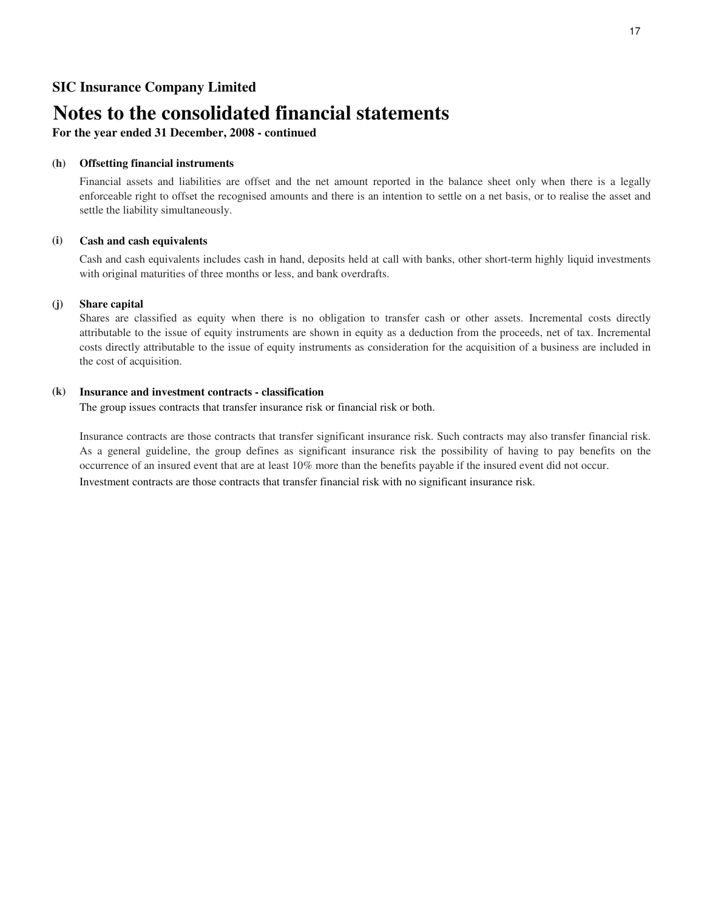## SIC Insurance Company Limited

# Notes to the consolidated financial statements

**For the year ended 31 December, 2008 - continued**

**(h) Offsetting financial instruments**

Financial assets and liabilities are offset and the net amount reported in the balance sheet only when there is a legally enforceable right to offset the recognised amounts and there is an intention to settle on a net basis, or to realise the asset and settle the liability simultaneously.

**(i) Cash and cash equivalents**

Cash and cash equivalents includes cash in hand, deposits held at call with banks, other short-term highly liquid investments with original maturities of three months or less, and bank overdrafts.

**(j) Share capital**

Shares are classified as equity when there is no obligation to transfer cash or other assets. Incremental costs directly attributable to the issue of equity instruments are shown in equity as a deduction from the proceeds, net of tax. Incremental costs directly attributable to the issue of equity instruments as consideration for the acquisition of a business are included in the cost of acquisition.

**(k) Insurance and investment contracts - classification**

The group issues contracts that transfer insurance risk or financial risk or both.

Insurance contracts are those contracts that transfer significant insurance risk. Such contracts may also transfer financial risk. As a general guideline, the group defines as significant insurance risk the possibility of having to pay benefits on the occurrence of an insured event that are at least 10% more than the benefits payable if the insured event did not occur.

Investment contracts are those contracts that transfer financial risk with no significant insurance risk.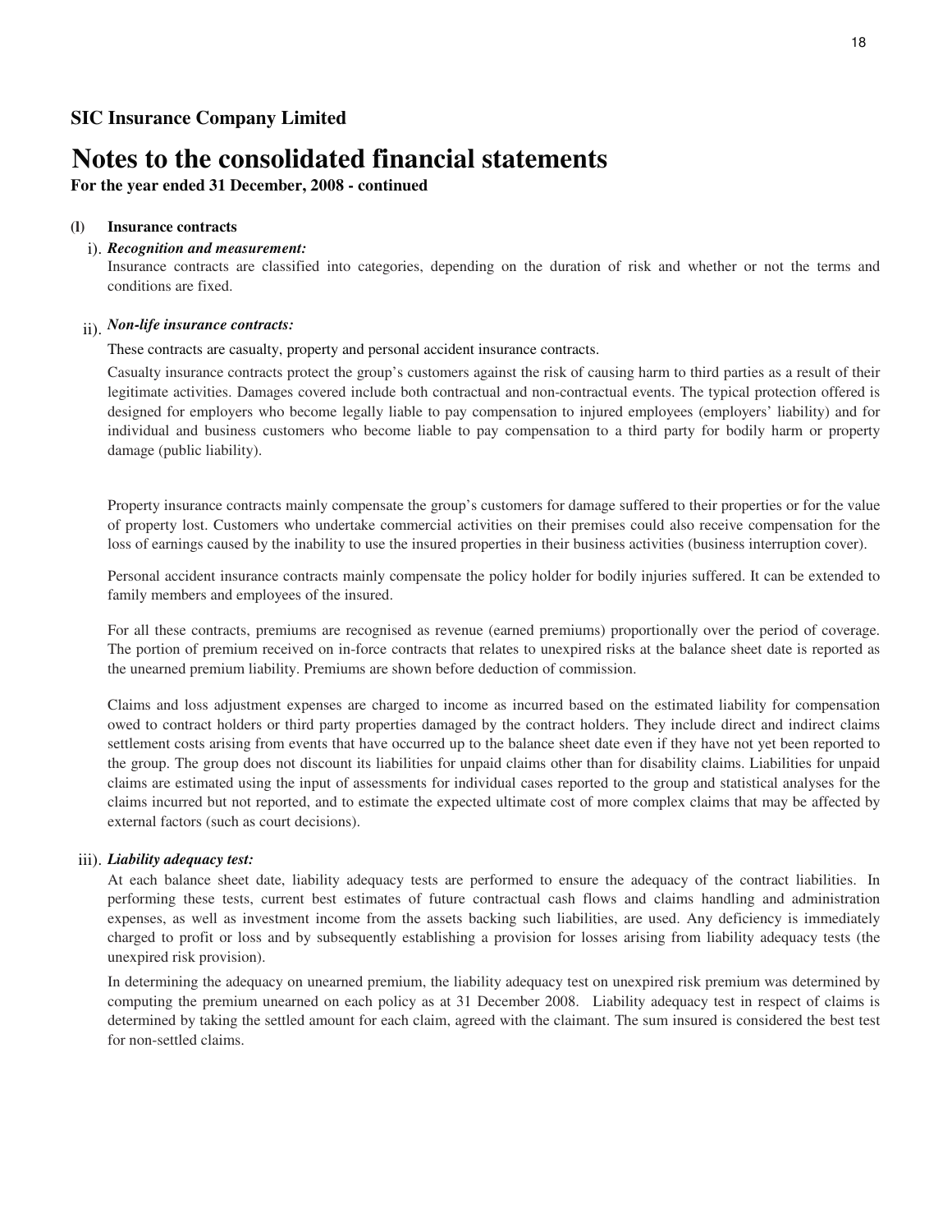**SIC Insurance Company Limited**

# Notes to the consolidated financial statements

**For the year ended 31 December, 2008 - continued**

**(l) Insurance contracts**

i). ***Recognition and measurement:***

Insurance contracts are classified into categories, depending on the duration of risk and whether or not the terms and conditions are fixed.

ii). ***Non-life insurance contracts:***

These contracts are casualty, property and personal accident insurance contracts.

Casualty insurance contracts protect the group's customers against the risk of causing harm to third parties as a result of their legitimate activities. Damages covered include both contractual and non-contractual events. The typical protection offered is designed for employers who become legally liable to pay compensation to injured employees (employers' liability) and for individual and business customers who become liable to pay compensation to a third party for bodily harm or property damage (public liability).

Property insurance contracts mainly compensate the group's customers for damage suffered to their properties or for the value of property lost. Customers who undertake commercial activities on their premises could also receive compensation for the loss of earnings caused by the inability to use the insured properties in their business activities (business interruption cover).

Personal accident insurance contracts mainly compensate the policy holder for bodily injuries suffered. It can be extended to family members and employees of the insured.

For all these contracts, premiums are recognised as revenue (earned premiums) proportionally over the period of coverage. The portion of premium received on in-force contracts that relates to unexpired risks at the balance sheet date is reported as the unearned premium liability. Premiums are shown before deduction of commission.

Claims and loss adjustment expenses are charged to income as incurred based on the estimated liability for compensation owed to contract holders or third party properties damaged by the contract holders. They include direct and indirect claims settlement costs arising from events that have occurred up to the balance sheet date even if they have not yet been reported to the group. The group does not discount its liabilities for unpaid claims other than for disability claims. Liabilities for unpaid claims are estimated using the input of assessments for individual cases reported to the group and statistical analyses for the claims incurred but not reported, and to estimate the expected ultimate cost of more complex claims that may be affected by external factors (such as court decisions).

iii). ***Liability adequacy test:***

At each balance sheet date, liability adequacy tests are performed to ensure the adequacy of the contract liabilities. In performing these tests, current best estimates of future contractual cash flows and claims handling and administration expenses, as well as investment income from the assets backing such liabilities, are used. Any deficiency is immediately charged to profit or loss and by subsequently establishing a provision for losses arising from liability adequacy tests (the unexpired risk provision).

In determining the adequacy on unearned premium, the liability adequacy test on unexpired risk premium was determined by computing the premium unearned on each policy as at 31 December 2008. Liability adequacy test in respect of claims is determined by taking the settled amount for each claim, agreed with the claimant. The sum insured is considered the best test for non-settled claims.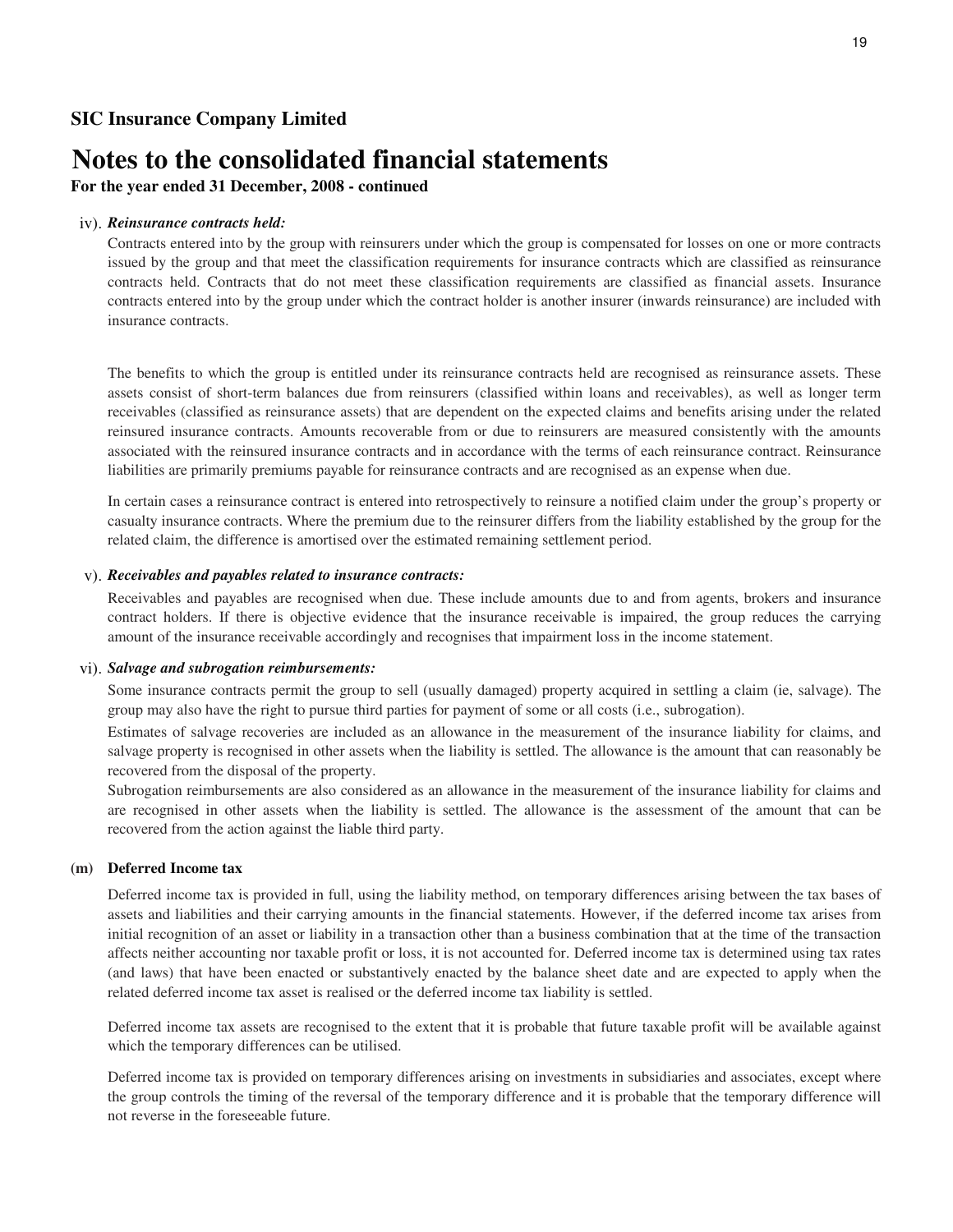## SIC Insurance Company Limited

# Notes to the consolidated financial statements

**For the year ended 31 December, 2008 - continued**

iv). ***Reinsurance contracts held:***

Contracts entered into by the group with reinsurers under which the group is compensated for losses on one or more contracts issued by the group and that meet the classification requirements for insurance contracts which are classified as reinsurance contracts held. Contracts that do not meet these classification requirements are classified as financial assets. Insurance contracts entered into by the group under which the contract holder is another insurer (inwards reinsurance) are included with insurance contracts.

The benefits to which the group is entitled under its reinsurance contracts held are recognised as reinsurance assets. These assets consist of short-term balances due from reinsurers (classified within loans and receivables), as well as longer term receivables (classified as reinsurance assets) that are dependent on the expected claims and benefits arising under the related reinsured insurance contracts. Amounts recoverable from or due to reinsurers are measured consistently with the amounts associated with the reinsured insurance contracts and in accordance with the terms of each reinsurance contract. Reinsurance liabilities are primarily premiums payable for reinsurance contracts and are recognised as an expense when due.

In certain cases a reinsurance contract is entered into retrospectively to reinsure a notified claim under the group's property or casualty insurance contracts. Where the premium due to the reinsurer differs from the liability established by the group for the related claim, the difference is amortised over the estimated remaining settlement period.

v). ***Receivables and payables related to insurance contracts:***

Receivables and payables are recognised when due. These include amounts due to and from agents, brokers and insurance contract holders. If there is objective evidence that the insurance receivable is impaired, the group reduces the carrying amount of the insurance receivable accordingly and recognises that impairment loss in the income statement.

vi). ***Salvage and subrogation reimbursements:***

Some insurance contracts permit the group to sell (usually damaged) property acquired in settling a claim (ie, salvage). The group may also have the right to pursue third parties for payment of some or all costs (i.e., subrogation).

Estimates of salvage recoveries are included as an allowance in the measurement of the insurance liability for claims, and salvage property is recognised in other assets when the liability is settled. The allowance is the amount that can reasonably be recovered from the disposal of the property.

Subrogation reimbursements are also considered as an allowance in the measurement of the insurance liability for claims and are recognised in other assets when the liability is settled. The allowance is the assessment of the amount that can be recovered from the action against the liable third party.

**(m) Deferred Income tax**

Deferred income tax is provided in full, using the liability method, on temporary differences arising between the tax bases of assets and liabilities and their carrying amounts in the financial statements. However, if the deferred income tax arises from initial recognition of an asset or liability in a transaction other than a business combination that at the time of the transaction affects neither accounting nor taxable profit or loss, it is not accounted for. Deferred income tax is determined using tax rates (and laws) that have been enacted or substantively enacted by the balance sheet date and are expected to apply when the related deferred income tax asset is realised or the deferred income tax liability is settled.

Deferred income tax assets are recognised to the extent that it is probable that future taxable profit will be available against which the temporary differences can be utilised.

Deferred income tax is provided on temporary differences arising on investments in subsidiaries and associates, except where the group controls the timing of the reversal of the temporary difference and it is probable that the temporary difference will not reverse in the foreseeable future.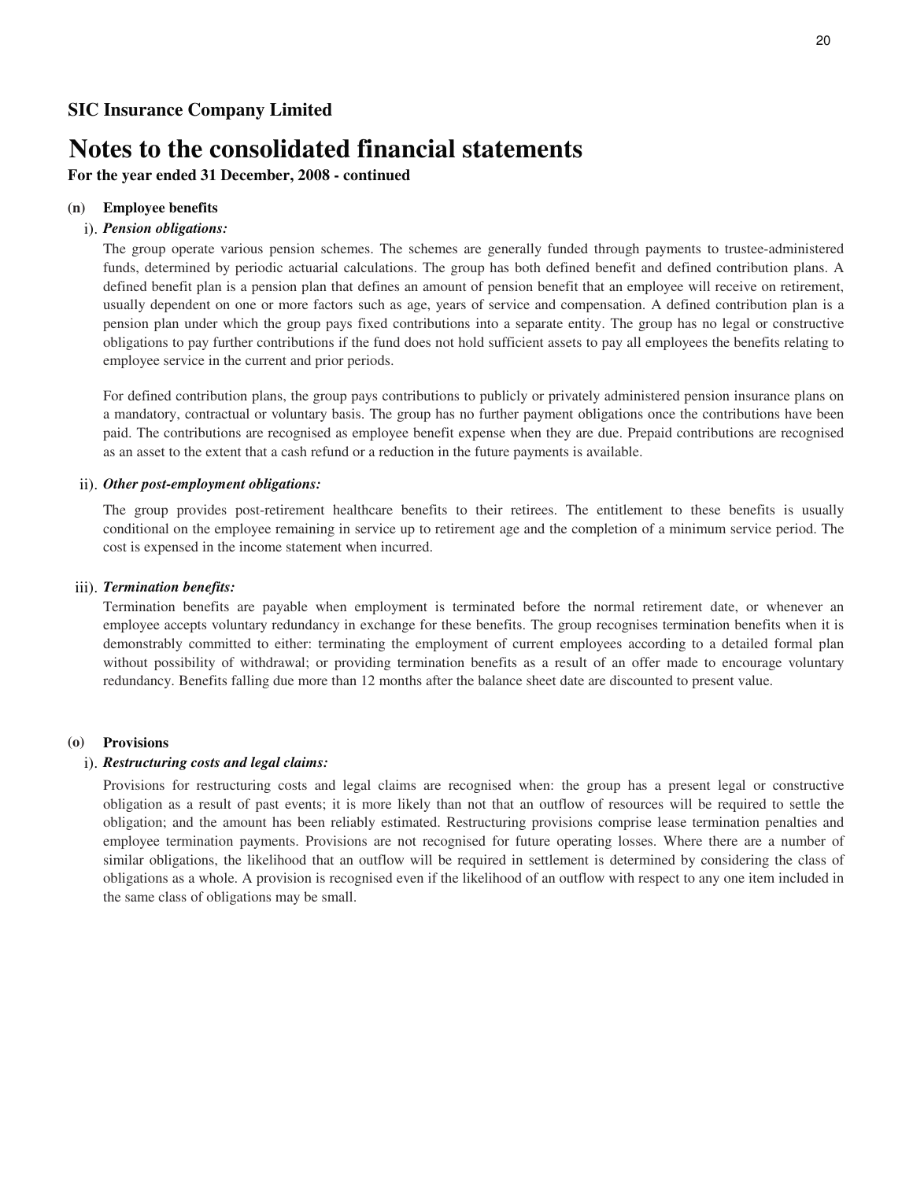## SIC Insurance Company Limited

# Notes to the consolidated financial statements

**For the year ended 31 December, 2008 - continued**

### (n) Employee benefits

i). ***Pension obligations:***

The group operate various pension schemes. The schemes are generally funded through payments to trustee-administered funds, determined by periodic actuarial calculations. The group has both defined benefit and defined contribution plans. A defined benefit plan is a pension plan that defines an amount of pension benefit that an employee will receive on retirement, usually dependent on one or more factors such as age, years of service and compensation. A defined contribution plan is a pension plan under which the group pays fixed contributions into a separate entity. The group has no legal or constructive obligations to pay further contributions if the fund does not hold sufficient assets to pay all employees the benefits relating to employee service in the current and prior periods.

For defined contribution plans, the group pays contributions to publicly or privately administered pension insurance plans on a mandatory, contractual or voluntary basis. The group has no further payment obligations once the contributions have been paid. The contributions are recognised as employee benefit expense when they are due. Prepaid contributions are recognised as an asset to the extent that a cash refund or a reduction in the future payments is available.

ii). ***Other post-employment obligations:***

The group provides post-retirement healthcare benefits to their retirees. The entitlement to these benefits is usually conditional on the employee remaining in service up to retirement age and the completion of a minimum service period. The cost is expensed in the income statement when incurred.

iii). ***Termination benefits:***

Termination benefits are payable when employment is terminated before the normal retirement date, or whenever an employee accepts voluntary redundancy in exchange for these benefits. The group recognises termination benefits when it is demonstrably committed to either: terminating the employment of current employees according to a detailed formal plan without possibility of withdrawal; or providing termination benefits as a result of an offer made to encourage voluntary redundancy. Benefits falling due more than 12 months after the balance sheet date are discounted to present value.

### (o) Provisions

i). ***Restructuring costs and legal claims:***

Provisions for restructuring costs and legal claims are recognised when: the group has a present legal or constructive obligation as a result of past events; it is more likely than not that an outflow of resources will be required to settle the obligation; and the amount has been reliably estimated. Restructuring provisions comprise lease termination penalties and employee termination payments. Provisions are not recognised for future operating losses. Where there are a number of similar obligations, the likelihood that an outflow will be required in settlement is determined by considering the class of obligations as a whole. A provision is recognised even if the likelihood of an outflow with respect to any one item included in the same class of obligations may be small.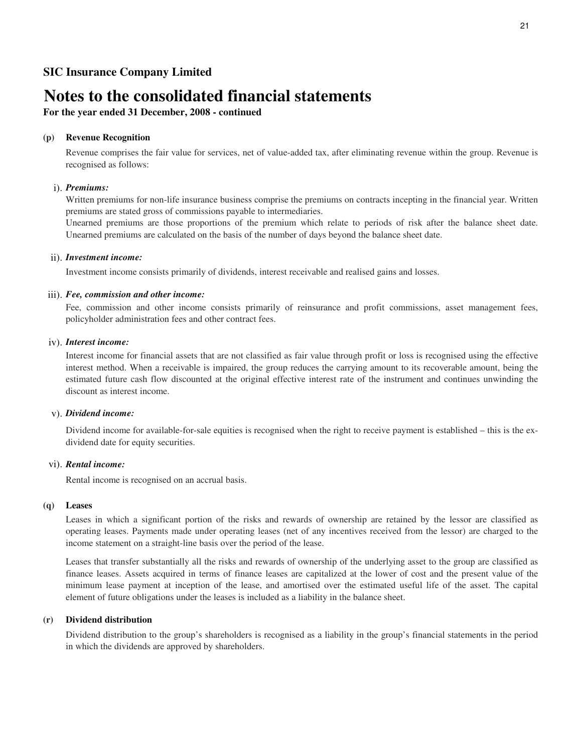**SIC Insurance Company Limited**

# Notes to the consolidated financial statements

**For the year ended 31 December, 2008 - continued**

**(p) Revenue Recognition**

Revenue comprises the fair value for services, net of value-added tax, after eliminating revenue within the group. Revenue is recognised as follows:

i). ***Premiums:***

Written premiums for non-life insurance business comprise the premiums on contracts incepting in the financial year. Written premiums are stated gross of commissions payable to intermediaries.

Unearned premiums are those proportions of the premium which relate to periods of risk after the balance sheet date. Unearned premiums are calculated on the basis of the number of days beyond the balance sheet date.

ii). ***Investment income:***

Investment income consists primarily of dividends, interest receivable and realised gains and losses.

iii). ***Fee, commission and other income:***

Fee, commission and other income consists primarily of reinsurance and profit commissions, asset management fees, policyholder administration fees and other contract fees.

iv). ***Interest income:***

Interest income for financial assets that are not classified as fair value through profit or loss is recognised using the effective interest method. When a receivable is impaired, the group reduces the carrying amount to its recoverable amount, being the estimated future cash flow discounted at the original effective interest rate of the instrument and continues unwinding the discount as interest income.

v). ***Dividend income:***

Dividend income for available-for-sale equities is recognised when the right to receive payment is established – this is the ex-dividend date for equity securities.

vi). ***Rental income:***

Rental income is recognised on an accrual basis.

**(q) Leases**

Leases in which a significant portion of the risks and rewards of ownership are retained by the lessor are classified as operating leases. Payments made under operating leases (net of any incentives received from the lessor) are charged to the income statement on a straight-line basis over the period of the lease.

Leases that transfer substantially all the risks and rewards of ownership of the underlying asset to the group are classified as finance leases. Assets acquired in terms of finance leases are capitalized at the lower of cost and the present value of the minimum lease payment at inception of the lease, and amortised over the estimated useful life of the asset. The capital element of future obligations under the leases is included as a liability in the balance sheet.

**(r) Dividend distribution**

Dividend distribution to the group's shareholders is recognised as a liability in the group's financial statements in the period in which the dividends are approved by shareholders.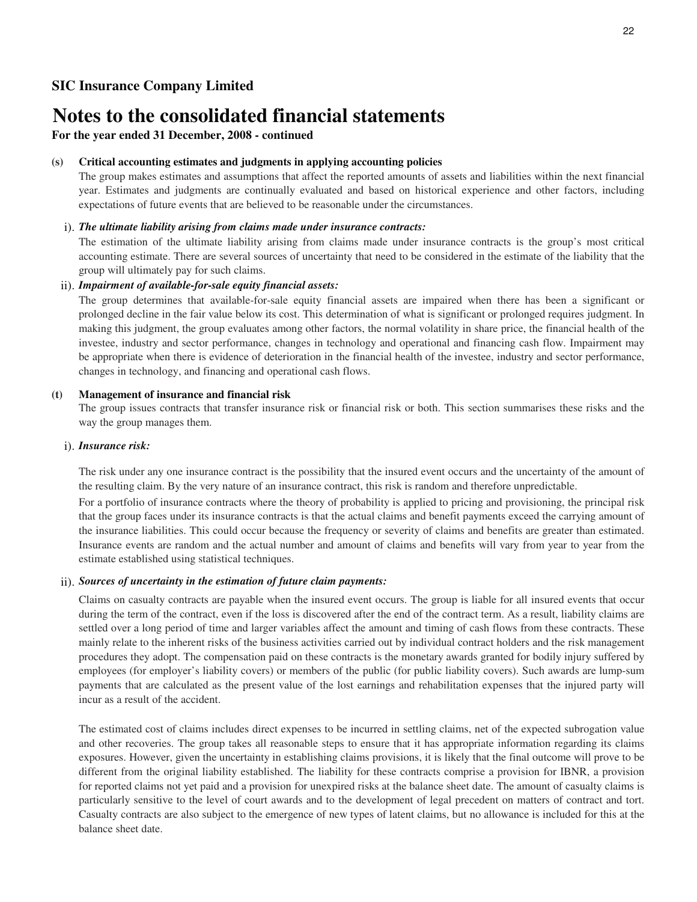**SIC Insurance Company Limited**

# Notes to the consolidated financial statements

**For the year ended 31 December, 2008 - continued**

**(s) Critical accounting estimates and judgments in applying accounting policies**

The group makes estimates and assumptions that affect the reported amounts of assets and liabilities within the next financial year. Estimates and judgments are continually evaluated and based on historical experience and other factors, including expectations of future events that are believed to be reasonable under the circumstances.

i). ***The ultimate liability arising from claims made under insurance contracts:***

The estimation of the ultimate liability arising from claims made under insurance contracts is the group's most critical accounting estimate. There are several sources of uncertainty that need to be considered in the estimate of the liability that the group will ultimately pay for such claims.

ii). ***Impairment of available-for-sale equity financial assets:***

The group determines that available-for-sale equity financial assets are impaired when there has been a significant or prolonged decline in the fair value below its cost. This determination of what is significant or prolonged requires judgment. In making this judgment, the group evaluates among other factors, the normal volatility in share price, the financial health of the investee, industry and sector performance, changes in technology and operational and financing cash flow. Impairment may be appropriate when there is evidence of deterioration in the financial health of the investee, industry and sector performance, changes in technology, and financing and operational cash flows.

**(t) Management of insurance and financial risk**

The group issues contracts that transfer insurance risk or financial risk or both. This section summarises these risks and the way the group manages them.

i). ***Insurance risk:***

The risk under any one insurance contract is the possibility that the insured event occurs and the uncertainty of the amount of the resulting claim. By the very nature of an insurance contract, this risk is random and therefore unpredictable.

For a portfolio of insurance contracts where the theory of probability is applied to pricing and provisioning, the principal risk that the group faces under its insurance contracts is that the actual claims and benefit payments exceed the carrying amount of the insurance liabilities. This could occur because the frequency or severity of claims and benefits are greater than estimated. Insurance events are random and the actual number and amount of claims and benefits will vary from year to year from the estimate established using statistical techniques.

ii). ***Sources of uncertainty in the estimation of future claim payments:***

Claims on casualty contracts are payable when the insured event occurs. The group is liable for all insured events that occur during the term of the contract, even if the loss is discovered after the end of the contract term. As a result, liability claims are settled over a long period of time and larger variables affect the amount and timing of cash flows from these contracts. These mainly relate to the inherent risks of the business activities carried out by individual contract holders and the risk management procedures they adopt. The compensation paid on these contracts is the monetary awards granted for bodily injury suffered by employees (for employer's liability covers) or members of the public (for public liability covers). Such awards are lump-sum payments that are calculated as the present value of the lost earnings and rehabilitation expenses that the injured party will incur as a result of the accident.

The estimated cost of claims includes direct expenses to be incurred in settling claims, net of the expected subrogation value and other recoveries. The group takes all reasonable steps to ensure that it has appropriate information regarding its claims exposures. However, given the uncertainty in establishing claims provisions, it is likely that the final outcome will prove to be different from the original liability established. The liability for these contracts comprise a provision for IBNR, a provision for reported claims not yet paid and a provision for unexpired risks at the balance sheet date. The amount of casualty claims is particularly sensitive to the level of court awards and to the development of legal precedent on matters of contract and tort. Casualty contracts are also subject to the emergence of new types of latent claims, but no allowance is included for this at the balance sheet date.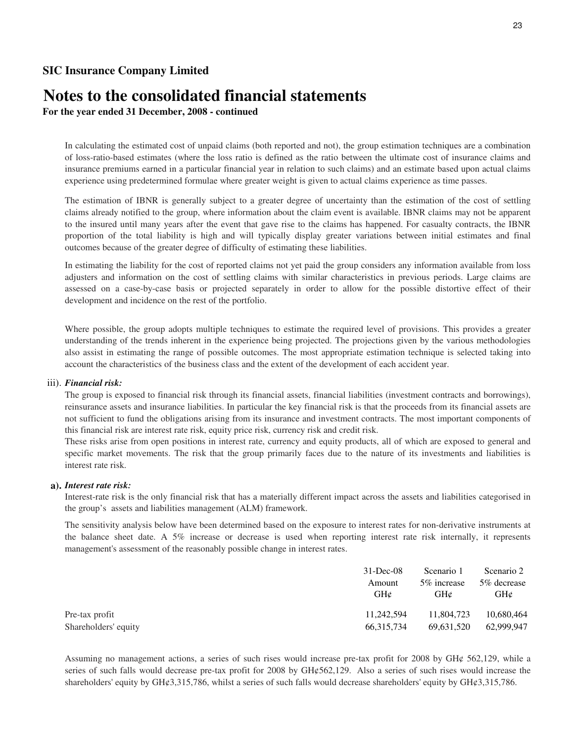## SIC Insurance Company Limited

# Notes to the consolidated financial statements

**For the year ended 31 December, 2008 - continued**

In calculating the estimated cost of unpaid claims (both reported and not), the group estimation techniques are a combination of loss-ratio-based estimates (where the loss ratio is defined as the ratio between the ultimate cost of insurance claims and insurance premiums earned in a particular financial year in relation to such claims) and an estimate based upon actual claims experience using predetermined formulae where greater weight is given to actual claims experience as time passes.

The estimation of IBNR is generally subject to a greater degree of uncertainty than the estimation of the cost of settling claims already notified to the group, where information about the claim event is available. IBNR claims may not be apparent to the insured until many years after the event that gave rise to the claims has happened. For casualty contracts, the IBNR proportion of the total liability is high and will typically display greater variations between initial estimates and final outcomes because of the greater degree of difficulty of estimating these liabilities.

In estimating the liability for the cost of reported claims not yet paid the group considers any information available from loss adjusters and information on the cost of settling claims with similar characteristics in previous periods. Large claims are assessed on a case-by-case basis or projected separately in order to allow for the possible distortive effect of their development and incidence on the rest of the portfolio.

Where possible, the group adopts multiple techniques to estimate the required level of provisions. This provides a greater understanding of the trends inherent in the experience being projected. The projections given by the various methodologies also assist in estimating the range of possible outcomes. The most appropriate estimation technique is selected taking into account the characteristics of the business class and the extent of the development of each accident year.

iii). ***Financial risk:***

The group is exposed to financial risk through its financial assets, financial liabilities (investment contracts and borrowings), reinsurance assets and insurance liabilities. In particular the key financial risk is that the proceeds from its financial assets are not sufficient to fund the obligations arising from its insurance and investment contracts. The most important components of this financial risk are interest rate risk, equity price risk, currency risk and credit risk.

These risks arise from open positions in interest rate, currency and equity products, all of which are exposed to general and specific market movements. The risk that the group primarily faces due to the nature of its investments and liabilities is interest rate risk.

**a).** ***Interest rate risk:***

Interest-rate risk is the only financial risk that has a materially different impact across the assets and liabilities categorised in the group's assets and liabilities management (ALM) framework.

The sensitivity analysis below have been determined based on the exposure to interest rates for non-derivative instruments at the balance sheet date. A 5% increase or decrease is used when reporting interest rate risk internally, it represents management's assessment of the reasonably possible change in interest rates.

| | 31-Dec-08 Amount GH¢ | Scenario 1 5% increase GH¢ | Scenario 2 5% decrease GH¢ |
|---|---|---|---|
| Pre-tax profit | 11,242,594 | 11,804,723 | 10,680,464 |
| Shareholders' equity | 66,315,734 | 69,631,520 | 62,999,947 |

Assuming no management actions, a series of such rises would increase pre-tax profit for 2008 by GH¢ 562,129, while a series of such falls would decrease pre-tax profit for 2008 by GH¢562,129. Also a series of such rises would increase the shareholders' equity by GH¢3,315,786, whilst a series of such falls would decrease shareholders' equity by GH¢3,315,786.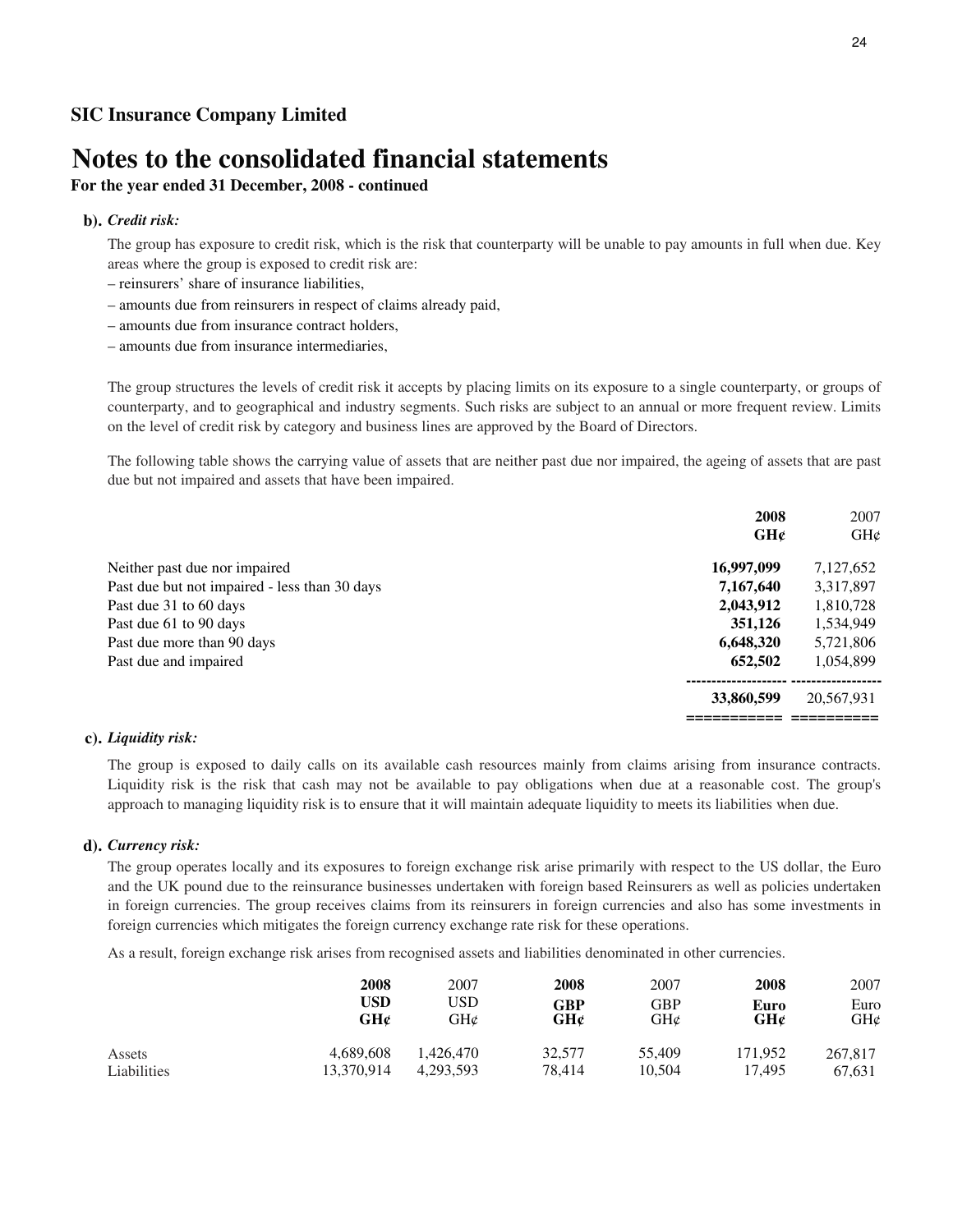## SIC Insurance Company Limited

# Notes to the consolidated financial statements

**For the year ended 31 December, 2008 - continued**

**b).** ***Credit risk:***

The group has exposure to credit risk, which is the risk that counterparty will be unable to pay amounts in full when due. Key areas where the group is exposed to credit risk are:

– reinsurers' share of insurance liabilities,
– amounts due from reinsurers in respect of claims already paid,
– amounts due from insurance contract holders,
– amounts due from insurance intermediaries,

The group structures the levels of credit risk it accepts by placing limits on its exposure to a single counterparty, or groups of counterparty, and to geographical and industry segments. Such risks are subject to an annual or more frequent review. Limits on the level of credit risk by category and business lines are approved by the Board of Directors.

The following table shows the carrying value of assets that are neither past due nor impaired, the ageing of assets that are past due but not impaired and assets that have been impaired.

| | **2008** **GH¢** | 2007 GH¢ |
|---|---|---|
| Neither past due nor impaired | **16,997,099** | 7,127,652 |
| Past due but not impaired - less than 30 days | **7,167,640** | 3,317,897 |
| Past due 31 to 60 days | **2,043,912** | 1,810,728 |
| Past due 61 to 90 days | **351,126** | 1,534,949 |
| Past due more than 90 days | **6,648,320** | 5,721,806 |
| Past due and impaired | **652,502** | 1,054,899 |
| | **33,860,599** | 20,567,931 |

**c).** ***Liquidity risk:***

The group is exposed to daily calls on its available cash resources mainly from claims arising from insurance contracts. Liquidity risk is the risk that cash may not be available to pay obligations when due at a reasonable cost. The group's approach to managing liquidity risk is to ensure that it will maintain adequate liquidity to meets its liabilities when due.

**d).** ***Currency risk:***

The group operates locally and its exposures to foreign exchange risk arise primarily with respect to the US dollar, the Euro and the UK pound due to the reinsurance businesses undertaken with foreign based Reinsurers as well as policies undertaken in foreign currencies. The group receives claims from its reinsurers in foreign currencies and also has some investments in foreign currencies which mitigates the foreign currency exchange rate risk for these operations.

As a result, foreign exchange risk arises from recognised assets and liabilities denominated in other currencies.

| | **2008** **USD** **GH¢** | 2007 USD GH¢ | **2008** **GBP** **GH¢** | 2007 GBP GH¢ | **2008** **Euro** **GH¢** | 2007 Euro GH¢ |
|---|---|---|---|---|---|---|
| Assets | 4,689,608 | 1,426,470 | 32,577 | 55,409 | 171,952 | 267,817 |
| Liabilities | 13,370,914 | 4,293,593 | 78,414 | 10,504 | 17,495 | 67,631 |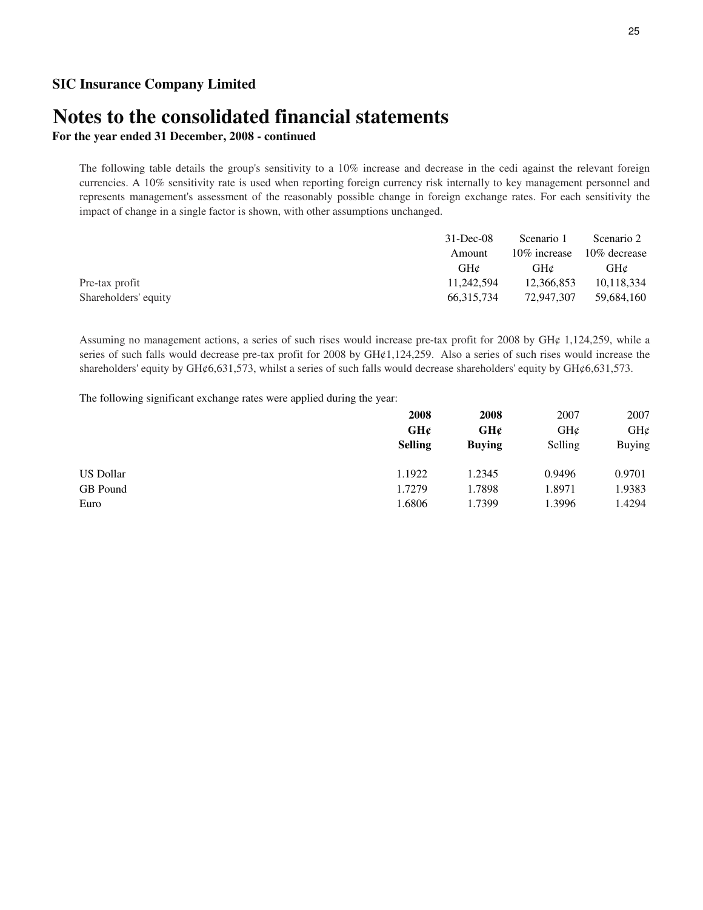**SIC Insurance Company Limited**

# Notes to the consolidated financial statements

**For the year ended 31 December, 2008 - continued**

The following table details the group's sensitivity to a 10% increase and decrease in the cedi against the relevant foreign currencies. A 10% sensitivity rate is used when reporting foreign currency risk internally to key management personnel and represents management's assessment of the reasonably possible change in foreign exchange rates. For each sensitivity the impact of change in a single factor is shown, with other assumptions unchanged.

| | 31-Dec-08 | Scenario 1 | Scenario 2 |
|---|---|---|---|
| | Amount | 10% increase | 10% decrease |
| | GH¢ | GH¢ | GH¢ |
| Pre-tax profit | 11,242,594 | 12,366,853 | 10,118,334 |
| Shareholders' equity | 66,315,734 | 72,947,307 | 59,684,160 |

Assuming no management actions, a series of such rises would increase pre-tax profit for 2008 by GH¢ 1,124,259, while a series of such falls would decrease pre-tax profit for 2008 by GH¢1,124,259. Also a series of such rises would increase the shareholders' equity by GH¢6,631,573, whilst a series of such falls would decrease shareholders' equity by GH¢6,631,573.

The following significant exchange rates were applied during the year:

| | **2008** | **2008** | 2007 | 2007 |
|---|---|---|---|---|
| | **GH¢** | **GH¢** | GH¢ | GH¢ |
| | **Selling** | **Buying** | Selling | Buying |
| US Dollar | 1.1922 | 1.2345 | 0.9496 | 0.9701 |
| GB Pound | 1.7279 | 1.7898 | 1.8971 | 1.9383 |
| Euro | 1.6806 | 1.7399 | 1.3996 | 1.4294 |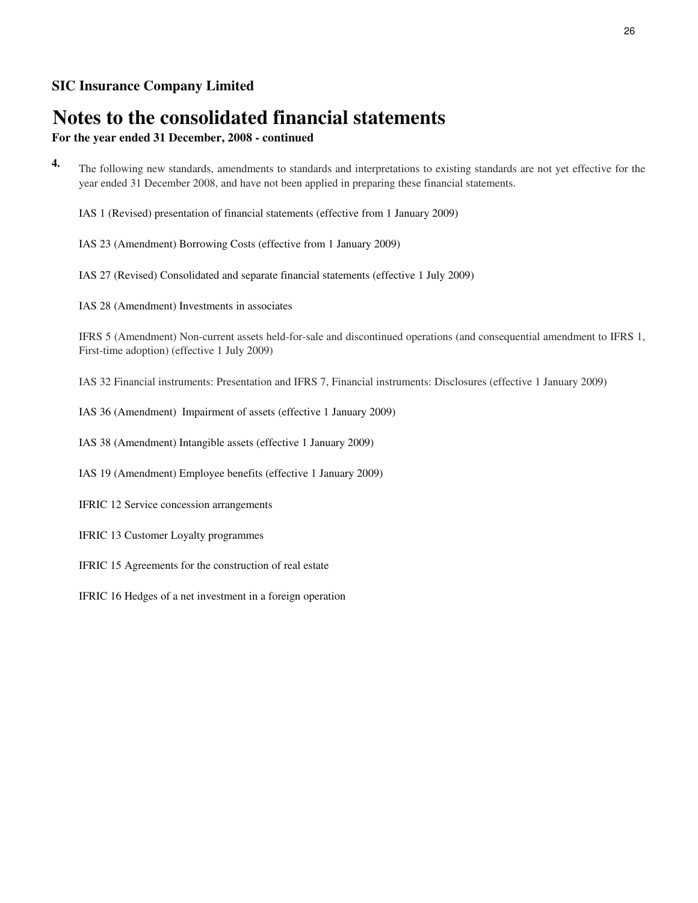**SIC Insurance Company Limited**

# Notes to the consolidated financial statements

**For the year ended 31 December, 2008 - continued**

**4.** The following new standards, amendments to standards and interpretations to existing standards are not yet effective for the year ended 31 December 2008, and have not been applied in preparing these financial statements.

IAS 1 (Revised) presentation of financial statements (effective from 1 January 2009)

IAS 23 (Amendment) Borrowing Costs (effective from 1 January 2009)

IAS 27 (Revised) Consolidated and separate financial statements (effective 1 July 2009)

IAS 28 (Amendment) Investments in associates

IFRS 5 (Amendment) Non-current assets held-for-sale and discontinued operations (and consequential amendment to IFRS 1, First-time adoption) (effective 1 July 2009)

IAS 32 Financial instruments: Presentation and IFRS 7, Financial instruments: Disclosures (effective 1 January 2009)

IAS 36 (Amendment) Impairment of assets (effective 1 January 2009)

IAS 38 (Amendment) Intangible assets (effective 1 January 2009)

IAS 19 (Amendment) Employee benefits (effective 1 January 2009)

IFRIC 12 Service concession arrangements

IFRIC 13 Customer Loyalty programmes

IFRIC 15 Agreements for the construction of real estate

IFRIC 16 Hedges of a net investment in a foreign operation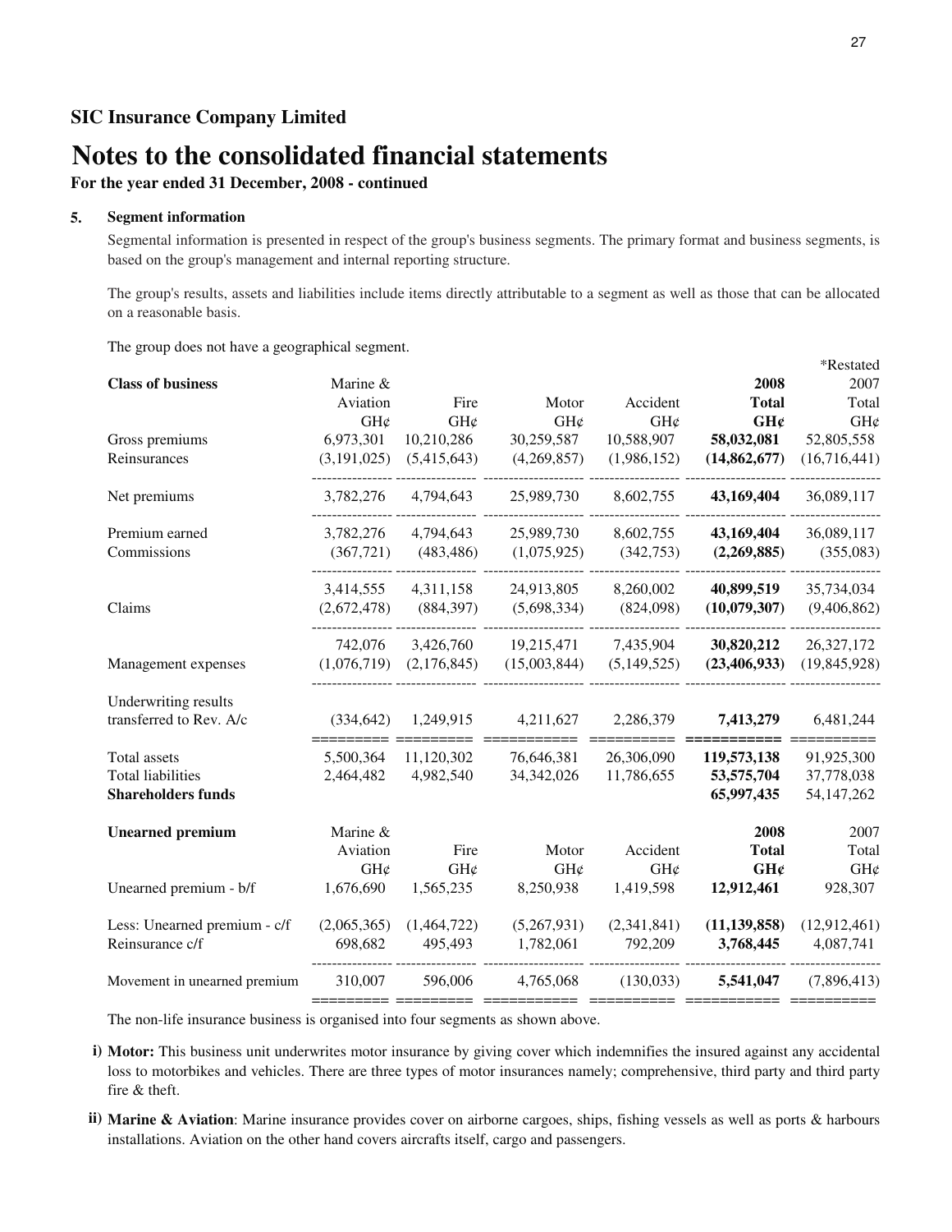**SIC Insurance Company Limited**

# Notes to the consolidated financial statements

**For the year ended 31 December, 2008 - continued**

**5. Segment information**

Segmental information is presented in respect of the group's business segments. The primary format and business segments, is based on the group's management and internal reporting structure.

The group's results, assets and liabilities include items directly attributable to a segment as well as those that can be allocated on a reasonable basis.

The group does not have a geographical segment.

| **Class of business** | Marine & Aviation GH¢ | Fire GH¢ | Motor GH¢ | Accident GH¢ | **2008 Total GH¢** | *Restated 2007 Total GH¢ |
|---|---|---|---|---|---|---|
| Gross premiums | 6,973,301 | 10,210,286 | 30,259,587 | 10,588,907 | **58,032,081** | 52,805,558 |
| Reinsurances | (3,191,025) | (5,415,643) | (4,269,857) | (1,986,152) | **(14,862,677)** | (16,716,441) |
| Net premiums | 3,782,276 | 4,794,643 | 25,989,730 | 8,602,755 | **43,169,404** | 36,089,117 |
| Premium earned | 3,782,276 | 4,794,643 | 25,989,730 | 8,602,755 | **43,169,404** | 36,089,117 |
| Commissions | (367,721) | (483,486) | (1,075,925) | (342,753) | **(2,269,885)** | (355,083) |
| | 3,414,555 | 4,311,158 | 24,913,805 | 8,260,002 | **40,899,519** | 35,734,034 |
| Claims | (2,672,478) | (884,397) | (5,698,334) | (824,098) | **(10,079,307)** | (9,406,862) |
| | 742,076 | 3,426,760 | 19,215,471 | 7,435,904 | **30,820,212** | 26,327,172 |
| Management expenses | (1,076,719) | (2,176,845) | (15,003,844) | (5,149,525) | **(23,406,933)** | (19,845,928) |
| Underwriting results transferred to Rev. A/c | (334,642) | 1,249,915 | 4,211,627 | 2,286,379 | **7,413,279** | 6,481,244 |
| Total assets | 5,500,364 | 11,120,302 | 76,646,381 | 26,306,090 | **119,573,138** | 91,925,300 |
| Total liabilities | 2,464,482 | 4,982,540 | 34,342,026 | 11,786,655 | **53,575,704** | 37,778,038 |
| **Shareholders funds** | | | | | **65,997,435** | 54,147,262 |

| **Unearned premium** | Marine & Aviation GH¢ | Fire GH¢ | Motor GH¢ | Accident GH¢ | **2008 Total GH¢** | 2007 Total GH¢ |
|---|---|---|---|---|---|---|
| Unearned premium - b/f | 1,676,690 | 1,565,235 | 8,250,938 | 1,419,598 | **12,912,461** | 928,307 |
| Less: Unearned premium - c/f | (2,065,365) | (1,464,722) | (5,267,931) | (2,341,841) | **(11,139,858)** | (12,912,461) |
| Reinsurance c/f | 698,682 | 495,493 | 1,782,061 | 792,209 | **3,768,445** | 4,087,741 |
| Movement in unearned premium | 310,007 | 596,006 | 4,765,068 | (130,033) | **5,541,047** | (7,896,413) |

The non-life insurance business is organised into four segments as shown above.

i) **Motor:** This business unit underwrites motor insurance by giving cover which indemnifies the insured against any accidental loss to motorbikes and vehicles. There are three types of motor insurances namely; comprehensive, third party and third party fire & theft.

ii) **Marine & Aviation**: Marine insurance provides cover on airborne cargoes, ships, fishing vessels as well as ports & harbours installations. Aviation on the other hand covers aircrafts itself, cargo and passengers.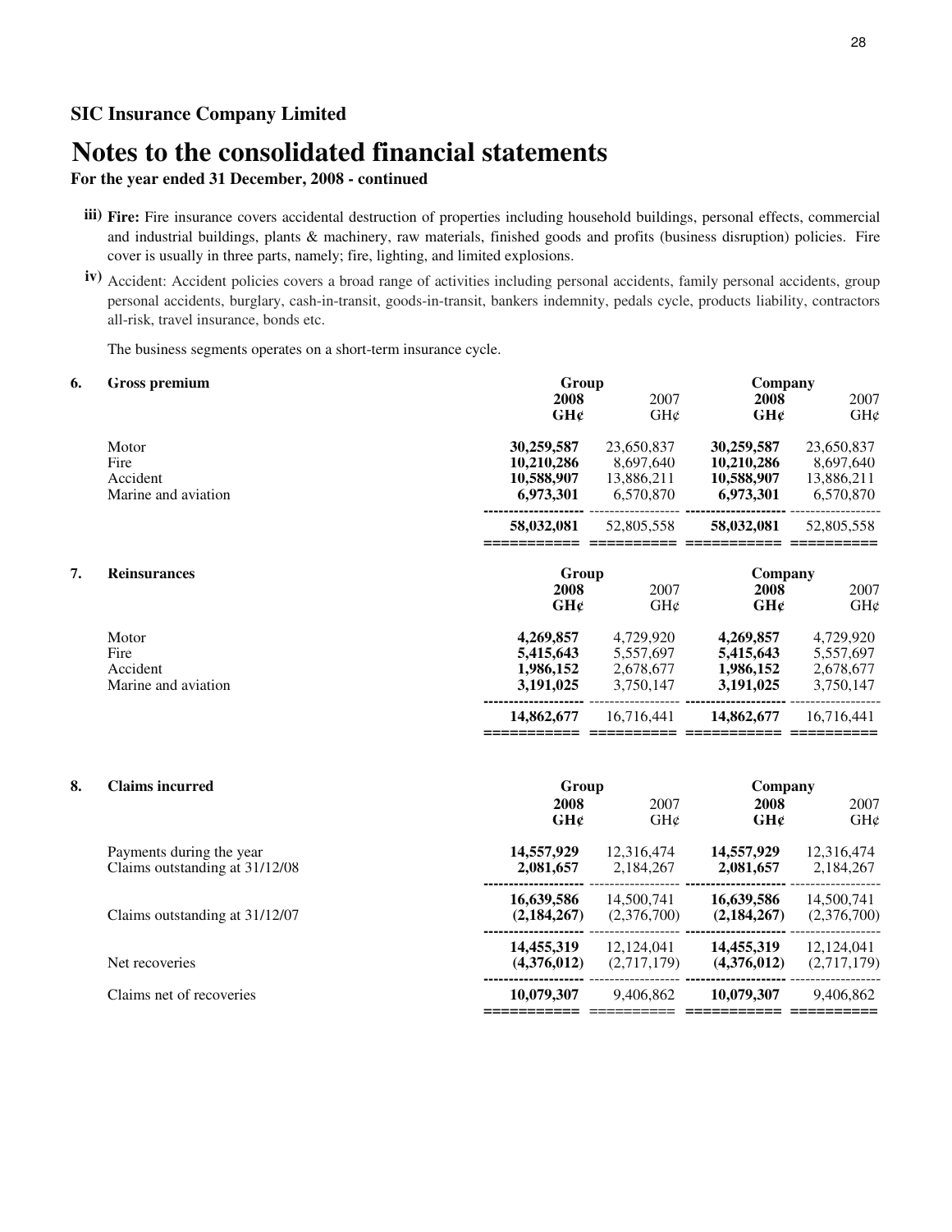## SIC Insurance Company Limited

# Notes to the consolidated financial statements

**For the year ended 31 December, 2008 - continued**

iii) **Fire:** Fire insurance covers accidental destruction of properties including household buildings, personal effects, commercial and industrial buildings, plants & machinery, raw materials, finished goods and profits (business disruption) policies. Fire cover is usually in three parts, namely; fire, lighting, and limited explosions.

iv) Accident: Accident policies covers a broad range of activities including personal accidents, family personal accidents, group personal accidents, burglary, cash-in-transit, goods-in-transit, bankers indemnity, pedals cycle, products liability, contractors all-risk, travel insurance, bonds etc.

The business segments operates on a short-term insurance cycle.

**6. Gross premium**

| | Group | | Company | |
|---|---|---|---|---|
| | **2008** | 2007 | **2008** | 2007 |
| | **GH¢** | GH¢ | **GH¢** | GH¢ |
| Motor | **30,259,587** | 23,650,837 | **30,259,587** | 23,650,837 |
| Fire | **10,210,286** | 8,697,640 | **10,210,286** | 8,697,640 |
| Accident | **10,588,907** | 13,886,211 | **10,588,907** | 13,886,211 |
| Marine and aviation | **6,973,301** | 6,570,870 | **6,973,301** | 6,570,870 |
| | **58,032,081** | 52,805,558 | **58,032,081** | 52,805,558 |

**7. Reinsurances**

| | Group | | Company | |
|---|---|---|---|---|
| | **2008** | 2007 | **2008** | 2007 |
| | **GH¢** | GH¢ | **GH¢** | GH¢ |
| Motor | **4,269,857** | 4,729,920 | **4,269,857** | 4,729,920 |
| Fire | **5,415,643** | 5,557,697 | **5,415,643** | 5,557,697 |
| Accident | **1,986,152** | 2,678,677 | **1,986,152** | 2,678,677 |
| Marine and aviation | **3,191,025** | 3,750,147 | **3,191,025** | 3,750,147 |
| | **14,862,677** | 16,716,441 | **14,862,677** | 16,716,441 |

**8. Claims incurred**

| | Group | | Company | |
|---|---|---|---|---|
| | **2008** | 2007 | **2008** | 2007 |
| | **GH¢** | GH¢ | **GH¢** | GH¢ |
| Payments during the year | **14,557,929** | 12,316,474 | **14,557,929** | 12,316,474 |
| Claims outstanding at 31/12/08 | **2,081,657** | 2,184,267 | **2,081,657** | 2,184,267 |
| | **16,639,586** | 14,500,741 | **16,639,586** | 14,500,741 |
| Claims outstanding at 31/12/07 | **(2,184,267)** | (2,376,700) | **(2,184,267)** | (2,376,700) |
| | **14,455,319** | 12,124,041 | **14,455,319** | 12,124,041 |
| Net recoveries | **(4,376,012)** | (2,717,179) | **(4,376,012)** | (2,717,179) |
| Claims net of recoveries | **10,079,307** | 9,406,862 | **10,079,307** | 9,406,862 |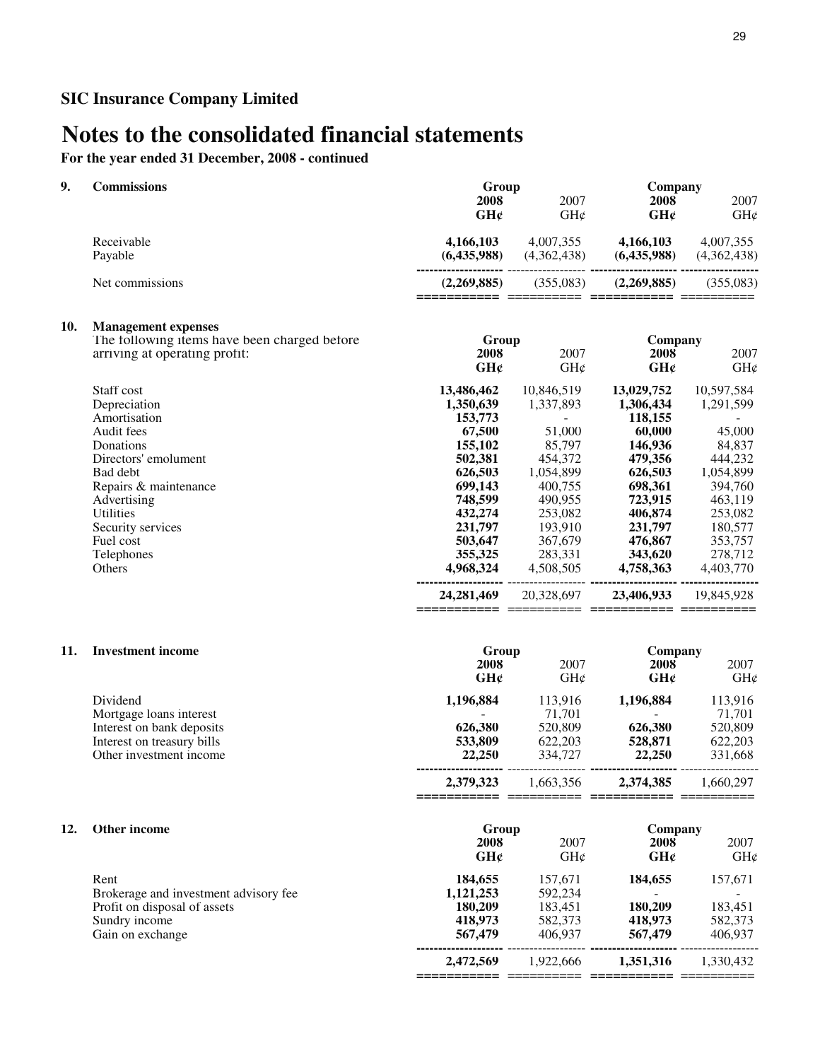## SIC Insurance Company Limited

# Notes to the consolidated financial statements

**For the year ended 31 December, 2008 - continued**

### 9. Commissions

| | Group | | Company | |
|---|---|---|---|---|
| | **2008** | 2007 | **2008** | 2007 |
| | **GH¢** | GH¢ | **GH¢** | GH¢ |
| Receivable | **4,166,103** | 4,007,355 | **4,166,103** | 4,007,355 |
| Payable | **(6,435,988)** | (4,362,438) | **(6,435,988)** | (4,362,438) |
| Net commissions | **(2,269,885)** | (355,083) | **(2,269,885)** | (355,083) |

### 10. Management expenses

The following items have been charged before arriving at operating profit:

| | Group | | Company | |
|---|---|---|---|---|
| | **2008** | 2007 | **2008** | 2007 |
| | **GH¢** | GH¢ | **GH¢** | GH¢ |
| Staff cost | **13,486,462** | 10,846,519 | **13,029,752** | 10,597,584 |
| Depreciation | **1,350,639** | 1,337,893 | **1,306,434** | 1,291,599 |
| Amortisation | **153,773** | - | **118,155** | - |
| Audit fees | **67,500** | 51,000 | **60,000** | 45,000 |
| Donations | **155,102** | 85,797 | **146,936** | 84,837 |
| Directors' emolument | **502,381** | 454,372 | **479,356** | 444,232 |
| Bad debt | **626,503** | 1,054,899 | **626,503** | 1,054,899 |
| Repairs & maintenance | **699,143** | 400,755 | **698,361** | 394,760 |
| Advertising | **748,599** | 490,955 | **723,915** | 463,119 |
| Utilities | **432,274** | 253,082 | **406,874** | 253,082 |
| Security services | **231,797** | 193,910 | **231,797** | 180,577 |
| Fuel cost | **503,647** | 367,679 | **476,867** | 353,757 |
| Telephones | **355,325** | 283,331 | **343,620** | 278,712 |
| Others | **4,968,324** | 4,508,505 | **4,758,363** | 4,403,770 |
| | **24,281,469** | 20,328,697 | **23,406,933** | 19,845,928 |

### 11. Investment income

| | Group | | Company | |
|---|---|---|---|---|
| | **2008** | 2007 | **2008** | 2007 |
| | **GH¢** | GH¢ | **GH¢** | GH¢ |
| Dividend | **1,196,884** | 113,916 | **1,196,884** | 113,916 |
| Mortgage loans interest | **-** | 71,701 | **-** | 71,701 |
| Interest on bank deposits | **626,380** | 520,809 | **626,380** | 520,809 |
| Interest on treasury bills | **533,809** | 622,203 | **528,871** | 622,203 |
| Other investment income | **22,250** | 334,727 | **22,250** | 331,668 |
| | **2,379,323** | 1,663,356 | **2,374,385** | 1,660,297 |

### 12. Other income

| | Group | | Company | |
|---|---|---|---|---|
| | **2008** | 2007 | **2008** | 2007 |
| | **GH¢** | GH¢ | **GH¢** | GH¢ |
| Rent | **184,655** | 157,671 | **184,655** | 157,671 |
| Brokerage and investment advisory fee | **1,121,253** | 592,234 | **-** | - |
| Profit on disposal of assets | **180,209** | 183,451 | **180,209** | 183,451 |
| Sundry income | **418,973** | 582,373 | **418,973** | 582,373 |
| Gain on exchange | **567,479** | 406,937 | **567,479** | 406,937 |
| | **2,472,569** | 1,922,666 | **1,351,316** | 1,330,432 |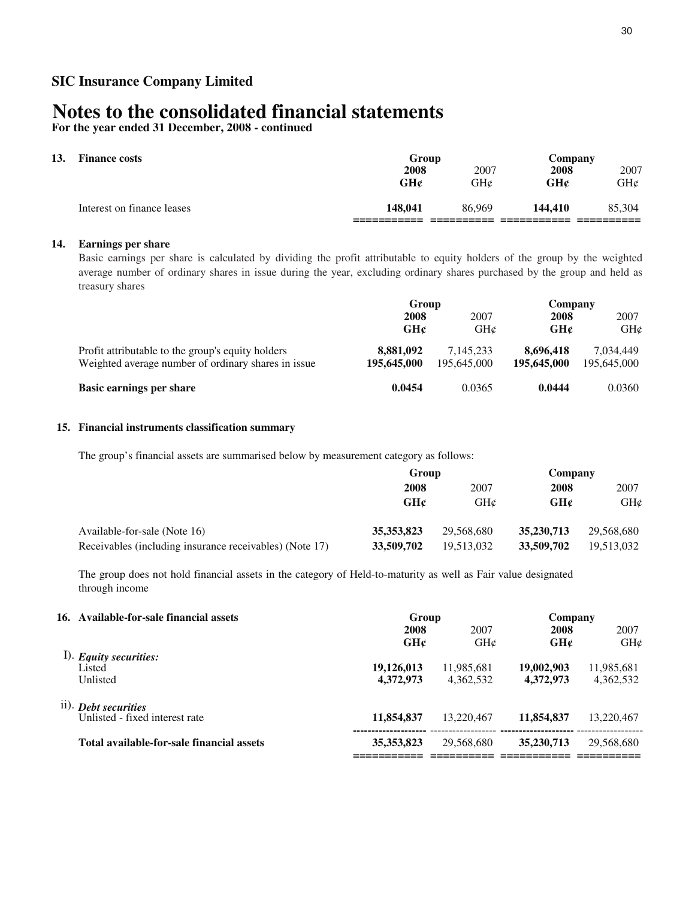## SIC Insurance Company Limited

# Notes to the consolidated financial statements

**For the year ended 31 December, 2008 - continued**

### 13. Finance costs

| | Group | | Company | |
|---|---|---|---|---|
| | **2008** | 2007 | **2008** | 2007 |
| | **GH¢** | GH¢ | **GH¢** | GH¢ |
| Interest on finance leases | **148,041** | 86,969 | **144,410** | 85,304 |

### 14. Earnings per share

Basic earnings per share is calculated by dividing the profit attributable to equity holders of the group by the weighted average number of ordinary shares in issue during the year, excluding ordinary shares purchased by the group and held as treasury shares

| | Group | | Company | |
|---|---|---|---|---|
| | **2008** | 2007 | **2008** | 2007 |
| | **GH¢** | GH¢ | **GH¢** | GH¢ |
| Profit attributable to the group's equity holders | **8,881,092** | 7,145,233 | **8,696,418** | 7,034,449 |
| Weighted average number of ordinary shares in issue | **195,645,000** | 195,645,000 | **195,645,000** | 195,645,000 |
| **Basic earnings per share** | **0.0454** | 0.0365 | **0.0444** | 0.0360 |

### 15. Financial instruments classification summary

The group's financial assets are summarised below by measurement category as follows:

| | Group | | Company | |
|---|---|---|---|---|
| | **2008** | 2007 | **2008** | 2007 |
| | **GH¢** | GH¢ | **GH¢** | GH¢ |
| Available-for-sale (Note 16) | **35,353,823** | 29,568,680 | **35,230,713** | 29,568,680 |
| Receivables (including insurance receivables) (Note 17) | **33,509,702** | 19,513,032 | **33,509,702** | 19,513,032 |

The group does not hold financial assets in the category of Held-to-maturity as well as Fair value designated through income

### 16. Available-for-sale financial assets

| | Group | | Company | |
|---|---|---|---|---|
| | **2008** | 2007 | **2008** | 2007 |
| | **GH¢** | GH¢ | **GH¢** | GH¢ |
| I). ***Equity securities:*** | | | | |
| Listed | **19,126,013** | 11,985,681 | **19,002,903** | 11,985,681 |
| Unlisted | **4,372,973** | 4,362,532 | **4,372,973** | 4,362,532 |
| ii). ***Debt securities*** | | | | |
| Unlisted - fixed interest rate | **11,854,837** | 13,220,467 | **11,854,837** | 13,220,467 |
| **Total available-for-sale financial assets** | **35,353,823** | 29,568,680 | **35,230,713** | 29,568,680 |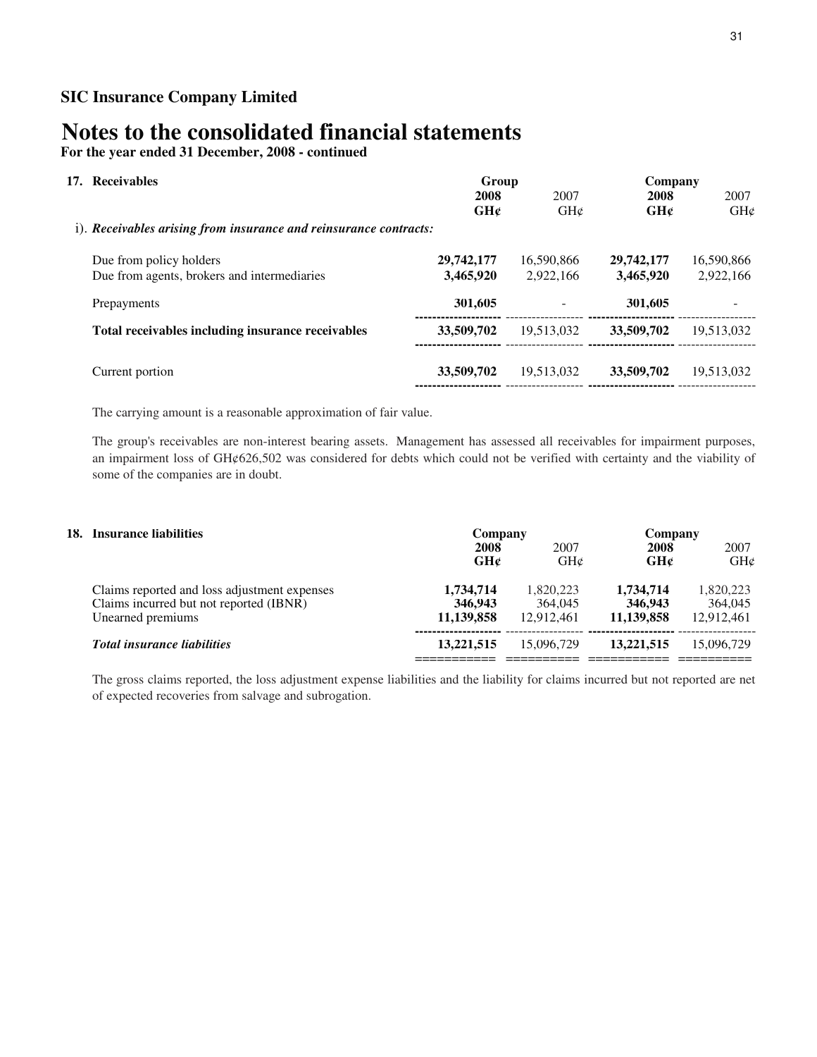**SIC Insurance Company Limited**

# Notes to the consolidated financial statements

**For the year ended 31 December, 2008 - continued**

| **17. Receivables** | **Group** | | **Company** | |
|---|---|---|---|---|
| | **2008** | 2007 | **2008** | 2007 |
| | **GH¢** | GH¢ | **GH¢** | GH¢ |
| i). ***Receivables arising from insurance and reinsurance contracts:*** | | | | |
| Due from policy holders | **29,742,177** | 16,590,866 | **29,742,177** | 16,590,866 |
| Due from agents, brokers and intermediaries | **3,465,920** | 2,922,166 | **3,465,920** | 2,922,166 |
| Prepayments | **301,605** | - | **301,605** | - |
| **Total receivables including insurance receivables** | **33,509,702** | 19,513,032 | **33,509,702** | 19,513,032 |
| Current portion | **33,509,702** | 19,513,032 | **33,509,702** | 19,513,032 |

The carrying amount is a reasonable approximation of fair value.

The group's receivables are non-interest bearing assets. Management has assessed all receivables for impairment purposes, an impairment loss of GH¢626,502 was considered for debts which could not be verified with certainty and the viability of some of the companies are in doubt.

| **18. Insurance liabilities** | **Company** | | **Company** | |
|---|---|---|---|---|
| | **2008** | 2007 | **2008** | 2007 |
| | **GH¢** | GH¢ | **GH¢** | GH¢ |
| Claims reported and loss adjustment expenses | **1,734,714** | 1,820,223 | **1,734,714** | 1,820,223 |
| Claims incurred but not reported (IBNR) | **346,943** | 364,045 | **346,943** | 364,045 |
| Unearned premiums | **11,139,858** | 12,912,461 | **11,139,858** | 12,912,461 |
| ***Total insurance liabilities*** | **13,221,515** | 15,096,729 | **13,221,515** | 15,096,729 |

The gross claims reported, the loss adjustment expense liabilities and the liability for claims incurred but not reported are net of expected recoveries from salvage and subrogation.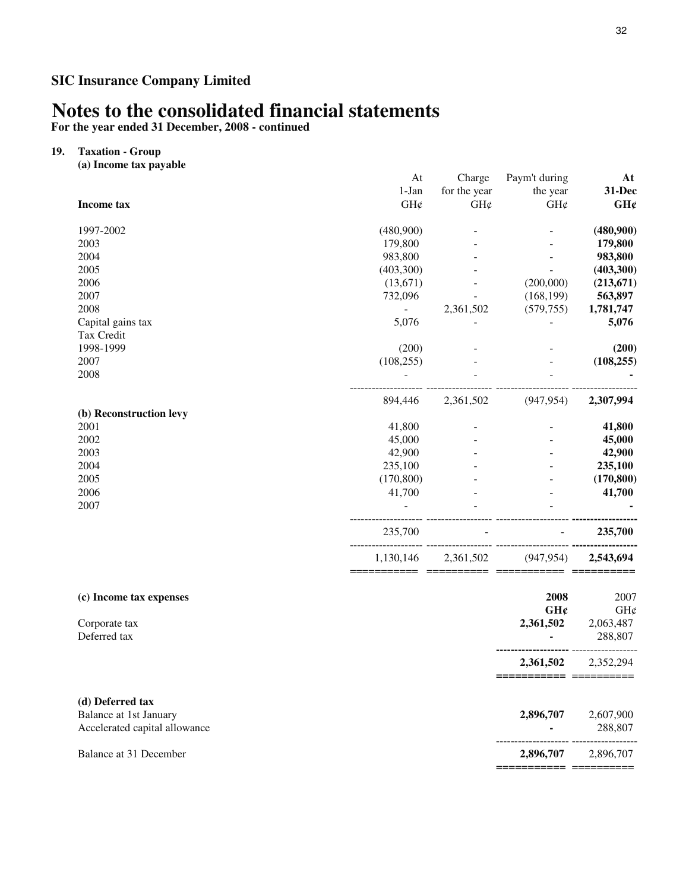## SIC Insurance Company Limited

# Notes to the consolidated financial statements

**For the year ended 31 December, 2008 - continued**

**19. Taxation - Group**

**(a) Income tax payable**

| Income tax | At 1-Jan GH¢ | Charge for the year GH¢ | Paym't during the year GH¢ | **At 31-Dec GH¢** |
|---|---|---|---|---|
| 1997-2002 | (480,900) | - | - | **(480,900)** |
| 2003 | 179,800 | - | - | **179,800** |
| 2004 | 983,800 | - | - | **983,800** |
| 2005 | (403,300) | - | - | **(403,300)** |
| 2006 | (13,671) | - | (200,000) | **(213,671)** |
| 2007 | 732,096 | - | (168,199) | **563,897** |
| 2008 | - | 2,361,502 | (579,755) | **1,781,747** |
| Capital gains tax | 5,076 | - | - | **5,076** |
| Tax Credit | | | | |
| 1998-1999 | (200) | - | - | **(200)** |
| 2007 | (108,255) | - | - | **(108,255)** |
| 2008 | - | - | - | **-** |
| | 894,446 | 2,361,502 | (947,954) | **2,307,994** |
| **(b) Reconstruction levy** | | | | |
| 2001 | 41,800 | - | - | **41,800** |
| 2002 | 45,000 | - | - | **45,000** |
| 2003 | 42,900 | - | - | **42,900** |
| 2004 | 235,100 | - | - | **235,100** |
| 2005 | (170,800) | - | - | **(170,800)** |
| 2006 | 41,700 | - | - | **41,700** |
| 2007 | - | - | - | **-** |
| | 235,700 | - | - | **235,700** |
| | 1,130,146 | 2,361,502 | (947,954) | **2,543,694** |

**(c) Income tax expenses**

| | **2008 GH¢** | 2007 GH¢ |
|---|---|---|
| Corporate tax | **2,361,502** | 2,063,487 |
| Deferred tax | **-** | 288,807 |
| | **2,361,502** | 2,352,294 |

**(d) Deferred tax**

| | **2008** | 2007 |
|---|---|---|
| Balance at 1st January | **2,896,707** | 2,607,900 |
| Accelerated capital allowance | **-** | 288,807 |
| Balance at 31 December | **2,896,707** | 2,896,707 |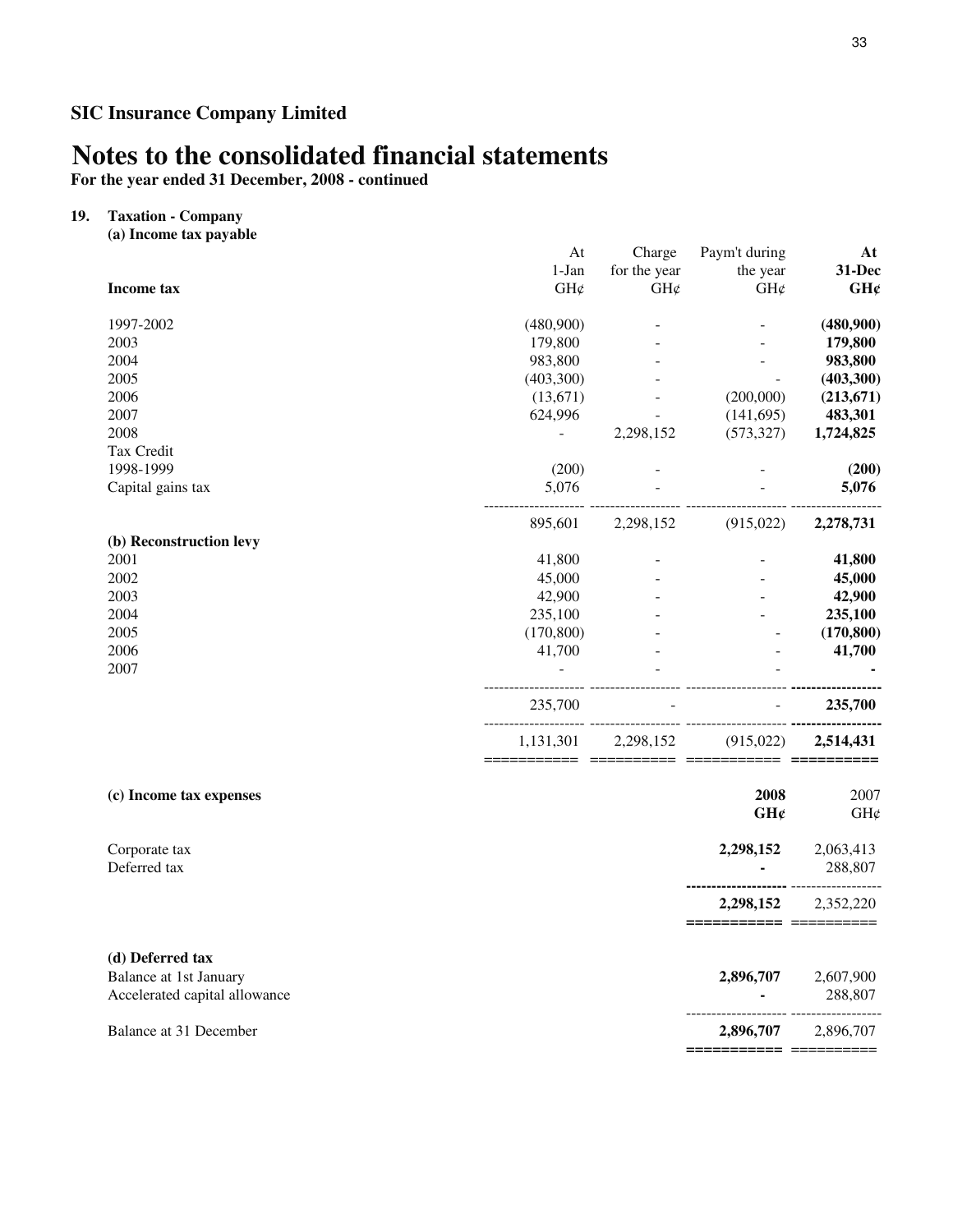## SIC Insurance Company Limited

# Notes to the consolidated financial statements

**For the year ended 31 December, 2008 - continued**

### 19. Taxation - Company

**(a) Income tax payable**

| Income tax | At 1-Jan GH¢ | Charge for the year GH¢ | Paym't during the year GH¢ | **At 31-Dec GH¢** |
|---|---|---|---|---|
| 1997-2002 | (480,900) | - | - | **(480,900)** |
| 2003 | 179,800 | - | - | **179,800** |
| 2004 | 983,800 | - | - | **983,800** |
| 2005 | (403,300) | - | - | **(403,300)** |
| 2006 | (13,671) | - | (200,000) | **(213,671)** |
| 2007 | 624,996 | - | (141,695) | **483,301** |
| 2008 | - | 2,298,152 | (573,327) | **1,724,825** |
| Tax Credit | | | | |
| 1998-1999 | (200) | - | - | **(200)** |
| Capital gains tax | 5,076 | - | - | **5,076** |
| | 895,601 | 2,298,152 | (915,022) | **2,278,731** |
| **(b) Reconstruction levy** | | | | |
| 2001 | 41,800 | - | - | **41,800** |
| 2002 | 45,000 | - | - | **45,000** |
| 2003 | 42,900 | - | - | **42,900** |
| 2004 | 235,100 | - | - | **235,100** |
| 2005 | (170,800) | - | - | **(170,800)** |
| 2006 | 41,700 | - | - | **41,700** |
| 2007 | - | - | - | **-** |
| | 235,700 | - | - | **235,700** |
| | 1,131,301 | 2,298,152 | (915,022) | **2,514,431** |

**(c) Income tax expenses**

| | **2008 GH¢** | 2007 GH¢ |
|---|---|---|
| Corporate tax | **2,298,152** | 2,063,413 |
| Deferred tax | **-** | 288,807 |
| | **2,298,152** | 2,352,220 |

**(d) Deferred tax**

| | **2008** | 2007 |
|---|---|---|
| Balance at 1st January | **2,896,707** | 2,607,900 |
| Accelerated capital allowance | **-** | 288,807 |
| Balance at 31 December | **2,896,707** | 2,896,707 |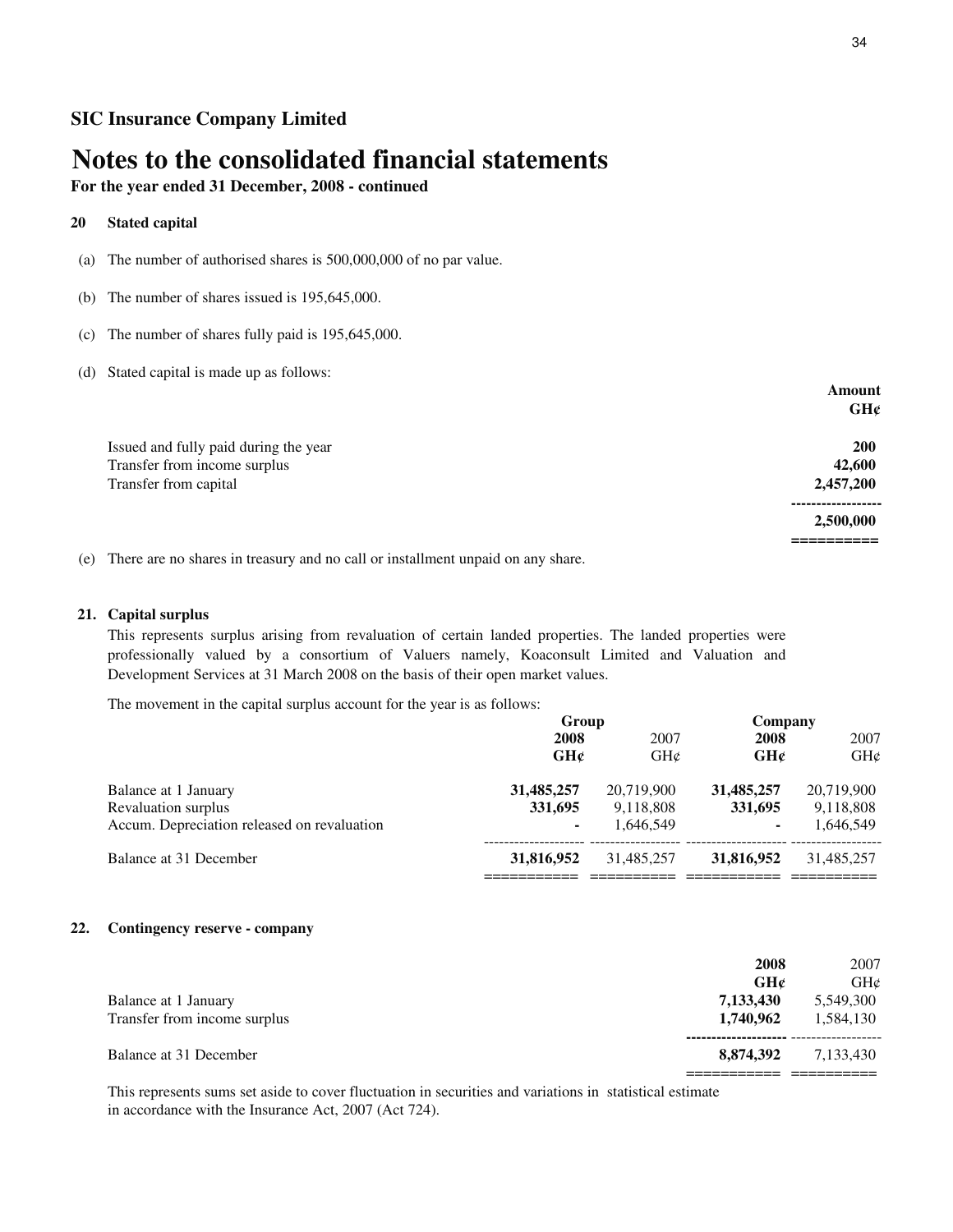## SIC Insurance Company Limited

# Notes to the consolidated financial statements

**For the year ended 31 December, 2008 - continued**

### 20 Stated capital

(a) The number of authorised shares is 500,000,000 of no par value.

(b) The number of shares issued is 195,645,000.

(c) The number of shares fully paid is 195,645,000.

(d) Stated capital is made up as follows:

| | Amount GH¢ |
|---|---|
| Issued and fully paid during the year | **200** |
| Transfer from income surplus | **42,600** |
| Transfer from capital | **2,457,200** |
| | **2,500,000** |

(e) There are no shares in treasury and no call or installment unpaid on any share.

### 21. Capital surplus

This represents surplus arising from revaluation of certain landed properties. The landed properties were professionally valued by a consortium of Valuers namely, Koaconsult Limited and Valuation and Development Services at 31 March 2008 on the basis of their open market values.

The movement in the capital surplus account for the year is as follows:

| | Group | | Company | |
|---|---|---|---|---|
| | **2008 GH¢** | 2007 GH¢ | **2008 GH¢** | 2007 GH¢ |
| Balance at 1 January | **31,485,257** | 20,719,900 | **31,485,257** | 20,719,900 |
| Revaluation surplus | **331,695** | 9,118,808 | **331,695** | 9,118,808 |
| Accum. Depreciation released on revaluation | **-** | 1,646,549 | **-** | 1,646,549 |
| Balance at 31 December | **31,816,952** | 31,485,257 | **31,816,952** | 31,485,257 |

### 22. Contingency reserve - company

| | **2008 GH¢** | 2007 GH¢ |
|---|---|---|
| Balance at 1 January | **7,133,430** | 5,549,300 |
| Transfer from income surplus | **1,740,962** | 1,584,130 |
| Balance at 31 December | **8,874,392** | 7,133,430 |

This represents sums set aside to cover fluctuation in securities and variations in statistical estimate in accordance with the Insurance Act, 2007 (Act 724).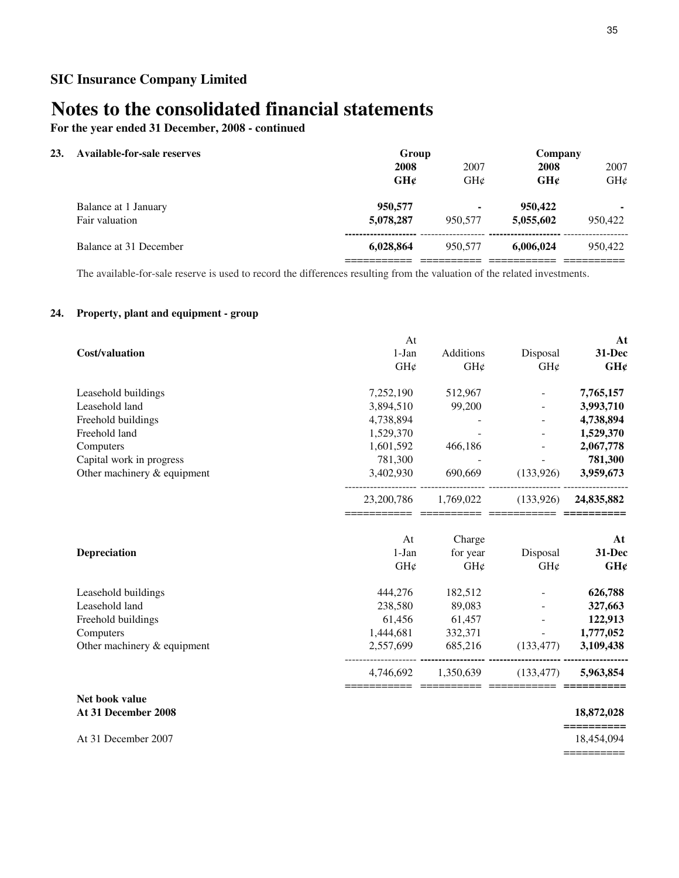## SIC Insurance Company Limited

# Notes to the consolidated financial statements

**For the year ended 31 December, 2008 - continued**

### 23. Available-for-sale reserves

| | Group | | Company | |
|---|---|---|---|---|
| | **2008** | 2007 | **2008** | 2007 |
| | **GH¢** | GH¢ | **GH¢** | GH¢ |
| Balance at 1 January | **950,577** | - | **950,422** | - |
| Fair valuation | **5,078,287** | 950,577 | **5,055,602** | 950,422 |
| Balance at 31 December | **6,028,864** | 950,577 | **6,006,024** | 950,422 |

The available-for-sale reserve is used to record the differences resulting from the valuation of the related investments.

### 24. Property, plant and equipment - group

| **Cost/valuation** | At 1-Jan GH¢ | Additions GH¢ | Disposal GH¢ | **At 31-Dec GH¢** |
|---|---|---|---|---|
| Leasehold buildings | 7,252,190 | 512,967 | - | **7,765,157** |
| Leasehold land | 3,894,510 | 99,200 | - | **3,993,710** |
| Freehold buildings | 4,738,894 | - | - | **4,738,894** |
| Freehold land | 1,529,370 | - | - | **1,529,370** |
| Computers | 1,601,592 | 466,186 | - | **2,067,778** |
| Capital work in progress | 781,300 | - | - | **781,300** |
| Other machinery & equipment | 3,402,930 | 690,669 | (133,926) | **3,959,673** |
| | 23,200,786 | 1,769,022 | (133,926) | **24,835,882** |

| **Depreciation** | At 1-Jan GH¢ | Charge for year GH¢ | Disposal GH¢ | **At 31-Dec GH¢** |
|---|---|---|---|---|
| Leasehold buildings | 444,276 | 182,512 | - | **626,788** |
| Leasehold land | 238,580 | 89,083 | - | **327,663** |
| Freehold buildings | 61,456 | 61,457 | - | **122,913** |
| Computers | 1,444,681 | 332,371 | - | **1,777,052** |
| Other machinery & equipment | 2,557,699 | 685,216 | (133,477) | **3,109,438** |
| | 4,746,692 | 1,350,639 | (133,477) | **5,963,854** |

| | |
|---|---|
| **Net book value** | |
| **At 31 December 2008** | **18,872,028** |
| At 31 December 2007 | 18,454,094 |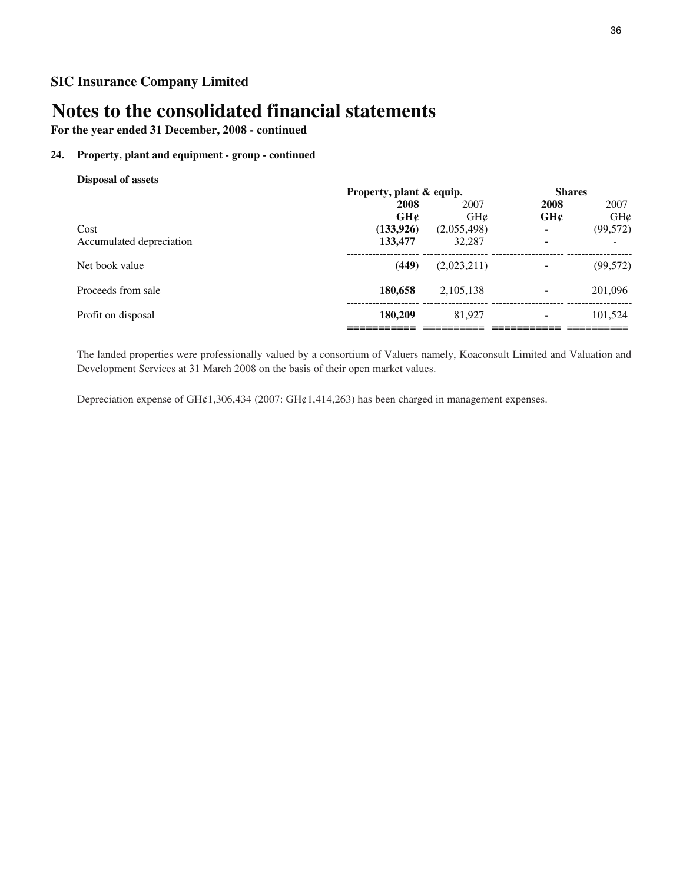## SIC Insurance Company Limited

# Notes to the consolidated financial statements

**For the year ended 31 December, 2008 - continued**

### 24. Property, plant and equipment - group - continued

**Disposal of assets**

| | Property, plant & equip. | | Shares | |
|---|---|---|---|---|
| | **2008** | 2007 | **2008** | 2007 |
| | **GH¢** | GH¢ | **GH¢** | GH¢ |
| Cost | **(133,926)** | (2,055,498) | **-** | (99,572) |
| Accumulated depreciation | **133,477** | 32,287 | **-** | - |
| Net book value | **(449)** | (2,023,211) | **-** | (99,572) |
| Proceeds from sale | **180,658** | 2,105,138 | **-** | 201,096 |
| Profit on disposal | **180,209** | 81,927 | **-** | 101,524 |

The landed properties were professionally valued by a consortium of Valuers namely, Koaconsult Limited and Valuation and Development Services at 31 March 2008 on the basis of their open market values.

Depreciation expense of GH¢1,306,434 (2007: GH¢1,414,263) has been charged in management expenses.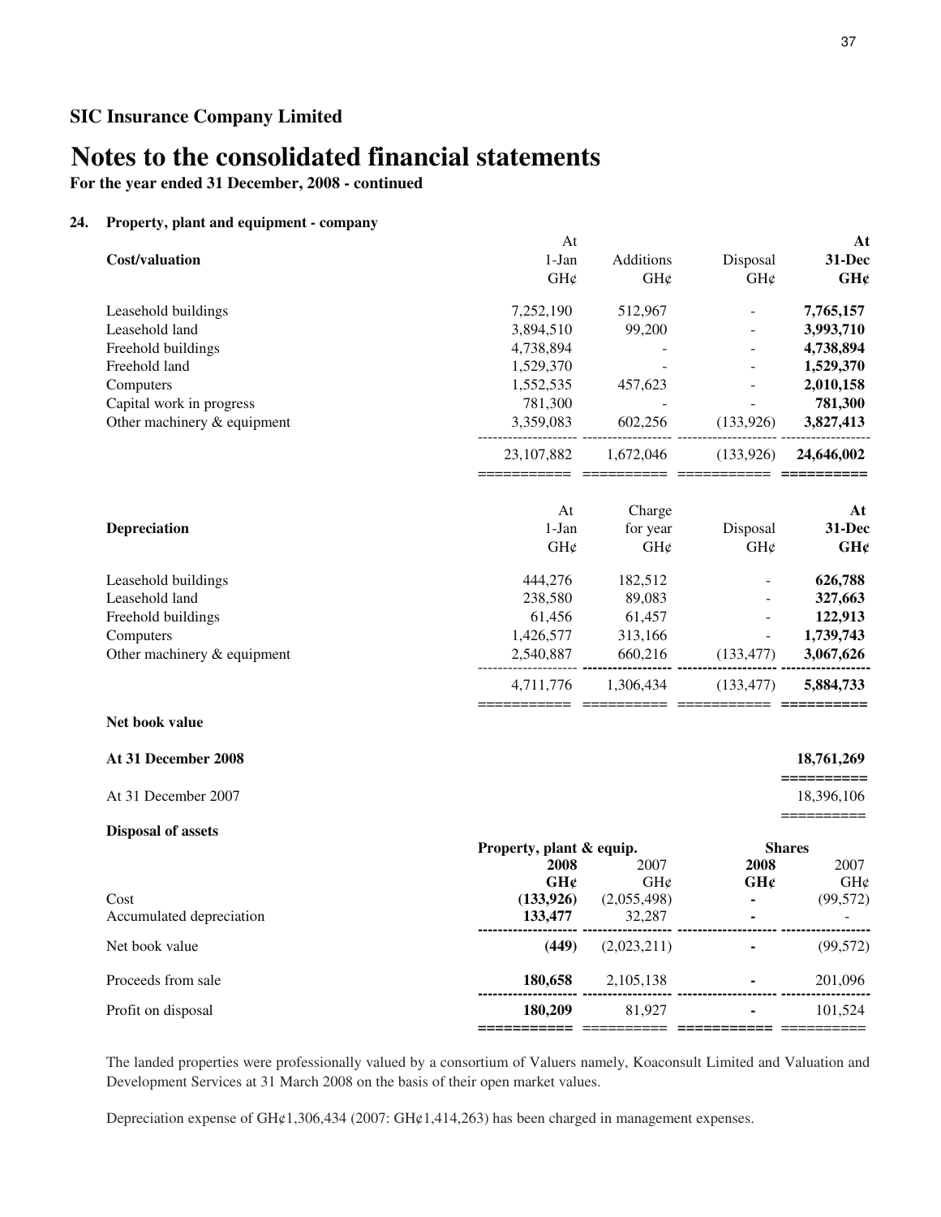## SIC Insurance Company Limited

# Notes to the consolidated financial statements

**For the year ended 31 December, 2008 - continued**

### 24. Property, plant and equipment - company

| Cost/valuation | At 1-Jan GH¢ | Additions GH¢ | Disposal GH¢ | **At 31-Dec GH¢** |
|---|---|---|---|---|
| Leasehold buildings | 7,252,190 | 512,967 | - | **7,765,157** |
| Leasehold land | 3,894,510 | 99,200 | - | **3,993,710** |
| Freehold buildings | 4,738,894 | - | - | **4,738,894** |
| Freehold land | 1,529,370 | - | - | **1,529,370** |
| Computers | 1,552,535 | 457,623 | - | **2,010,158** |
| Capital work in progress | 781,300 | - | - | **781,300** |
| Other machinery & equipment | 3,359,083 | 602,256 | (133,926) | **3,827,413** |
| | 23,107,882 | 1,672,046 | (133,926) | **24,646,002** |

| Depreciation | At 1-Jan GH¢ | Charge for year GH¢ | Disposal GH¢ | **At 31-Dec GH¢** |
|---|---|---|---|---|
| Leasehold buildings | 444,276 | 182,512 | - | **626,788** |
| Leasehold land | 238,580 | 89,083 | - | **327,663** |
| Freehold buildings | 61,456 | 61,457 | - | **122,913** |
| Computers | 1,426,577 | 313,166 | - | **1,739,743** |
| Other machinery & equipment | 2,540,887 | 660,216 | (133,477) | **3,067,626** |
| | 4,711,776 | 1,306,434 | (133,477) | **5,884,733** |

**Net book value**

| | |
|---|---|
| **At 31 December 2008** | **18,761,269** |
| At 31 December 2007 | 18,396,106 |

**Disposal of assets**

| | Property, plant & equip. | | Shares | |
|---|---|---|---|---|
| | **2008 GH¢** | 2007 GH¢ | **2008 GH¢** | 2007 GH¢ |
| Cost | **(133,926)** | (2,055,498) | **-** | (99,572) |
| Accumulated depreciation | **133,477** | 32,287 | **-** | - |
| Net book value | **(449)** | (2,023,211) | **-** | (99,572) |
| Proceeds from sale | **180,658** | 2,105,138 | **-** | 201,096 |
| Profit on disposal | **180,209** | 81,927 | **-** | 101,524 |

The landed properties were professionally valued by a consortium of Valuers namely, Koaconsult Limited and Valuation and Development Services at 31 March 2008 on the basis of their open market values.

Depreciation expense of GH¢1,306,434 (2007: GH¢1,414,263) has been charged in management expenses.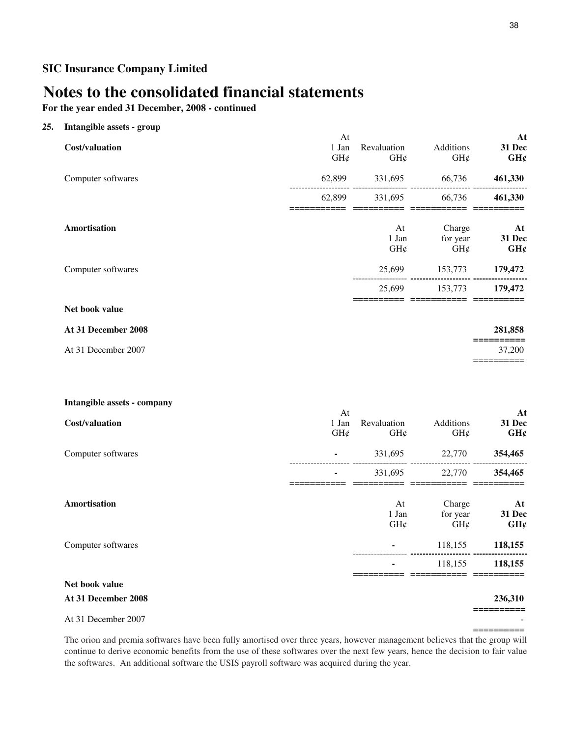## SIC Insurance Company Limited

# Notes to the consolidated financial statements

**For the year ended 31 December, 2008 - continued**

### 25. Intangible assets - group

| **Cost/valuation** | At 1 Jan GH¢ | Revaluation GH¢ | Additions GH¢ | **At 31 Dec GH¢** |
|---|---|---|---|---|
| Computer softwares | 62,899 | 331,695 | 66,736 | **461,330** |
| | 62,899 | 331,695 | 66,736 | 461,330 |

| **Amortisation** | At 1 Jan GH¢ | Charge for year GH¢ | **At 31 Dec GH¢** |
|---|---|---|---|
| Computer softwares | 25,699 | 153,773 | **179,472** |
| | 25,699 | 153,773 | 179,472 |

| **Net book value** | |
|---|---|
| **At 31 December 2008** | **281,858** |
| At 31 December 2007 | 37,200 |

#### Intangible assets - company

| **Cost/valuation** | At 1 Jan GH¢ | Revaluation GH¢ | Additions GH¢ | **At 31 Dec GH¢** |
|---|---|---|---|---|
| Computer softwares | - | 331,695 | 22,770 | **354,465** |
| | - | 331,695 | 22,770 | 354,465 |

| **Amortisation** | At 1 Jan GH¢ | Charge for year GH¢ | **At 31 Dec GH¢** |
|---|---|---|---|
| Computer softwares | - | 118,155 | **118,155** |
| | - | 118,155 | 118,155 |

| **Net book value** | |
|---|---|
| **At 31 December 2008** | **236,310** |
| At 31 December 2007 | - |

The orion and premia softwares have been fully amortised over three years, however management believes that the group will continue to derive economic benefits from the use of these softwares over the next few years, hence the decision to fair value the softwares. An additional software the USIS payroll software was acquired during the year.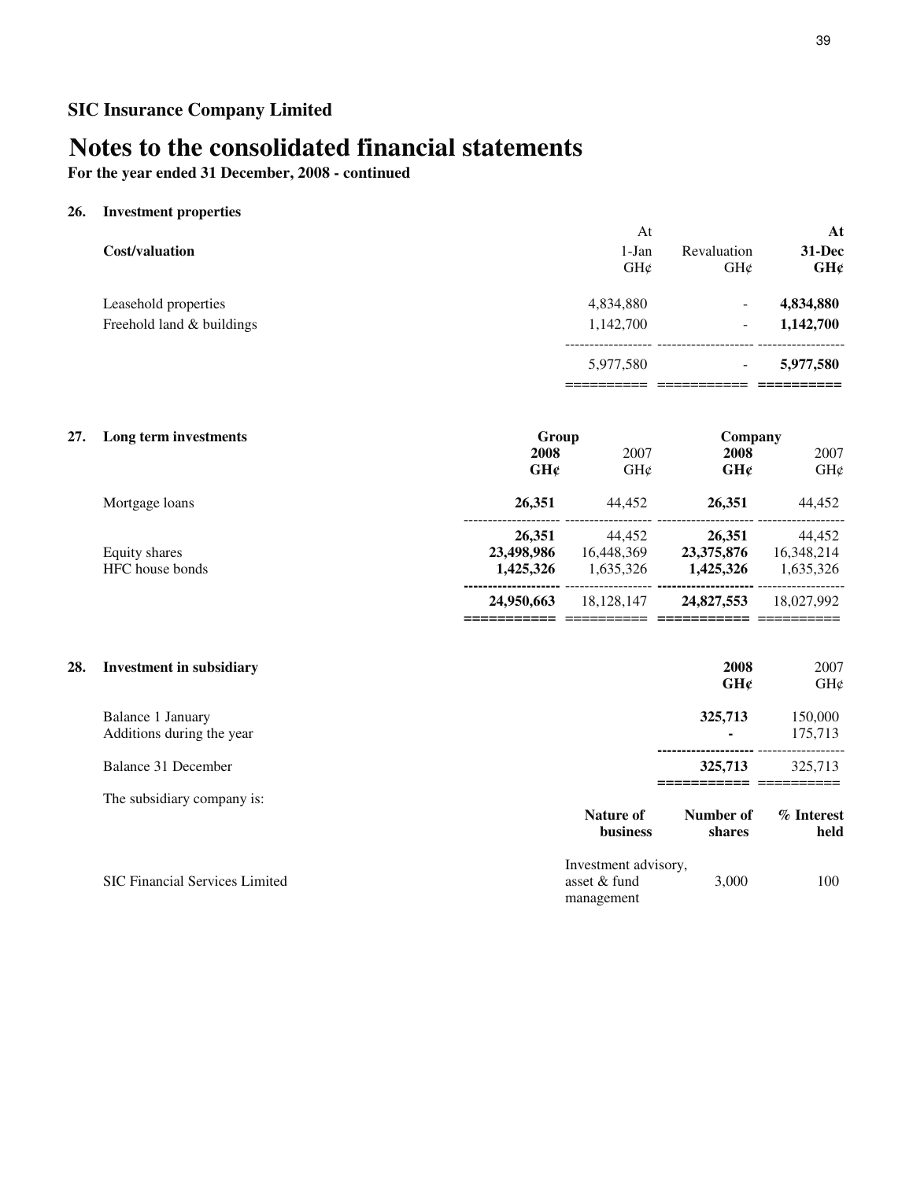## SIC Insurance Company Limited

# Notes to the consolidated financial statements

**For the year ended 31 December, 2008 - continued**

### 26. Investment properties

| Cost/valuation | At 1-Jan GH¢ | Revaluation GH¢ | **At 31-Dec GH¢** |
|---|---|---|---|
| Leasehold properties | 4,834,880 | - | **4,834,880** |
| Freehold land & buildings | 1,142,700 | - | **1,142,700** |
| | 5,977,580 | - | **5,977,580** |

### 27. Long term investments

| | Group | | Company | |
|---|---|---|---|---|
| | **2008 GH¢** | 2007 GH¢ | **2008 GH¢** | 2007 GH¢ |
| Mortgage loans | **26,351** | 44,452 | **26,351** | 44,452 |
| | **26,351** | 44,452 | **26,351** | 44,452 |
| Equity shares | **23,498,986** | 16,448,369 | **23,375,876** | 16,348,214 |
| HFC house bonds | **1,425,326** | 1,635,326 | **1,425,326** | 1,635,326 |
| | **24,950,663** | 18,128,147 | **24,827,553** | 18,027,992 |

### 28. Investment in subsidiary

| | **2008 GH¢** | 2007 GH¢ |
|---|---|---|
| Balance 1 January | **325,713** | 150,000 |
| Additions during the year | **-** | 175,713 |
| Balance 31 December | **325,713** | 325,713 |

The subsidiary company is:

| | **Nature of business** | **Number of shares** | **% Interest held** |
|---|---|---|---|
| SIC Financial Services Limited | Investment advisory, asset & fund management | 3,000 | 100 |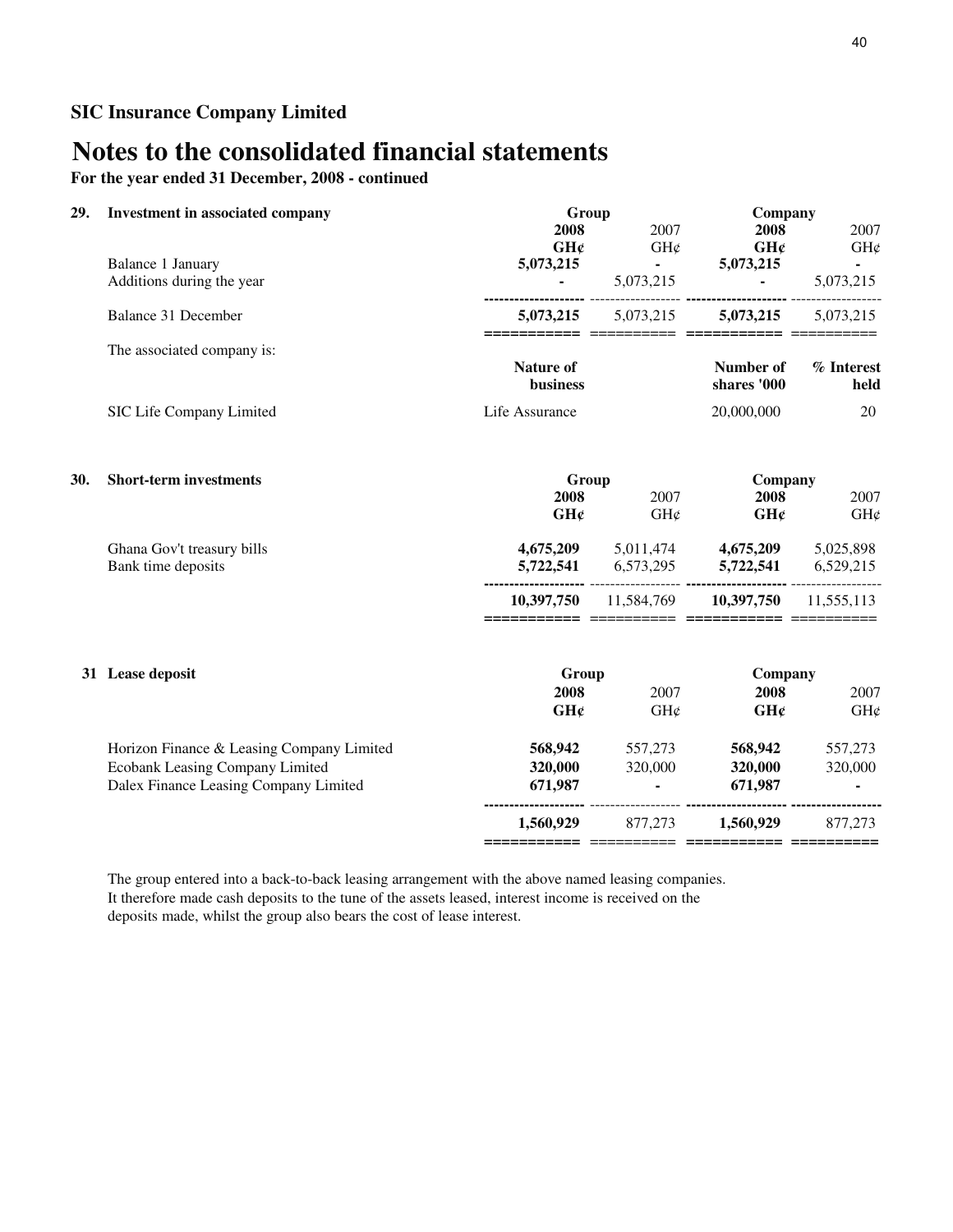**SIC Insurance Company Limited**

# Notes to the consolidated financial statements

**For the year ended 31 December, 2008 - continued**

## 29. Investment in associated company

| | Group | | Company | |
|---|---|---|---|---|
| | **2008** | 2007 | **2008** | 2007 |
| | **GH¢** | GH¢ | **GH¢** | GH¢ |
| Balance 1 January | **5,073,215** | - | **5,073,215** | - |
| Additions during the year | **-** | 5,073,215 | **-** | 5,073,215 |
| Balance 31 December | **5,073,215** | 5,073,215 | **5,073,215** | 5,073,215 |

The associated company is:

| | Nature of business | Number of shares '000 | % Interest held |
|---|---|---|---|
| SIC Life Company Limited | Life Assurance | 20,000,000 | 20 |

## 30. Short-term investments

| | Group | | Company | |
|---|---|---|---|---|
| | **2008** | 2007 | **2008** | 2007 |
| | **GH¢** | GH¢ | **GH¢** | GH¢ |
| Ghana Gov't treasury bills | **4,675,209** | 5,011,474 | **4,675,209** | 5,025,898 |
| Bank time deposits | **5,722,541** | 6,573,295 | **5,722,541** | 6,529,215 |
| | **10,397,750** | 11,584,769 | **10,397,750** | 11,555,113 |

## 31 Lease deposit

| | Group | | Company | |
|---|---|---|---|---|
| | **2008** | 2007 | **2008** | 2007 |
| | **GH¢** | GH¢ | **GH¢** | GH¢ |
| Horizon Finance & Leasing Company Limited | **568,942** | 557,273 | **568,942** | 557,273 |
| Ecobank Leasing Company Limited | **320,000** | 320,000 | **320,000** | 320,000 |
| Dalex Finance Leasing Company Limited | **671,987** | - | **671,987** | - |
| | **1,560,929** | 877,273 | **1,560,929** | 877,273 |

The group entered into a back-to-back leasing arrangement with the above named leasing companies. It therefore made cash deposits to the tune of the assets leased, interest income is received on the deposits made, whilst the group also bears the cost of lease interest.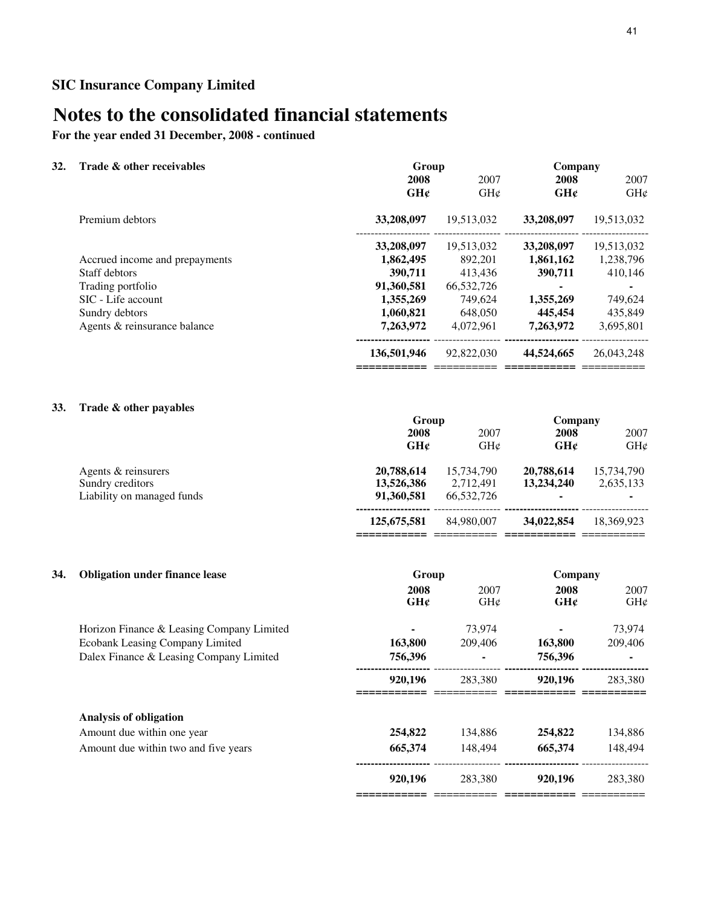## SIC Insurance Company Limited

# Notes to the consolidated financial statements

**For the year ended 31 December, 2008 - continued**

### 32. Trade & other receivables

| | Group | | Company | |
|---|---|---|---|---|
| | **2008** | 2007 | **2008** | 2007 |
| | **GH¢** | GH¢ | **GH¢** | GH¢ |
| Premium debtors | **33,208,097** | 19,513,032 | **33,208,097** | 19,513,032 |
| | **33,208,097** | 19,513,032 | **33,208,097** | 19,513,032 |
| Accrued income and prepayments | **1,862,495** | 892,201 | **1,861,162** | 1,238,796 |
| Staff debtors | **390,711** | 413,436 | **390,711** | 410,146 |
| Trading portfolio | **91,360,581** | 66,532,726 | **-** | - |
| SIC - Life account | **1,355,269** | 749,624 | **1,355,269** | 749,624 |
| Sundry debtors | **1,060,821** | 648,050 | **445,454** | 435,849 |
| Agents & reinsurance balance | **7,263,972** | 4,072,961 | **7,263,972** | 3,695,801 |
| | **136,501,946** | 92,822,030 | **44,524,665** | 26,043,248 |

### 33. Trade & other payables

| | Group | | Company | |
|---|---|---|---|---|
| | **2008** | 2007 | **2008** | 2007 |
| | **GH¢** | GH¢ | **GH¢** | GH¢ |
| Agents & reinsurers | **20,788,614** | 15,734,790 | **20,788,614** | 15,734,790 |
| Sundry creditors | **13,526,386** | 2,712,491 | **13,234,240** | 2,635,133 |
| Liability on managed funds | **91,360,581** | 66,532,726 | **-** | - |
| | **125,675,581** | 84,980,007 | **34,022,854** | 18,369,923 |

### 34. Obligation under finance lease

| | Group | | Company | |
|---|---|---|---|---|
| | **2008** | 2007 | **2008** | 2007 |
| | **GH¢** | GH¢ | **GH¢** | GH¢ |
| Horizon Finance & Leasing Company Limited | **-** | 73,974 | **-** | 73,974 |
| Ecobank Leasing Company Limited | **163,800** | 209,406 | **163,800** | 209,406 |
| Dalex Finance & Leasing Company Limited | **756,396** | - | **756,396** | - |
| | **920,196** | 283,380 | **920,196** | 283,380 |
| **Analysis of obligation** | | | | |
| Amount due within one year | **254,822** | 134,886 | **254,822** | 134,886 |
| Amount due within two and five years | **665,374** | 148,494 | **665,374** | 148,494 |
| | **920,196** | 283,380 | **920,196** | 283,380 |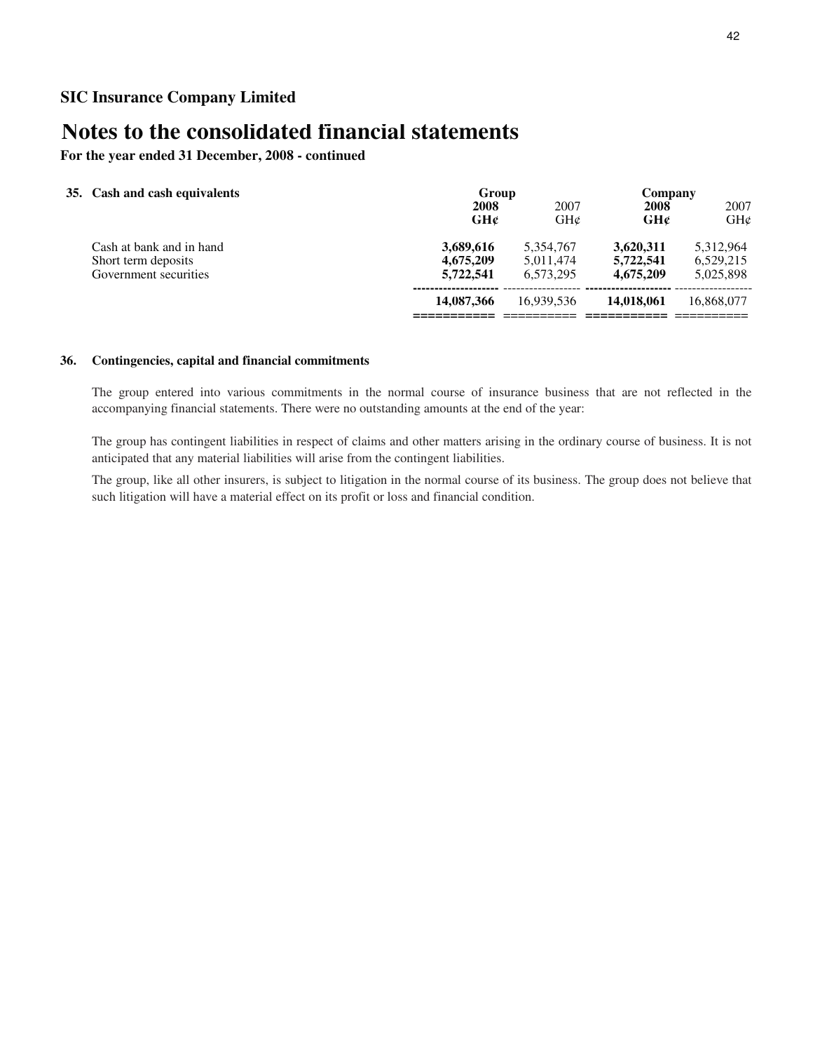**SIC Insurance Company Limited**

# Notes to the consolidated financial statements

**For the year ended 31 December, 2008 - continued**

**35. Cash and cash equivalents**

| | Group | | Company | |
|---|---|---|---|---|
| | **2008** | 2007 | **2008** | 2007 |
| | **GH¢** | GH¢ | **GH¢** | GH¢ |
| Cash at bank and in hand | **3,689,616** | 5,354,767 | **3,620,311** | 5,312,964 |
| Short term deposits | **4,675,209** | 5,011,474 | **5,722,541** | 6,529,215 |
| Government securities | **5,722,541** | 6,573,295 | **4,675,209** | 5,025,898 |
| | **14,087,366** | 16,939,536 | **14,018,061** | 16,868,077 |

**36. Contingencies, capital and financial commitments**

The group entered into various commitments in the normal course of insurance business that are not reflected in the accompanying financial statements. There were no outstanding amounts at the end of the year:

The group has contingent liabilities in respect of claims and other matters arising in the ordinary course of business. It is not anticipated that any material liabilities will arise from the contingent liabilities.

The group, like all other insurers, is subject to litigation in the normal course of its business. The group does not believe that such litigation will have a material effect on its profit or loss and financial condition.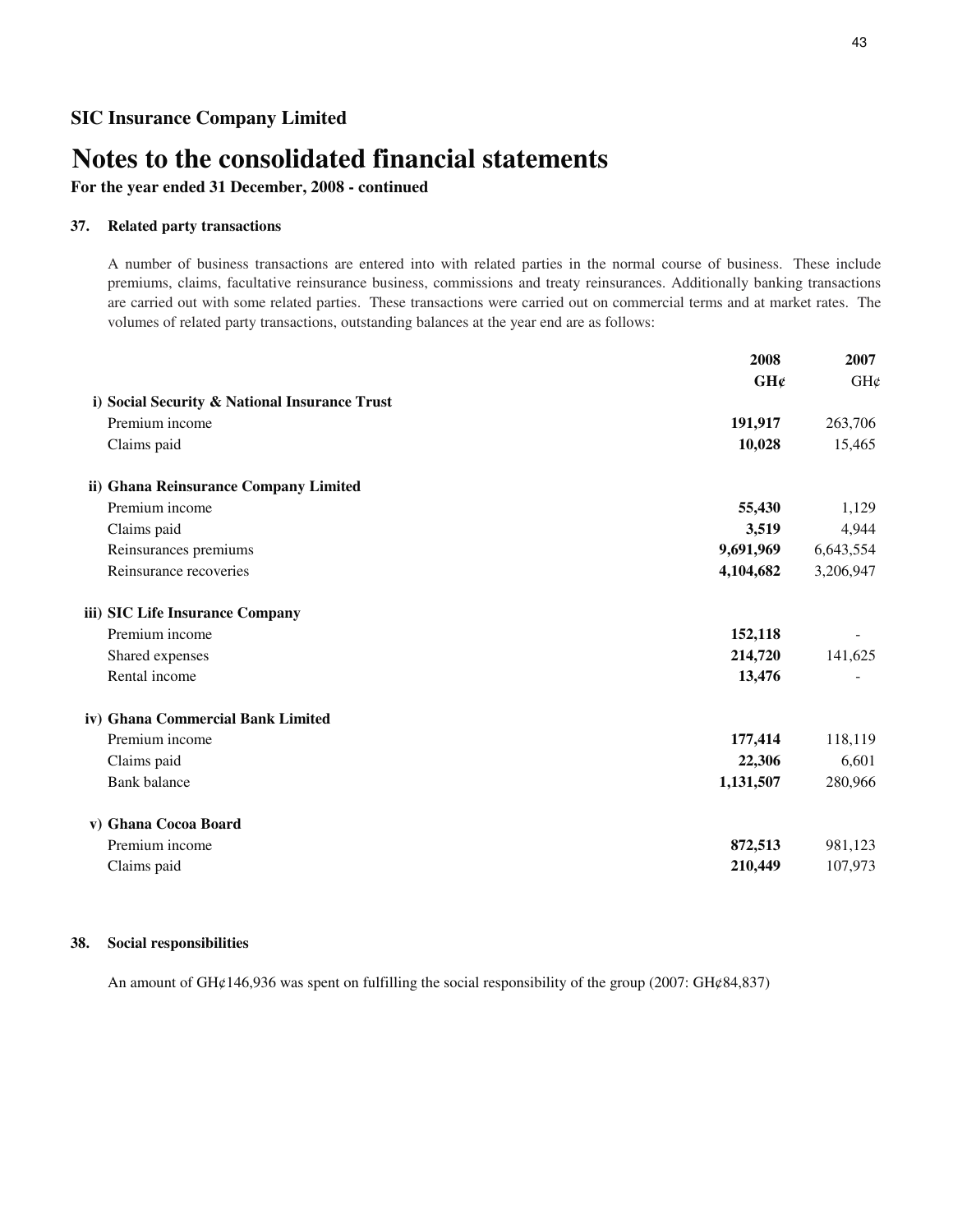## SIC Insurance Company Limited

# Notes to the consolidated financial statements

**For the year ended 31 December, 2008 - continued**

### 37. Related party transactions

A number of business transactions are entered into with related parties in the normal course of business. These include premiums, claims, facultative reinsurance business, commissions and treaty reinsurances. Additionally banking transactions are carried out with some related parties. These transactions were carried out on commercial terms and at market rates. The volumes of related party transactions, outstanding balances at the year end are as follows:

| | 2008 | 2007 |
|---|---|---|
| | GH¢ | GH¢ |
| **i) Social Security & National Insurance Trust** | | |
| Premium income | **191,917** | 263,706 |
| Claims paid | **10,028** | 15,465 |
| **ii) Ghana Reinsurance Company Limited** | | |
| Premium income | **55,430** | 1,129 |
| Claims paid | **3,519** | 4,944 |
| Reinsurances premiums | **9,691,969** | 6,643,554 |
| Reinsurance recoveries | **4,104,682** | 3,206,947 |
| **iii) SIC Life Insurance Company** | | |
| Premium income | **152,118** | - |
| Shared expenses | **214,720** | 141,625 |
| Rental income | **13,476** | - |
| **iv) Ghana Commercial Bank Limited** | | |
| Premium income | **177,414** | 118,119 |
| Claims paid | **22,306** | 6,601 |
| Bank balance | **1,131,507** | 280,966 |
| **v) Ghana Cocoa Board** | | |
| Premium income | **872,513** | 981,123 |
| Claims paid | **210,449** | 107,973 |

### 38. Social responsibilities

An amount of GH¢146,936 was spent on fulfilling the social responsibility of the group (2007: GH¢84,837)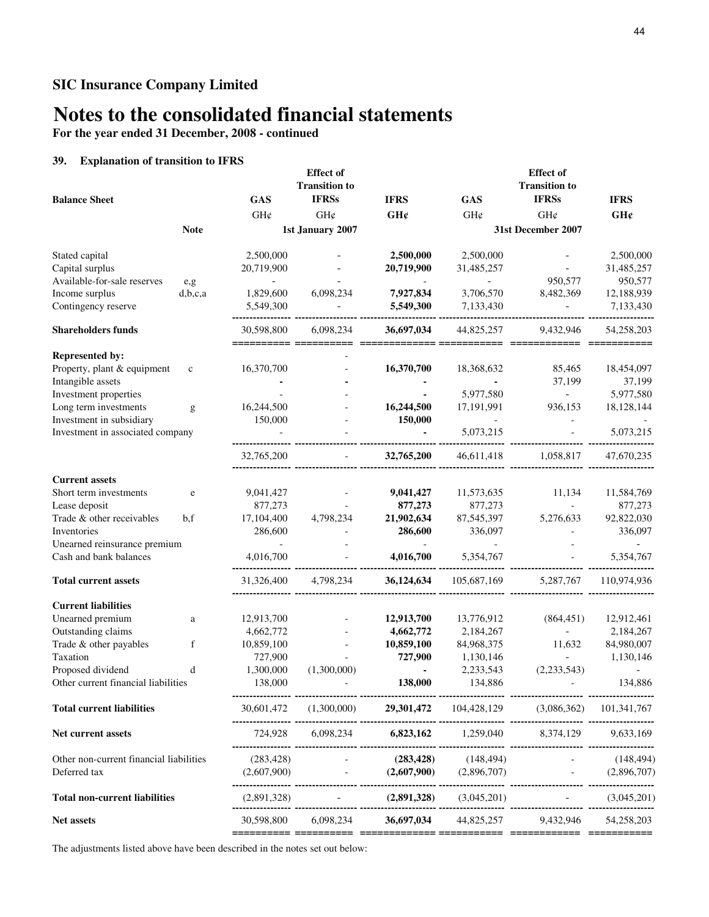# SIC Insurance Company Limited

# Notes to the consolidated financial statements

**For the year ended 31 December, 2008 - continued**

### 39. Explanation of transition to IFRS

| Balance Sheet | Note | GAS | Effect of Transition to IFRSs | IFRS | GAS | Effect of Transition to IFRSs | IFRS |
|---|---|---|---|---|---|---|---|
| | | GH¢ | GH¢ | **GH¢** | GH¢ | GH¢ | **GH¢** |
| | | 1st January 2007 | | | 31st December 2007 | | |
| Stated capital | | 2,500,000 | - | **2,500,000** | 2,500,000 | - | 2,500,000 |
| Capital surplus | | 20,719,900 | - | **20,719,900** | 31,485,257 | - | 31,485,257 |
| Available-for-sale reserves | e,g | - | - | - | - | 950,577 | 950,577 |
| Income surplus | d,b,c,a | 1,829,600 | 6,098,234 | **7,927,834** | 3,706,570 | 8,482,369 | 12,188,939 |
| Contingency reserve | | 5,549,300 | - | **5,549,300** | 7,133,430 | - | 7,133,430 |
| **Shareholders funds** | | 30,598,800 | 6,098,234 | **36,697,034** | 44,825,257 | 9,432,946 | 54,258,203 |
| **Represented by:** | | | - | | | | |
| Property, plant & equipment | c | 16,370,700 | - | **16,370,700** | 18,368,632 | 85,465 | 18,454,097 |
| Intangible assets | | **-** | **-** | **-** | **-** | 37,199 | 37,199 |
| Investment properties | | - | - | **-** | 5,977,580 | - | 5,977,580 |
| Long term investments | g | 16,244,500 | - | **16,244,500** | 17,191,991 | 936,153 | 18,128,144 |
| Investment in subsidiary | | 150,000 | - | **150,000** | - | - | - |
| Investment in associated company | | - | - | **-** | 5,073,215 | - | 5,073,215 |
| | | 32,765,200 | - | **32,765,200** | 46,611,418 | 1,058,817 | 47,670,235 |
| **Current assets** | | | | | | | |
| Short term investments | e | 9,041,427 | - | **9,041,427** | 11,573,635 | 11,134 | 11,584,769 |
| Lease deposit | | 877,273 | - | **877,273** | 877,273 | - | 877,273 |
| Trade & other receivables | b,f | 17,104,400 | 4,798,234 | **21,902,634** | 87,545,397 | 5,276,633 | 92,822,030 |
| Inventories | | 286,600 | - | **286,600** | 336,097 | - | 336,097 |
| Unearned reinsurance premium | | - | - | - | - | - | - |
| Cash and bank balances | | 4,016,700 | - | **4,016,700** | 5,354,767 | - | 5,354,767 |
| **Total current assets** | | 31,326,400 | 4,798,234 | **36,124,634** | 105,687,169 | 5,287,767 | 110,974,936 |
| **Current liabilities** | | | | | | | |
| Unearned premium | a | 12,913,700 | - | **12,913,700** | 13,776,912 | (864,451) | 12,912,461 |
| Outstanding claims | | 4,662,772 | - | **4,662,772** | 2,184,267 | - | 2,184,267 |
| Trade & other payables | f | 10,859,100 | - | **10,859,100** | 84,968,375 | 11,632 | 84,980,007 |
| Taxation | | 727,900 | - | **727,900** | 1,130,146 | - | 1,130,146 |
| Proposed dividend | d | 1,300,000 | (1,300,000) | **-** | 2,233,543 | (2,233,543) | - |
| Other current financial liabilities | | 138,000 | - | **138,000** | 134,886 | - | 134,886 |
| **Total current liabilities** | | 30,601,472 | (1,300,000) | **29,301,472** | 104,428,129 | (3,086,362) | 101,341,767 |
| **Net current assets** | | 724,928 | 6,098,234 | **6,823,162** | 1,259,040 | 8,374,129 | 9,633,169 |
| Other non-current financial liabilities | | (283,428) | - | **(283,428)** | (148,494) | - | (148,494) |
| Deferred tax | | (2,607,900) | - | **(2,607,900)** | (2,896,707) | - | (2,896,707) |
| **Total non-current liabilities** | | (2,891,328) | - | **(2,891,328)** | (3,045,201) | - | (3,045,201) |
| **Net assets** | | 30,598,800 | 6,098,234 | **36,697,034** | 44,825,257 | 9,432,946 | 54,258,203 |

The adjustments listed above have been described in the notes set out below: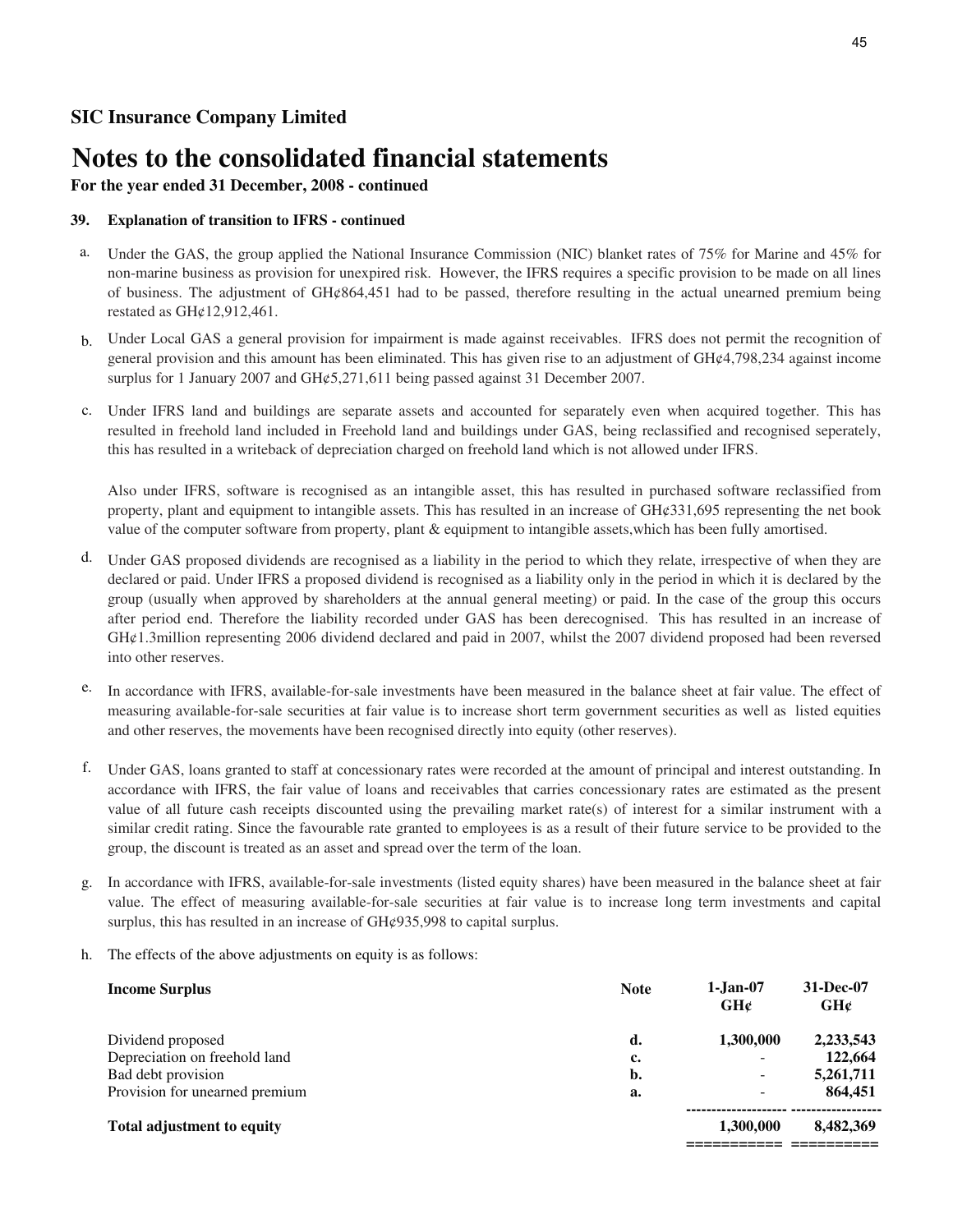## SIC Insurance Company Limited

# Notes to the consolidated financial statements

**For the year ended 31 December, 2008 - continued**

**39. Explanation of transition to IFRS - continued**

a. Under the GAS, the group applied the National Insurance Commission (NIC) blanket rates of 75% for Marine and 45% for non-marine business as provision for unexpired risk. However, the IFRS requires a specific provision to be made on all lines of business. The adjustment of GH¢864,451 had to be passed, therefore resulting in the actual unearned premium being restated as GH¢12,912,461.

b. Under Local GAS a general provision for impairment is made against receivables. IFRS does not permit the recognition of general provision and this amount has been eliminated. This has given rise to an adjustment of GH¢4,798,234 against income surplus for 1 January 2007 and GH¢5,271,611 being passed against 31 December 2007.

c. Under IFRS land and buildings are separate assets and accounted for separately even when acquired together. This has resulted in freehold land included in Freehold land and buildings under GAS, being reclassified and recognised seperately, this has resulted in a writeback of depreciation charged on freehold land which is not allowed under IFRS.

   Also under IFRS, software is recognised as an intangible asset, this has resulted in purchased software reclassified from property, plant and equipment to intangible assets. This has resulted in an increase of GH¢331,695 representing the net book value of the computer software from property, plant & equipment to intangible assets,which has been fully amortised.

d. Under GAS proposed dividends are recognised as a liability in the period to which they relate, irrespective of when they are declared or paid. Under IFRS a proposed dividend is recognised as a liability only in the period in which it is declared by the group (usually when approved by shareholders at the annual general meeting) or paid. In the case of the group this occurs after period end. Therefore the liability recorded under GAS has been derecognised. This has resulted in an increase of GH¢1.3million representing 2006 dividend declared and paid in 2007, whilst the 2007 dividend proposed had been reversed into other reserves.

e. In accordance with IFRS, available-for-sale investments have been measured in the balance sheet at fair value. The effect of measuring available-for-sale securities at fair value is to increase short term government securities as well as listed equities and other reserves, the movements have been recognised directly into equity (other reserves).

f. Under GAS, loans granted to staff at concessionary rates were recorded at the amount of principal and interest outstanding. In accordance with IFRS, the fair value of loans and receivables that carries concessionary rates are estimated as the present value of all future cash receipts discounted using the prevailing market rate(s) of interest for a similar instrument with a similar credit rating. Since the favourable rate granted to employees is as a result of their future service to be provided to the group, the discount is treated as an asset and spread over the term of the loan.

g. In accordance with IFRS, available-for-sale investments (listed equity shares) have been measured in the balance sheet at fair value. The effect of measuring available-for-sale securities at fair value is to increase long term investments and capital surplus, this has resulted in an increase of GH¢935,998 to capital surplus.

h. The effects of the above adjustments on equity is as follows:

| **Income Surplus** | **Note** | **1-Jan-07 GH¢** | **31-Dec-07 GH¢** |
|---|---|---|---|
| Dividend proposed | **d.** | **1,300,000** | **2,233,543** |
| Depreciation on freehold land | **c.** | - | **122,664** |
| Bad debt provision | **b.** | - | **5,261,711** |
| Provision for unearned premium | **a.** | - | **864,451** |
| **Total adjustment to equity** | | **1,300,000** | **8,482,369** |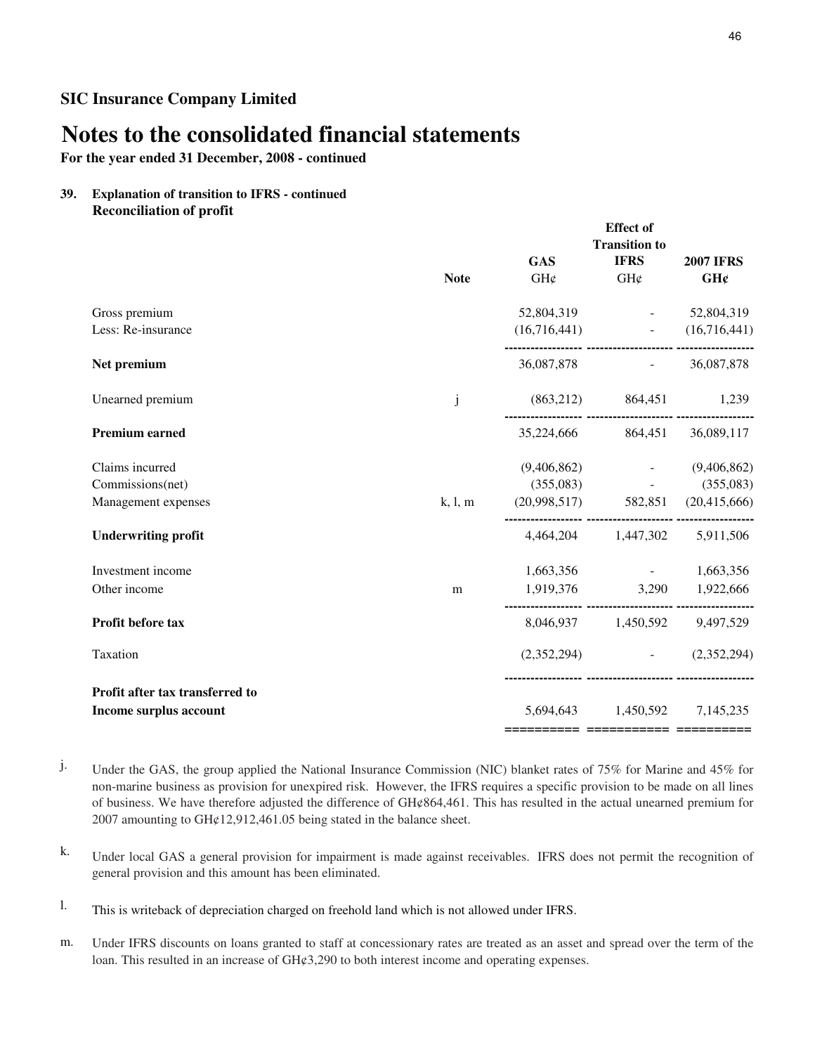## SIC Insurance Company Limited

# Notes to the consolidated financial statements

**For the year ended 31 December, 2008 - continued**

**39. Explanation of transition to IFRS - continued**
**Reconciliation of profit**

| | Note | GAS GH¢ | Effect of Transition to IFRS GH¢ | 2007 IFRS GH¢ |
|---|---|---|---|---|
| Gross premium | | 52,804,319 | - | 52,804,319 |
| Less: Re-insurance | | (16,716,441) | - | (16,716,441) |
| **Net premium** | | 36,087,878 | - | 36,087,878 |
| Unearned premium | j | (863,212) | 864,451 | 1,239 |
| **Premium earned** | | 35,224,666 | 864,451 | 36,089,117 |
| Claims incurred | | (9,406,862) | - | (9,406,862) |
| Commissions(net) | | (355,083) | - | (355,083) |
| Management expenses | k, l, m | (20,998,517) | 582,851 | (20,415,666) |
| **Underwriting profit** | | 4,464,204 | 1,447,302 | 5,911,506 |
| Investment income | | 1,663,356 | - | 1,663,356 |
| Other income | m | 1,919,376 | 3,290 | 1,922,666 |
| **Profit before tax** | | 8,046,937 | 1,450,592 | 9,497,529 |
| Taxation | | (2,352,294) | - | (2,352,294) |
| **Profit after tax transferred to Income surplus account** | | 5,694,643 | 1,450,592 | 7,145,235 |

j. Under the GAS, the group applied the National Insurance Commission (NIC) blanket rates of 75% for Marine and 45% for non-marine business as provision for unexpired risk. However, the IFRS requires a specific provision to be made on all lines of business. We have therefore adjusted the difference of GH¢864,461. This has resulted in the actual unearned premium for 2007 amounting to GH¢12,912,461.05 being stated in the balance sheet.

k. Under local GAS a general provision for impairment is made against receivables. IFRS does not permit the recognition of general provision and this amount has been eliminated.

l. This is writeback of depreciation charged on freehold land which is not allowed under IFRS.

m. Under IFRS discounts on loans granted to staff at concessionary rates are treated as an asset and spread over the term of the loan. This resulted in an increase of GH¢3,290 to both interest income and operating expenses.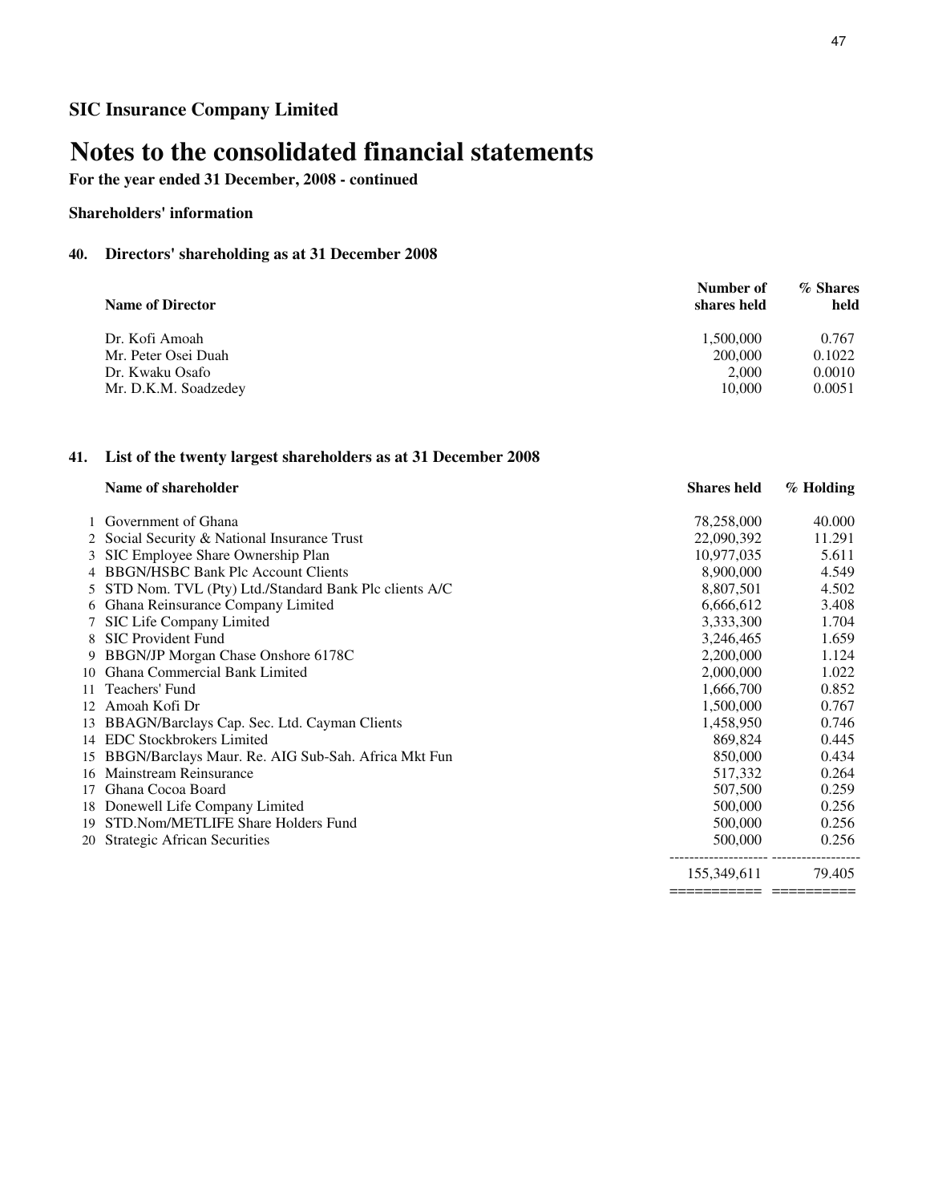**SIC Insurance Company Limited**

# Notes to the consolidated financial statements

**For the year ended 31 December, 2008 - continued**

**Shareholders' information**

## 40. Directors' shareholding as at 31 December 2008

| Name of Director | Number of shares held | % Shares held |
|---|---|---|
| Dr. Kofi Amoah | 1,500,000 | 0.767 |
| Mr. Peter Osei Duah | 200,000 | 0.1022 |
| Dr. Kwaku Osafo | 2,000 | 0.0010 |
| Mr. D.K.M. Soadzedey | 10,000 | 0.0051 |

## 41. List of the twenty largest shareholders as at 31 December 2008

| | Name of shareholder | Shares held | % Holding |
|---|---|---|---|
| 1 | Government of Ghana | 78,258,000 | 40.000 |
| 2 | Social Security & National Insurance Trust | 22,090,392 | 11.291 |
| 3 | SIC Employee Share Ownership Plan | 10,977,035 | 5.611 |
| 4 | BBGN/HSBC Bank Plc Account Clients | 8,900,000 | 4.549 |
| 5 | STD Nom. TVL (Pty) Ltd./Standard Bank Plc clients A/C | 8,807,501 | 4.502 |
| 6 | Ghana Reinsurance Company Limited | 6,666,612 | 3.408 |
| 7 | SIC Life Company Limited | 3,333,300 | 1.704 |
| 8 | SIC Provident Fund | 3,246,465 | 1.659 |
| 9 | BBGN/JP Morgan Chase Onshore 6178C | 2,200,000 | 1.124 |
| 10 | Ghana Commercial Bank Limited | 2,000,000 | 1.022 |
| 11 | Teachers' Fund | 1,666,700 | 0.852 |
| 12 | Amoah Kofi Dr | 1,500,000 | 0.767 |
| 13 | BBAGN/Barclays Cap. Sec. Ltd. Cayman Clients | 1,458,950 | 0.746 |
| 14 | EDC Stockbrokers Limited | 869,824 | 0.445 |
| 15 | BBGN/Barclays Maur. Re. AIG Sub-Sah. Africa Mkt Fun | 850,000 | 0.434 |
| 16 | Mainstream Reinsurance | 517,332 | 0.264 |
| 17 | Ghana Cocoa Board | 507,500 | 0.259 |
| 18 | Donewell Life Company Limited | 500,000 | 0.256 |
| 19 | STD.Nom/METLIFE Share Holders Fund | 500,000 | 0.256 |
| 20 | Strategic African Securities | 500,000 | 0.256 |
| | | 155,349,611 | 79.405 |